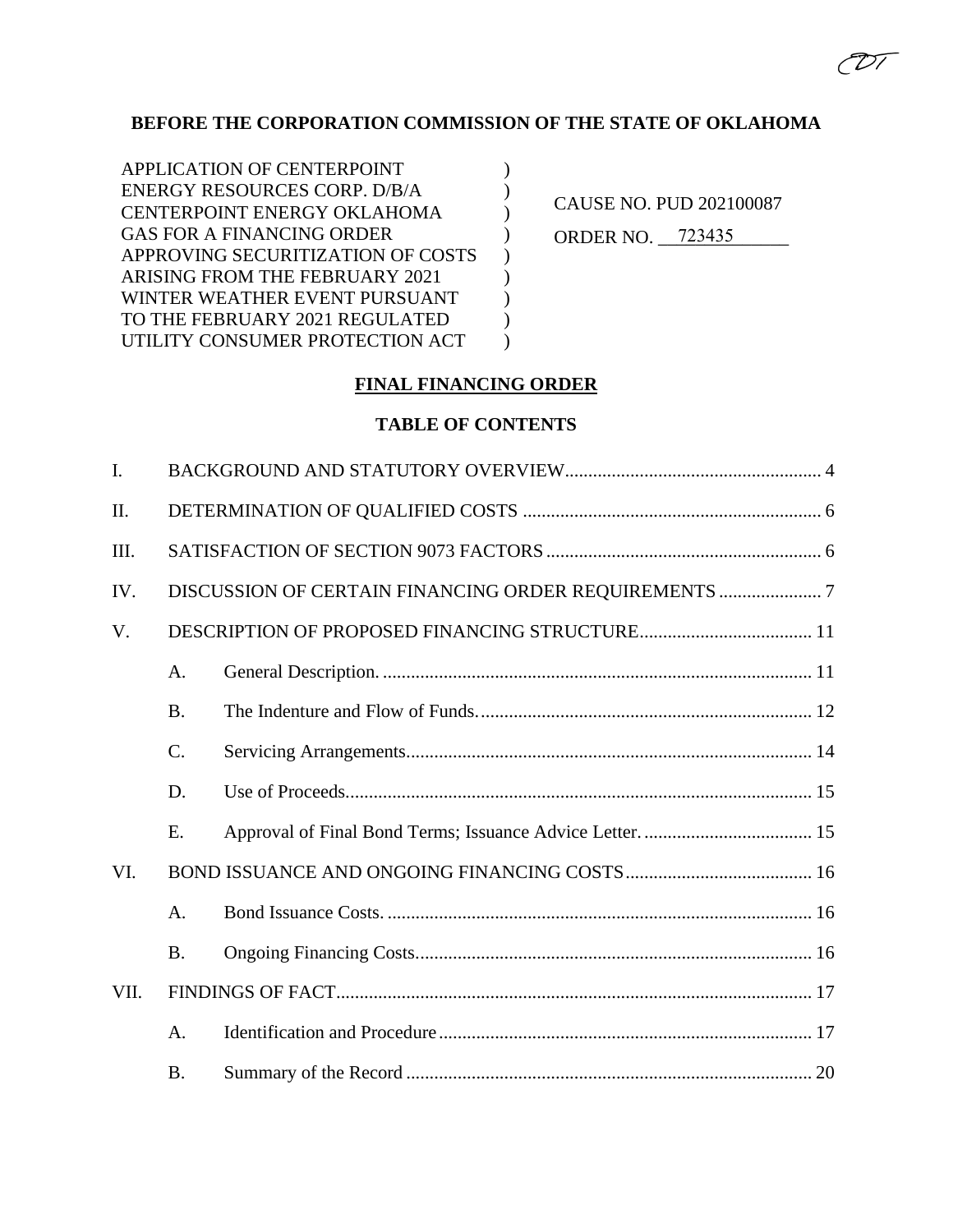**BEFORE THE CORPORATION COMMISSION OF THE STATE OF OKLAHOMA**

| | | |
|---|---|---|
| APPLICATION OF CENTERPOINT ENERGY RESOURCES CORP. D/B/A CENTERPOINT ENERGY OKLAHOMA GAS FOR A FINANCING ORDER APPROVING SECURITIZATION OF COSTS ARISING FROM THE FEBRUARY 2021 WINTER WEATHER EVENT PURSUANT TO THE FEBRUARY 2021 REGULATED UTILITY CONSUMER PROTECTION ACT | ) | CAUSE NO. PUD 202100087<br>ORDER NO. 723435 |

**FINAL FINANCING ORDER**

**TABLE OF CONTENTS**

I. BACKGROUND AND STATUTORY OVERVIEW ..... 4

II. DETERMINATION OF QUALIFIED COSTS ..... 6

III. SATISFACTION OF SECTION 9073 FACTORS ..... 6

IV. DISCUSSION OF CERTAIN FINANCING ORDER REQUIREMENTS ..... 7

V. DESCRIPTION OF PROPOSED FINANCING STRUCTURE ..... 11

- A. General Description. ..... 11
- B. The Indenture and Flow of Funds. ..... 12
- C. Servicing Arrangements ..... 14
- D. Use of Proceeds ..... 15
- E. Approval of Final Bond Terms; Issuance Advice Letter. ..... 15

VI. BOND ISSUANCE AND ONGOING FINANCING COSTS ..... 16

- A. Bond Issuance Costs. ..... 16
- B. Ongoing Financing Costs ..... 16

VII. FINDINGS OF FACT ..... 17

- A. Identification and Procedure ..... 17
- B. Summary of the Record ..... 20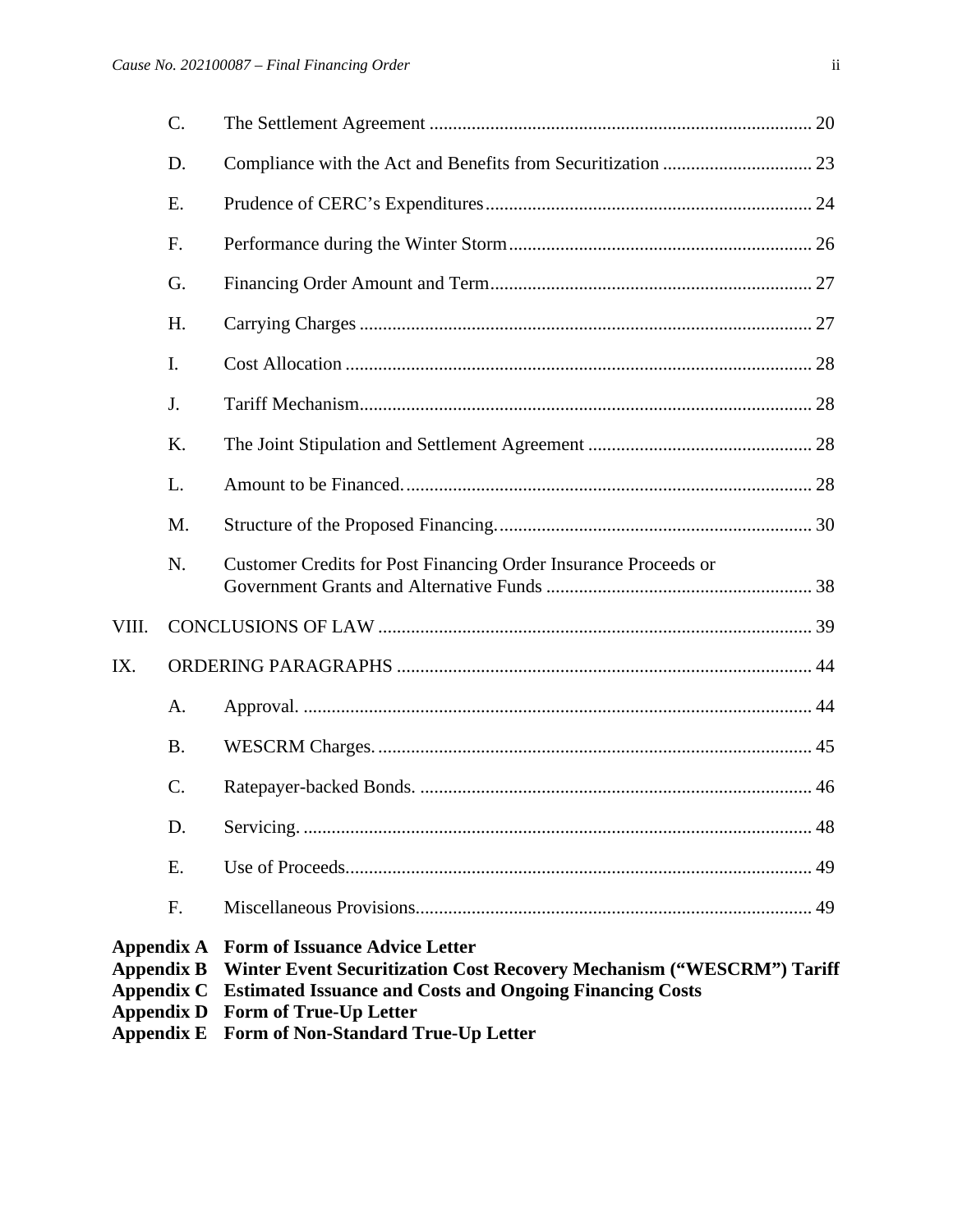C. The Settlement Agreement ................................................................................. 20

D. Compliance with the Act and Benefits from Securitization ................................ 23

E. Prudence of CERC's Expenditures..................................................................... 24

F. Performance during the Winter Storm................................................................. 26

G. Financing Order Amount and Term..................................................................... 27

H. Carrying Charges ................................................................................................ 27

I. Cost Allocation .................................................................................................... 28

J. Tariff Mechanism................................................................................................. 28

K. The Joint Stipulation and Settlement Agreement ................................................ 28

L. Amount to be Financed........................................................................................ 28

M. Structure of the Proposed Financing.................................................................... 30

N. Customer Credits for Post Financing Order Insurance Proceeds or Government Grants and Alternative Funds ......................................................... 38

VIII. CONCLUSIONS OF LAW ............................................................................................ 39

IX. ORDERING PARAGRAPHS ........................................................................................ 44

A. Approval. ............................................................................................................ 44

B. WESCRM Charges. ............................................................................................ 45

C. Ratepayer-backed Bonds. ................................................................................... 46

D. Servicing. ............................................................................................................ 48

E. Use of Proceeds................................................................................................... 49

F. Miscellaneous Provisions.................................................................................... 49

**Appendix A Form of Issuance Advice Letter**
**Appendix B Winter Event Securitization Cost Recovery Mechanism ("WESCRM") Tariff**
**Appendix C Estimated Issuance and Costs and Ongoing Financing Costs**
**Appendix D Form of True-Up Letter**
**Appendix E Form of Non-Standard True-Up Letter**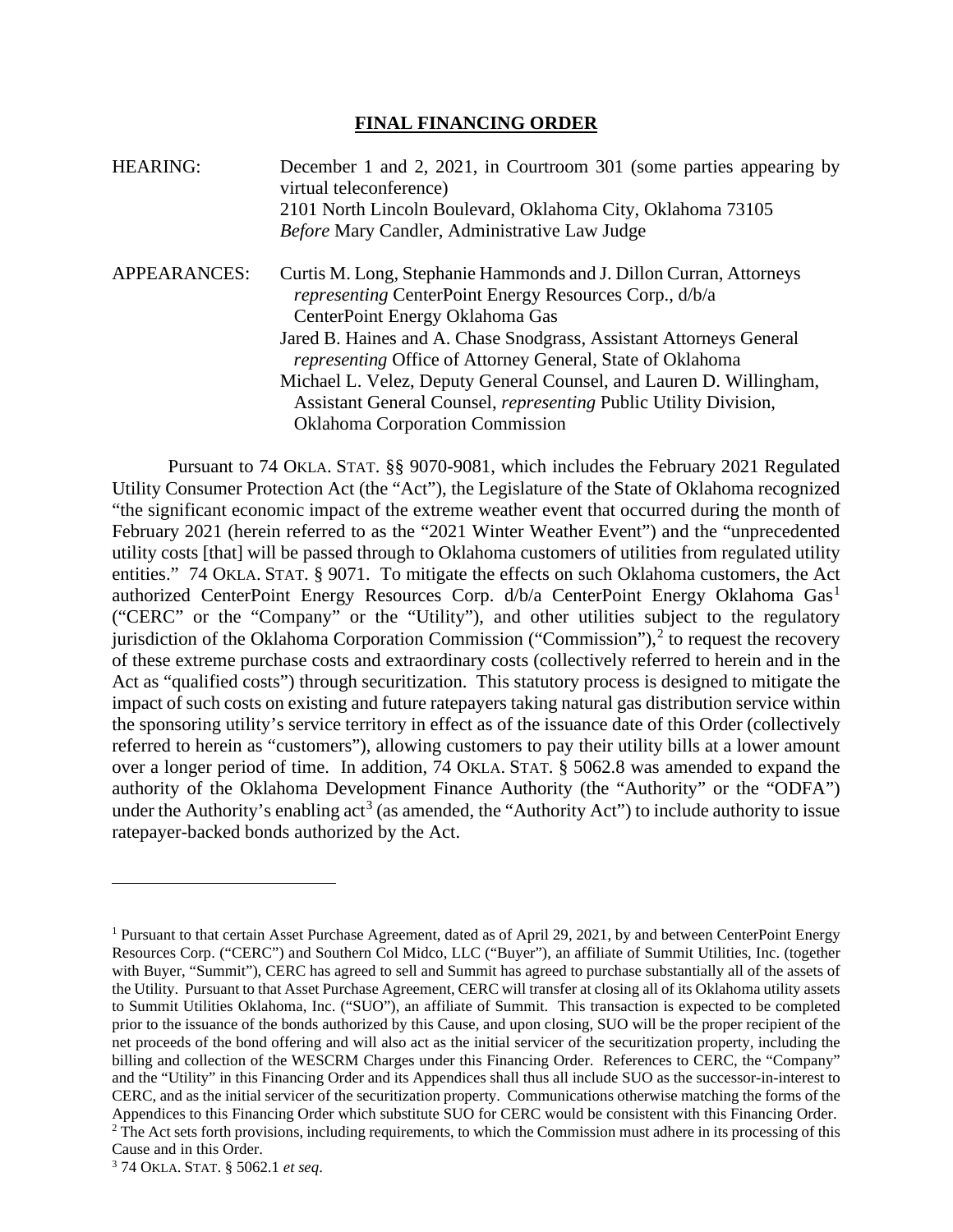## FINAL FINANCING ORDER

HEARING: December 1 and 2, 2021, in Courtroom 301 (some parties appearing by virtual teleconference)
2101 North Lincoln Boulevard, Oklahoma City, Oklahoma 73105
*Before* Mary Candler, Administrative Law Judge

APPEARANCES: Curtis M. Long, Stephanie Hammonds and J. Dillon Curran, Attorneys *representing* CenterPoint Energy Resources Corp., d/b/a CenterPoint Energy Oklahoma Gas
Jared B. Haines and A. Chase Snodgrass, Assistant Attorneys General *representing* Office of Attorney General, State of Oklahoma
Michael L. Velez, Deputy General Counsel, and Lauren D. Willingham, Assistant General Counsel, *representing* Public Utility Division, Oklahoma Corporation Commission

Pursuant to 74 OKLA. STAT. §§ 9070-9081, which includes the February 2021 Regulated Utility Consumer Protection Act (the "Act"), the Legislature of the State of Oklahoma recognized "the significant economic impact of the extreme weather event that occurred during the month of February 2021 (herein referred to as the "2021 Winter Weather Event") and the "unprecedented utility costs [that] will be passed through to Oklahoma customers of utilities from regulated utility entities." 74 OKLA. STAT. § 9071. To mitigate the effects on such Oklahoma customers, the Act authorized CenterPoint Energy Resources Corp. d/b/a CenterPoint Energy Oklahoma Gas[1] ("CERC" or the "Company" or the "Utility"), and other utilities subject to the regulatory jurisdiction of the Oklahoma Corporation Commission ("Commission"),[2] to request the recovery of these extreme purchase costs and extraordinary costs (collectively referred to herein and in the Act as "qualified costs") through securitization. This statutory process is designed to mitigate the impact of such costs on existing and future ratepayers taking natural gas distribution service within the sponsoring utility's service territory in effect as of the issuance date of this Order (collectively referred to herein as "customers"), allowing customers to pay their utility bills at a lower amount over a longer period of time. In addition, 74 OKLA. STAT. § 5062.8 was amended to expand the authority of the Oklahoma Development Finance Authority (the "Authority" or the "ODFA") under the Authority's enabling act[3] (as amended, the "Authority Act") to include authority to issue ratepayer-backed bonds authorized by the Act.

---

[1] Pursuant to that certain Asset Purchase Agreement, dated as of April 29, 2021, by and between CenterPoint Energy Resources Corp. ("CERC") and Southern Col Midco, LLC ("Buyer"), an affiliate of Summit Utilities, Inc. (together with Buyer, "Summit"), CERC has agreed to sell and Summit has agreed to purchase substantially all of the assets of the Utility. Pursuant to that Asset Purchase Agreement, CERC will transfer at closing all of its Oklahoma utility assets to Summit Utilities Oklahoma, Inc. ("SUO"), an affiliate of Summit. This transaction is expected to be completed prior to the issuance of the bonds authorized by this Cause, and upon closing, SUO will be the proper recipient of the net proceeds of the bond offering and will also act as the initial servicer of the securitization property, including the billing and collection of the WESCRM Charges under this Financing Order. References to CERC, the "Company" and the "Utility" in this Financing Order and its Appendices shall thus all include SUO as the successor-in-interest to CERC, and as the initial servicer of the securitization property. Communications otherwise matching the forms of the Appendices to this Financing Order which substitute SUO for CERC would be consistent with this Financing Order.

[2] The Act sets forth provisions, including requirements, to which the Commission must adhere in its processing of this Cause and in this Order.

[3] 74 OKLA. STAT. § 5062.1 *et seq*.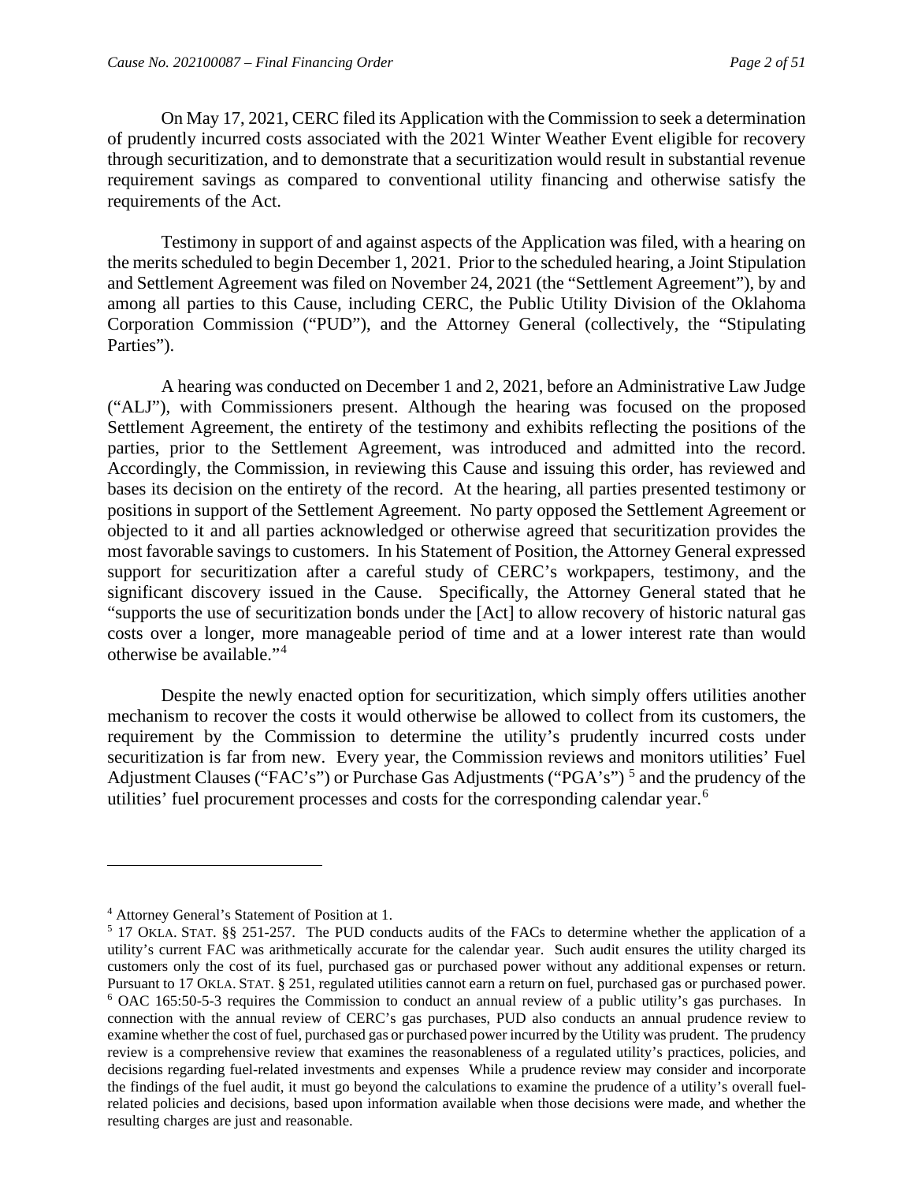On May 17, 2021, CERC filed its Application with the Commission to seek a determination of prudently incurred costs associated with the 2021 Winter Weather Event eligible for recovery through securitization, and to demonstrate that a securitization would result in substantial revenue requirement savings as compared to conventional utility financing and otherwise satisfy the requirements of the Act.

Testimony in support of and against aspects of the Application was filed, with a hearing on the merits scheduled to begin December 1, 2021. Prior to the scheduled hearing, a Joint Stipulation and Settlement Agreement was filed on November 24, 2021 (the "Settlement Agreement"), by and among all parties to this Cause, including CERC, the Public Utility Division of the Oklahoma Corporation Commission ("PUD"), and the Attorney General (collectively, the "Stipulating Parties").

A hearing was conducted on December 1 and 2, 2021, before an Administrative Law Judge ("ALJ"), with Commissioners present. Although the hearing was focused on the proposed Settlement Agreement, the entirety of the testimony and exhibits reflecting the positions of the parties, prior to the Settlement Agreement, was introduced and admitted into the record. Accordingly, the Commission, in reviewing this Cause and issuing this order, has reviewed and bases its decision on the entirety of the record. At the hearing, all parties presented testimony or positions in support of the Settlement Agreement. No party opposed the Settlement Agreement or objected to it and all parties acknowledged or otherwise agreed that securitization provides the most favorable savings to customers. In his Statement of Position, the Attorney General expressed support for securitization after a careful study of CERC's workpapers, testimony, and the significant discovery issued in the Cause. Specifically, the Attorney General stated that he "supports the use of securitization bonds under the [Act] to allow recovery of historic natural gas costs over a longer, more manageable period of time and at a lower interest rate than would otherwise be available."[4]

Despite the newly enacted option for securitization, which simply offers utilities another mechanism to recover the costs it would otherwise be allowed to collect from its customers, the requirement by the Commission to determine the utility's prudently incurred costs under securitization is far from new. Every year, the Commission reviews and monitors utilities' Fuel Adjustment Clauses ("FAC's") or Purchase Gas Adjustments ("PGA's")[5] and the prudency of the utilities' fuel procurement processes and costs for the corresponding calendar year.[6]

---

[4] Attorney General's Statement of Position at 1.

[5] 17 Okla. Stat. §§ 251-257. The PUD conducts audits of the FACs to determine whether the application of a utility's current FAC was arithmetically accurate for the calendar year. Such audit ensures the utility charged its customers only the cost of its fuel, purchased gas or purchased power without any additional expenses or return. Pursuant to 17 Okla. Stat. § 251, regulated utilities cannot earn a return on fuel, purchased gas or purchased power.

[6] OAC 165:50-5-3 requires the Commission to conduct an annual review of a public utility's gas purchases. In connection with the annual review of CERC's gas purchases, PUD also conducts an annual prudence review to examine whether the cost of fuel, purchased gas or purchased power incurred by the Utility was prudent. The prudency review is a comprehensive review that examines the reasonableness of a regulated utility's practices, policies, and decisions regarding fuel-related investments and expenses While a prudence review may consider and incorporate the findings of the fuel audit, it must go beyond the calculations to examine the prudence of a utility's overall fuel-related policies and decisions, based upon information available when those decisions were made, and whether the resulting charges are just and reasonable.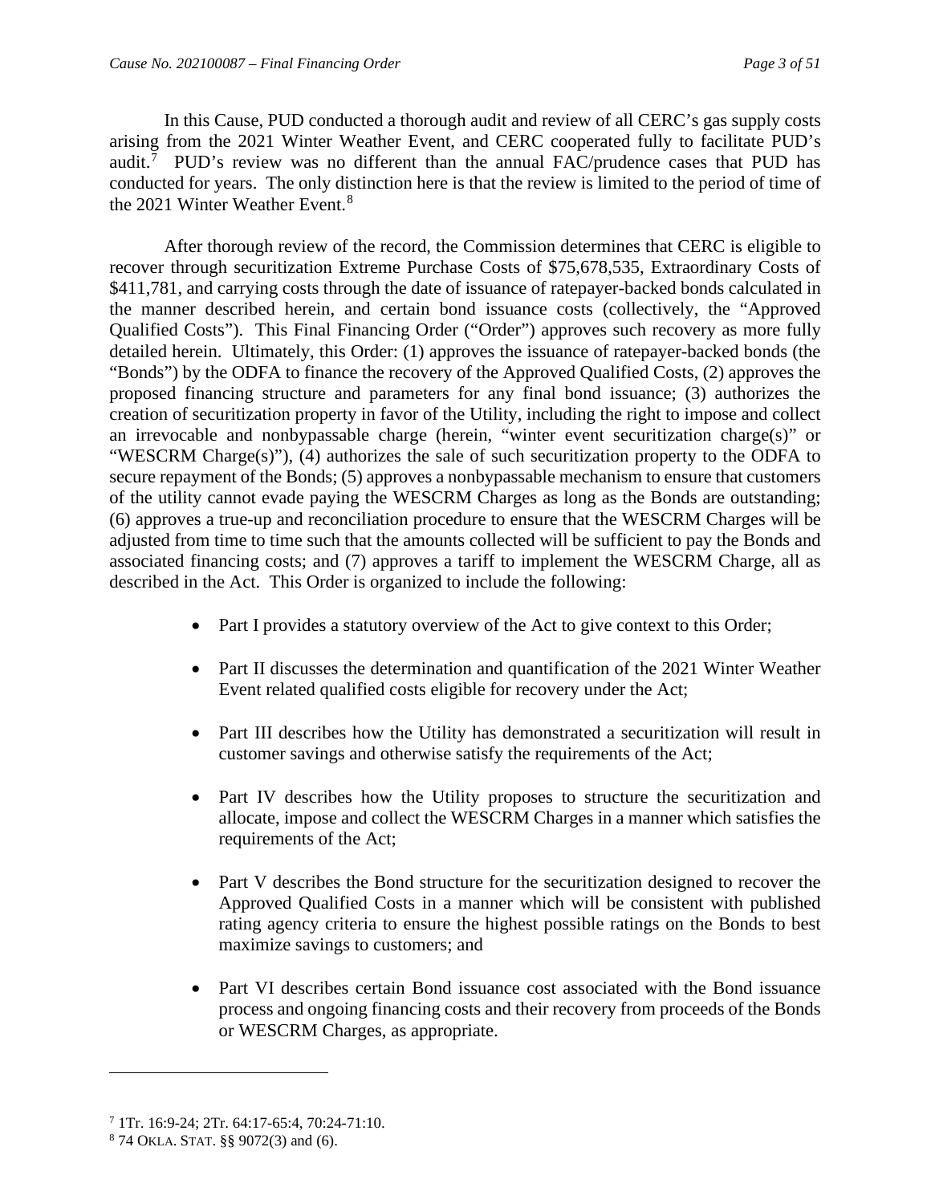In this Cause, PUD conducted a thorough audit and review of all CERC's gas supply costs arising from the 2021 Winter Weather Event, and CERC cooperated fully to facilitate PUD's audit.[7] PUD's review was no different than the annual FAC/prudence cases that PUD has conducted for years. The only distinction here is that the review is limited to the period of time of the 2021 Winter Weather Event.[8]

After thorough review of the record, the Commission determines that CERC is eligible to recover through securitization Extreme Purchase Costs of $75,678,535, Extraordinary Costs of $411,781, and carrying costs through the date of issuance of ratepayer-backed bonds calculated in the manner described herein, and certain bond issuance costs (collectively, the "Approved Qualified Costs"). This Final Financing Order ("Order") approves such recovery as more fully detailed herein. Ultimately, this Order: (1) approves the issuance of ratepayer-backed bonds (the "Bonds") by the ODFA to finance the recovery of the Approved Qualified Costs, (2) approves the proposed financing structure and parameters for any final bond issuance; (3) authorizes the creation of securitization property in favor of the Utility, including the right to impose and collect an irrevocable and nonbypassable charge (herein, "winter event securitization charge(s)" or "WESCRM Charge(s)"), (4) authorizes the sale of such securitization property to the ODFA to secure repayment of the Bonds; (5) approves a nonbypassable mechanism to ensure that customers of the utility cannot evade paying the WESCRM Charges as long as the Bonds are outstanding; (6) approves a true-up and reconciliation procedure to ensure that the WESCRM Charges will be adjusted from time to time such that the amounts collected will be sufficient to pay the Bonds and associated financing costs; and (7) approves a tariff to implement the WESCRM Charge, all as described in the Act. This Order is organized to include the following:

- Part I provides a statutory overview of the Act to give context to this Order;
- Part II discusses the determination and quantification of the 2021 Winter Weather Event related qualified costs eligible for recovery under the Act;
- Part III describes how the Utility has demonstrated a securitization will result in customer savings and otherwise satisfy the requirements of the Act;
- Part IV describes how the Utility proposes to structure the securitization and allocate, impose and collect the WESCRM Charges in a manner which satisfies the requirements of the Act;
- Part V describes the Bond structure for the securitization designed to recover the Approved Qualified Costs in a manner which will be consistent with published rating agency criteria to ensure the highest possible ratings on the Bonds to best maximize savings to customers; and
- Part VI describes certain Bond issuance cost associated with the Bond issuance process and ongoing financing costs and their recovery from proceeds of the Bonds or WESCRM Charges, as appropriate.

---

[7] 1Tr. 16:9-24; 2Tr. 64:17-65:4, 70:24-71:10.

[8] 74 OKLA. STAT. §§ 9072(3) and (6).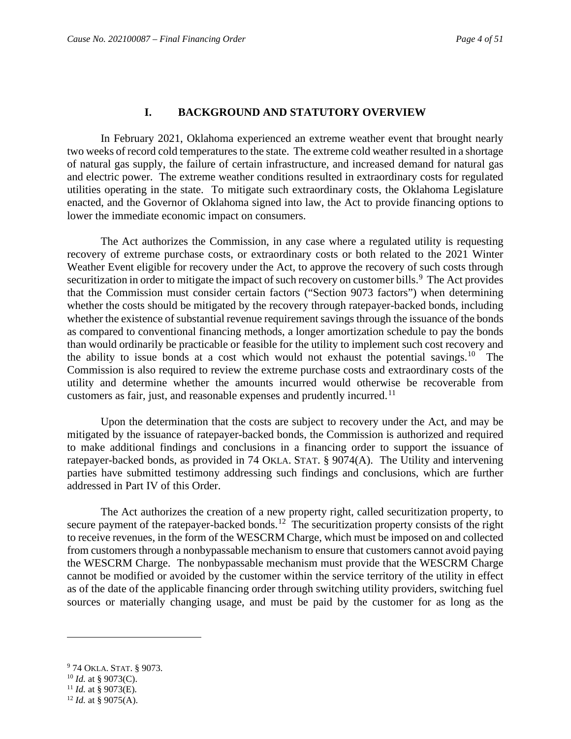## I. BACKGROUND AND STATUTORY OVERVIEW

In February 2021, Oklahoma experienced an extreme weather event that brought nearly two weeks of record cold temperatures to the state. The extreme cold weather resulted in a shortage of natural gas supply, the failure of certain infrastructure, and increased demand for natural gas and electric power. The extreme weather conditions resulted in extraordinary costs for regulated utilities operating in the state. To mitigate such extraordinary costs, the Oklahoma Legislature enacted, and the Governor of Oklahoma signed into law, the Act to provide financing options to lower the immediate economic impact on consumers.

The Act authorizes the Commission, in any case where a regulated utility is requesting recovery of extreme purchase costs, or extraordinary costs or both related to the 2021 Winter Weather Event eligible for recovery under the Act, to approve the recovery of such costs through securitization in order to mitigate the impact of such recovery on customer bills.[9] The Act provides that the Commission must consider certain factors ("Section 9073 factors") when determining whether the costs should be mitigated by the recovery through ratepayer-backed bonds, including whether the existence of substantial revenue requirement savings through the issuance of the bonds as compared to conventional financing methods, a longer amortization schedule to pay the bonds than would ordinarily be practicable or feasible for the utility to implement such cost recovery and the ability to issue bonds at a cost which would not exhaust the potential savings.[10] The Commission is also required to review the extreme purchase costs and extraordinary costs of the utility and determine whether the amounts incurred would otherwise be recoverable from customers as fair, just, and reasonable expenses and prudently incurred.[11]

Upon the determination that the costs are subject to recovery under the Act, and may be mitigated by the issuance of ratepayer-backed bonds, the Commission is authorized and required to make additional findings and conclusions in a financing order to support the issuance of ratepayer-backed bonds, as provided in 74 OKLA. STAT. § 9074(A). The Utility and intervening parties have submitted testimony addressing such findings and conclusions, which are further addressed in Part IV of this Order.

The Act authorizes the creation of a new property right, called securitization property, to secure payment of the ratepayer-backed bonds.[12] The securitization property consists of the right to receive revenues, in the form of the WESCRM Charge, which must be imposed on and collected from customers through a nonbypassable mechanism to ensure that customers cannot avoid paying the WESCRM Charge. The nonbypassable mechanism must provide that the WESCRM Charge cannot be modified or avoided by the customer within the service territory of the utility in effect as of the date of the applicable financing order through switching utility providers, switching fuel sources or materially changing usage, and must be paid by the customer for as long as the

---

[9] 74 OKLA. STAT. § 9073.
[10] *Id.* at § 9073(C).
[11] *Id.* at § 9073(E).
[12] *Id.* at § 9075(A).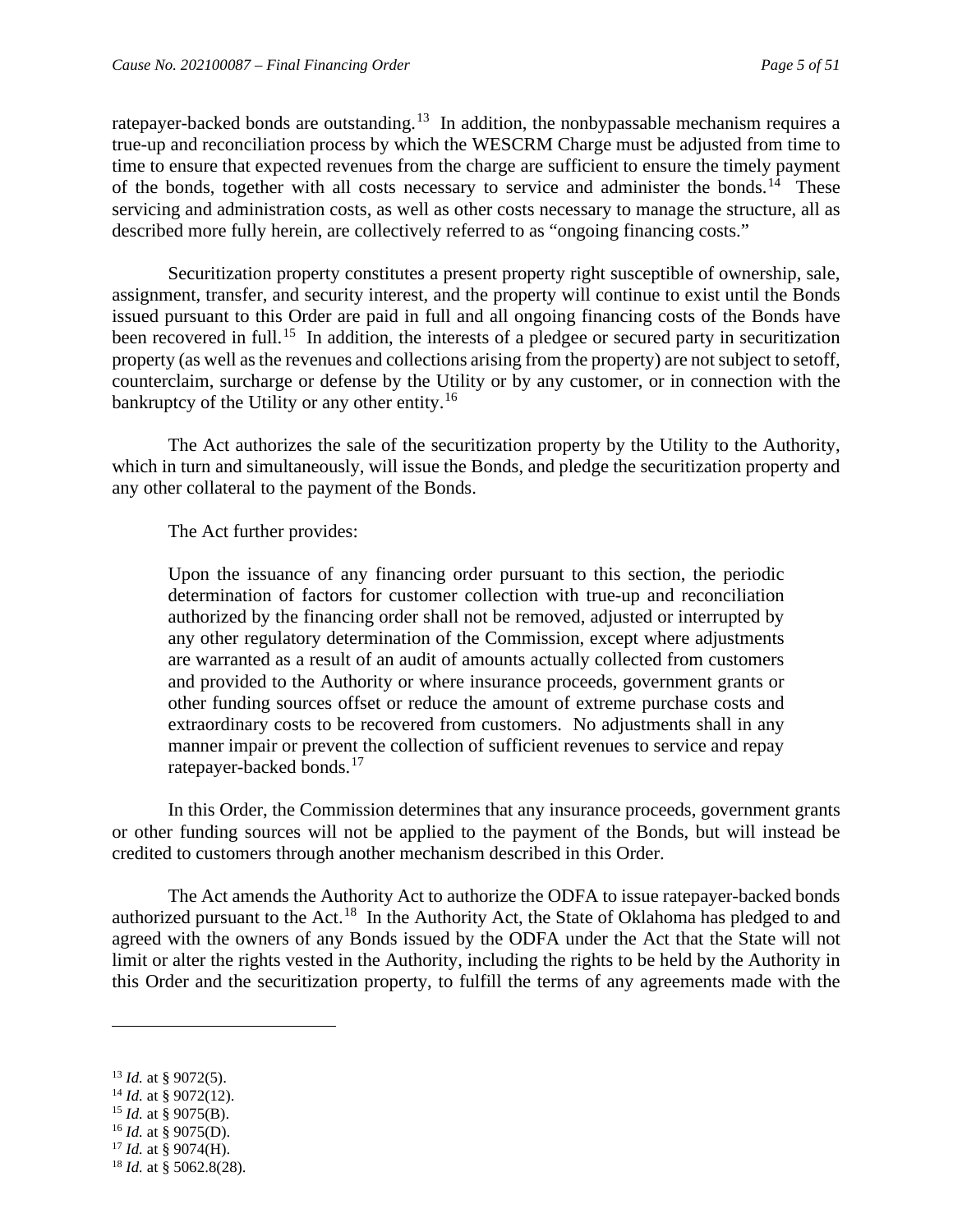ratepayer-backed bonds are outstanding.[13] In addition, the nonbypassable mechanism requires a true-up and reconciliation process by which the WESCRM Charge must be adjusted from time to time to ensure that expected revenues from the charge are sufficient to ensure the timely payment of the bonds, together with all costs necessary to service and administer the bonds.[14] These servicing and administration costs, as well as other costs necessary to manage the structure, all as described more fully herein, are collectively referred to as "ongoing financing costs."

Securitization property constitutes a present property right susceptible of ownership, sale, assignment, transfer, and security interest, and the property will continue to exist until the Bonds issued pursuant to this Order are paid in full and all ongoing financing costs of the Bonds have been recovered in full.[15] In addition, the interests of a pledgee or secured party in securitization property (as well as the revenues and collections arising from the property) are not subject to setoff, counterclaim, surcharge or defense by the Utility or by any customer, or in connection with the bankruptcy of the Utility or any other entity.[16]

The Act authorizes the sale of the securitization property by the Utility to the Authority, which in turn and simultaneously, will issue the Bonds, and pledge the securitization property and any other collateral to the payment of the Bonds.

The Act further provides:

> Upon the issuance of any financing order pursuant to this section, the periodic determination of factors for customer collection with true-up and reconciliation authorized by the financing order shall not be removed, adjusted or interrupted by any other regulatory determination of the Commission, except where adjustments are warranted as a result of an audit of amounts actually collected from customers and provided to the Authority or where insurance proceeds, government grants or other funding sources offset or reduce the amount of extreme purchase costs and extraordinary costs to be recovered from customers. No adjustments shall in any manner impair or prevent the collection of sufficient revenues to service and repay ratepayer-backed bonds.[17]

In this Order, the Commission determines that any insurance proceeds, government grants or other funding sources will not be applied to the payment of the Bonds, but will instead be credited to customers through another mechanism described in this Order.

The Act amends the Authority Act to authorize the ODFA to issue ratepayer-backed bonds authorized pursuant to the Act.[18] In the Authority Act, the State of Oklahoma has pledged to and agreed with the owners of any Bonds issued by the ODFA under the Act that the State will not limit or alter the rights vested in the Authority, including the rights to be held by the Authority in this Order and the securitization property, to fulfill the terms of any agreements made with the

---

[13] *Id.* at § 9072(5).
[14] *Id.* at § 9072(12).
[15] *Id.* at § 9075(B).
[16] *Id.* at § 9075(D).
[17] *Id.* at § 9074(H).
[18] *Id.* at § 5062.8(28).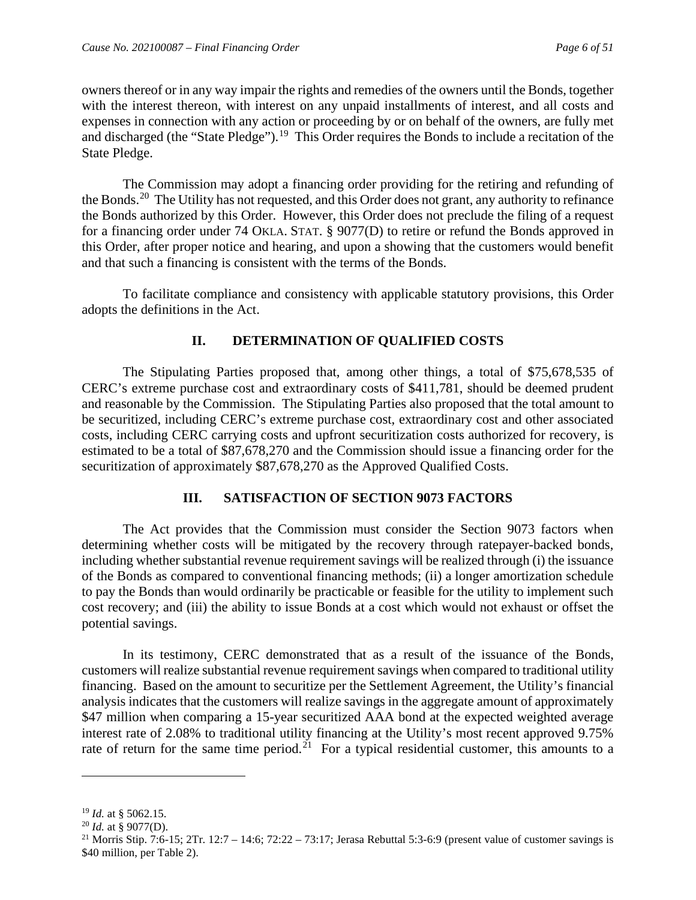owners thereof or in any way impair the rights and remedies of the owners until the Bonds, together with the interest thereon, with interest on any unpaid installments of interest, and all costs and expenses in connection with any action or proceeding by or on behalf of the owners, are fully met and discharged (the "State Pledge").[19] This Order requires the Bonds to include a recitation of the State Pledge.

The Commission may adopt a financing order providing for the retiring and refunding of the Bonds.[20] The Utility has not requested, and this Order does not grant, any authority to refinance the Bonds authorized by this Order. However, this Order does not preclude the filing of a request for a financing order under 74 OKLA. STAT. § 9077(D) to retire or refund the Bonds approved in this Order, after proper notice and hearing, and upon a showing that the customers would benefit and that such a financing is consistent with the terms of the Bonds.

To facilitate compliance and consistency with applicable statutory provisions, this Order adopts the definitions in the Act.

## II. DETERMINATION OF QUALIFIED COSTS

The Stipulating Parties proposed that, among other things, a total of $75,678,535 of CERC's extreme purchase cost and extraordinary costs of $411,781, should be deemed prudent and reasonable by the Commission. The Stipulating Parties also proposed that the total amount to be securitized, including CERC's extreme purchase cost, extraordinary cost and other associated costs, including CERC carrying costs and upfront securitization costs authorized for recovery, is estimated to be a total of $87,678,270 and the Commission should issue a financing order for the securitization of approximately $87,678,270 as the Approved Qualified Costs.

## III. SATISFACTION OF SECTION 9073 FACTORS

The Act provides that the Commission must consider the Section 9073 factors when determining whether costs will be mitigated by the recovery through ratepayer-backed bonds, including whether substantial revenue requirement savings will be realized through (i) the issuance of the Bonds as compared to conventional financing methods; (ii) a longer amortization schedule to pay the Bonds than would ordinarily be practicable or feasible for the utility to implement such cost recovery; and (iii) the ability to issue Bonds at a cost which would not exhaust or offset the potential savings.

In its testimony, CERC demonstrated that as a result of the issuance of the Bonds, customers will realize substantial revenue requirement savings when compared to traditional utility financing. Based on the amount to securitize per the Settlement Agreement, the Utility's financial analysis indicates that the customers will realize savings in the aggregate amount of approximately $47 million when comparing a 15-year securitized AAA bond at the expected weighted average interest rate of 2.08% to traditional utility financing at the Utility's most recent approved 9.75% rate of return for the same time period.[21] For a typical residential customer, this amounts to a

---

[19] *Id.* at § 5062.15.

[20] *Id.* at § 9077(D).

[21] Morris Stip. 7:6-15; 2Tr. 12:7 – 14:6; 72:22 – 73:17; Jerasa Rebuttal 5:3-6:9 (present value of customer savings is $40 million, per Table 2).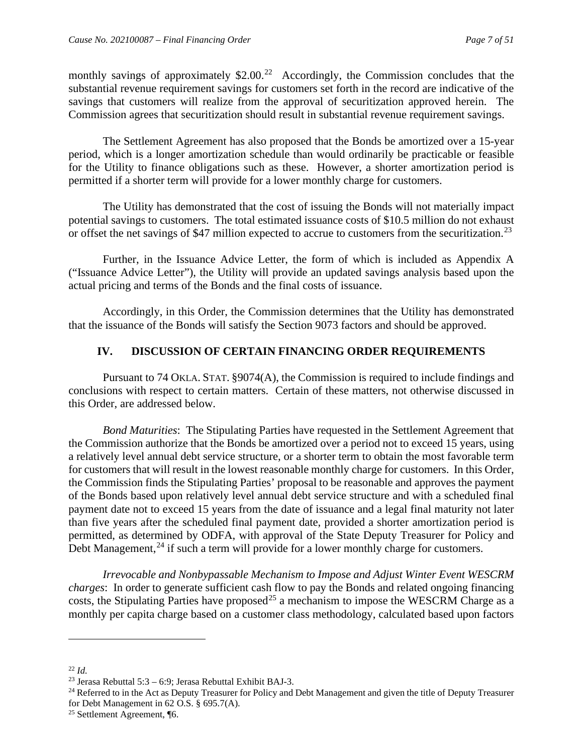monthly savings of approximately $2.00.[22] Accordingly, the Commission concludes that the substantial revenue requirement savings for customers set forth in the record are indicative of the savings that customers will realize from the approval of securitization approved herein. The Commission agrees that securitization should result in substantial revenue requirement savings.

The Settlement Agreement has also proposed that the Bonds be amortized over a 15-year period, which is a longer amortization schedule than would ordinarily be practicable or feasible for the Utility to finance obligations such as these. However, a shorter amortization period is permitted if a shorter term will provide for a lower monthly charge for customers.

The Utility has demonstrated that the cost of issuing the Bonds will not materially impact potential savings to customers. The total estimated issuance costs of $10.5 million do not exhaust or offset the net savings of $47 million expected to accrue to customers from the securitization.[23]

Further, in the Issuance Advice Letter, the form of which is included as Appendix A ("Issuance Advice Letter"), the Utility will provide an updated savings analysis based upon the actual pricing and terms of the Bonds and the final costs of issuance.

Accordingly, in this Order, the Commission determines that the Utility has demonstrated that the issuance of the Bonds will satisfy the Section 9073 factors and should be approved.

## IV. DISCUSSION OF CERTAIN FINANCING ORDER REQUIREMENTS

Pursuant to 74 OKLA. STAT. §9074(A), the Commission is required to include findings and conclusions with respect to certain matters. Certain of these matters, not otherwise discussed in this Order, are addressed below.

*Bond Maturities*: The Stipulating Parties have requested in the Settlement Agreement that the Commission authorize that the Bonds be amortized over a period not to exceed 15 years, using a relatively level annual debt service structure, or a shorter term to obtain the most favorable term for customers that will result in the lowest reasonable monthly charge for customers. In this Order, the Commission finds the Stipulating Parties' proposal to be reasonable and approves the payment of the Bonds based upon relatively level annual debt service structure and with a scheduled final payment date not to exceed 15 years from the date of issuance and a legal final maturity not later than five years after the scheduled final payment date, provided a shorter amortization period is permitted, as determined by ODFA, with approval of the State Deputy Treasurer for Policy and Debt Management,[24] if such a term will provide for a lower monthly charge for customers.

*Irrevocable and Nonbypassable Mechanism to Impose and Adjust Winter Event WESCRM charges*: In order to generate sufficient cash flow to pay the Bonds and related ongoing financing costs, the Stipulating Parties have proposed[25] a mechanism to impose the WESCRM Charge as a monthly per capita charge based on a customer class methodology, calculated based upon factors

---

[22] *Id.*

[23] Jerasa Rebuttal 5:3 – 6:9; Jerasa Rebuttal Exhibit BAJ-3.

[24] Referred to in the Act as Deputy Treasurer for Policy and Debt Management and given the title of Deputy Treasurer for Debt Management in 62 O.S. § 695.7(A).

[25] Settlement Agreement, ¶6.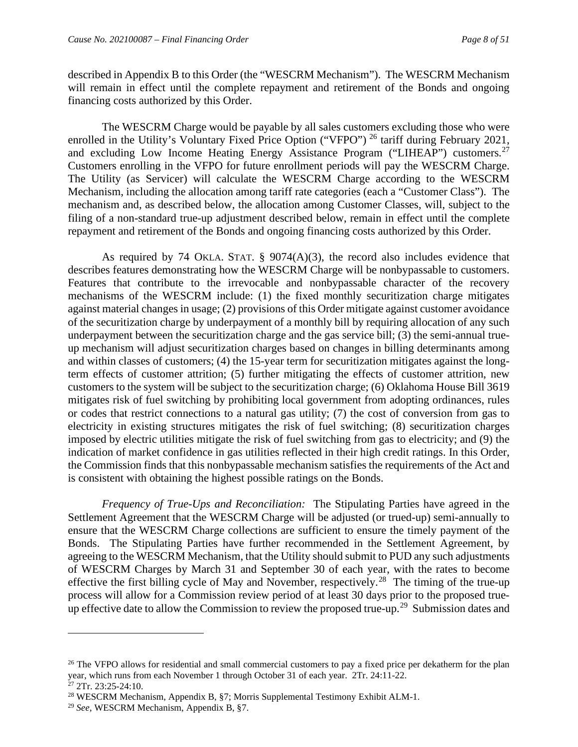described in Appendix B to this Order (the "WESCRM Mechanism"). The WESCRM Mechanism will remain in effect until the complete repayment and retirement of the Bonds and ongoing financing costs authorized by this Order.

The WESCRM Charge would be payable by all sales customers excluding those who were enrolled in the Utility's Voluntary Fixed Price Option ("VFPO") [26] tariff during February 2021, and excluding Low Income Heating Energy Assistance Program ("LIHEAP") customers.[27] Customers enrolling in the VFPO for future enrollment periods will pay the WESCRM Charge. The Utility (as Servicer) will calculate the WESCRM Charge according to the WESCRM Mechanism, including the allocation among tariff rate categories (each a "Customer Class"). The mechanism and, as described below, the allocation among Customer Classes, will, subject to the filing of a non-standard true-up adjustment described below, remain in effect until the complete repayment and retirement of the Bonds and ongoing financing costs authorized by this Order.

As required by 74 OKLA. STAT. § 9074(A)(3), the record also includes evidence that describes features demonstrating how the WESCRM Charge will be nonbypassable to customers. Features that contribute to the irrevocable and nonbypassable character of the recovery mechanisms of the WESCRM include: (1) the fixed monthly securitization charge mitigates against material changes in usage; (2) provisions of this Order mitigate against customer avoidance of the securitization charge by underpayment of a monthly bill by requiring allocation of any such underpayment between the securitization charge and the gas service bill; (3) the semi-annual true-up mechanism will adjust securitization charges based on changes in billing determinants among and within classes of customers; (4) the 15-year term for securitization mitigates against the long-term effects of customer attrition; (5) further mitigating the effects of customer attrition, new customers to the system will be subject to the securitization charge; (6) Oklahoma House Bill 3619 mitigates risk of fuel switching by prohibiting local government from adopting ordinances, rules or codes that restrict connections to a natural gas utility; (7) the cost of conversion from gas to electricity in existing structures mitigates the risk of fuel switching; (8) securitization charges imposed by electric utilities mitigate the risk of fuel switching from gas to electricity; and (9) the indication of market confidence in gas utilities reflected in their high credit ratings. In this Order, the Commission finds that this nonbypassable mechanism satisfies the requirements of the Act and is consistent with obtaining the highest possible ratings on the Bonds.

*Frequency of True-Ups and Reconciliation:* The Stipulating Parties have agreed in the Settlement Agreement that the WESCRM Charge will be adjusted (or trued-up) semi-annually to ensure that the WESCRM Charge collections are sufficient to ensure the timely payment of the Bonds. The Stipulating Parties have further recommended in the Settlement Agreement, by agreeing to the WESCRM Mechanism, that the Utility should submit to PUD any such adjustments of WESCRM Charges by March 31 and September 30 of each year, with the rates to become effective the first billing cycle of May and November, respectively.[28] The timing of the true-up process will allow for a Commission review period of at least 30 days prior to the proposed true-up effective date to allow the Commission to review the proposed true-up.[29] Submission dates and

[26] The VFPO allows for residential and small commercial customers to pay a fixed price per dekatherm for the plan year, which runs from each November 1 through October 31 of each year. 2Tr. 24:11-22.

[27] 2Tr. 23:25-24:10.

[28] WESCRM Mechanism, Appendix B, §7; Morris Supplemental Testimony Exhibit ALM-1.

[29] *See*, WESCRM Mechanism, Appendix B, §7.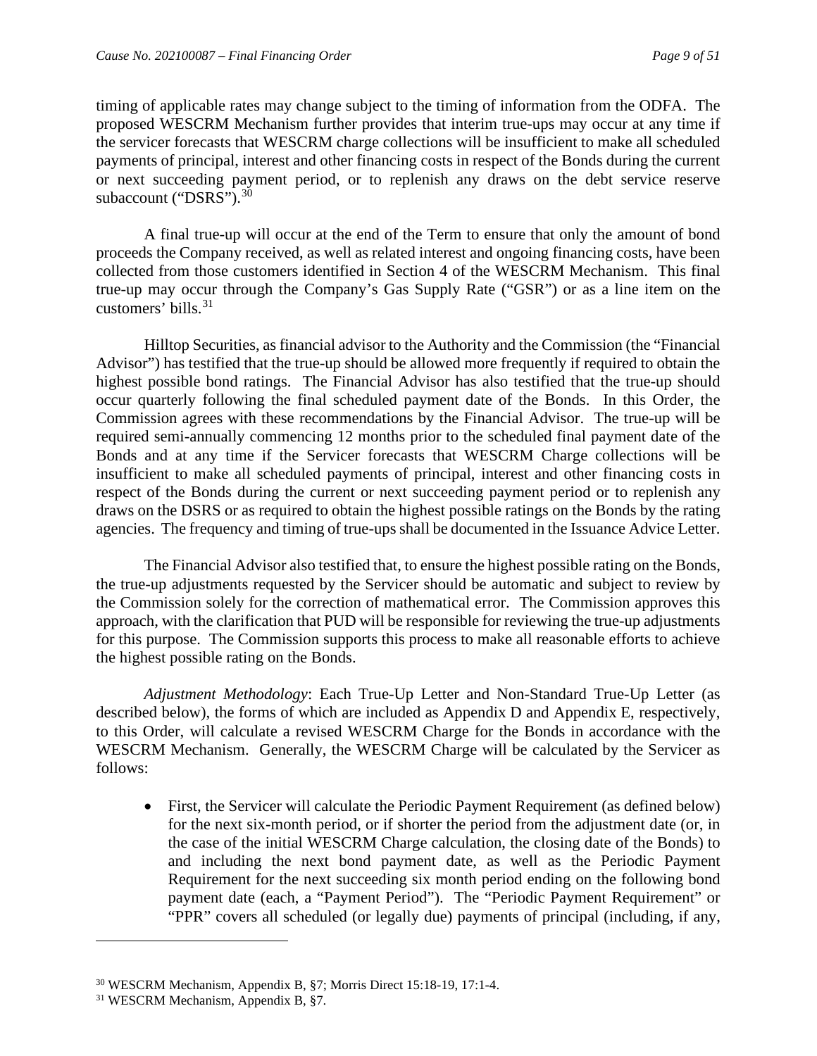timing of applicable rates may change subject to the timing of information from the ODFA. The proposed WESCRM Mechanism further provides that interim true-ups may occur at any time if the servicer forecasts that WESCRM charge collections will be insufficient to make all scheduled payments of principal, interest and other financing costs in respect of the Bonds during the current or next succeeding payment period, or to replenish any draws on the debt service reserve subaccount ("DSRS").[30]

A final true-up will occur at the end of the Term to ensure that only the amount of bond proceeds the Company received, as well as related interest and ongoing financing costs, have been collected from those customers identified in Section 4 of the WESCRM Mechanism. This final true-up may occur through the Company's Gas Supply Rate ("GSR") or as a line item on the customers' bills.[31]

Hilltop Securities, as financial advisor to the Authority and the Commission (the "Financial Advisor") has testified that the true-up should be allowed more frequently if required to obtain the highest possible bond ratings. The Financial Advisor has also testified that the true-up should occur quarterly following the final scheduled payment date of the Bonds. In this Order, the Commission agrees with these recommendations by the Financial Advisor. The true-up will be required semi-annually commencing 12 months prior to the scheduled final payment date of the Bonds and at any time if the Servicer forecasts that WESCRM Charge collections will be insufficient to make all scheduled payments of principal, interest and other financing costs in respect of the Bonds during the current or next succeeding payment period or to replenish any draws on the DSRS or as required to obtain the highest possible ratings on the Bonds by the rating agencies. The frequency and timing of true-ups shall be documented in the Issuance Advice Letter.

The Financial Advisor also testified that, to ensure the highest possible rating on the Bonds, the true-up adjustments requested by the Servicer should be automatic and subject to review by the Commission solely for the correction of mathematical error. The Commission approves this approach, with the clarification that PUD will be responsible for reviewing the true-up adjustments for this purpose. The Commission supports this process to make all reasonable efforts to achieve the highest possible rating on the Bonds.

*Adjustment Methodology*: Each True-Up Letter and Non-Standard True-Up Letter (as described below), the forms of which are included as Appendix D and Appendix E, respectively, to this Order, will calculate a revised WESCRM Charge for the Bonds in accordance with the WESCRM Mechanism. Generally, the WESCRM Charge will be calculated by the Servicer as follows:

- First, the Servicer will calculate the Periodic Payment Requirement (as defined below) for the next six-month period, or if shorter the period from the adjustment date (or, in the case of the initial WESCRM Charge calculation, the closing date of the Bonds) to and including the next bond payment date, as well as the Periodic Payment Requirement for the next succeeding six month period ending on the following bond payment date (each, a "Payment Period"). The "Periodic Payment Requirement" or "PPR" covers all scheduled (or legally due) payments of principal (including, if any,

[30] WESCRM Mechanism, Appendix B, §7; Morris Direct 15:18-19, 17:1-4.

[31] WESCRM Mechanism, Appendix B, §7.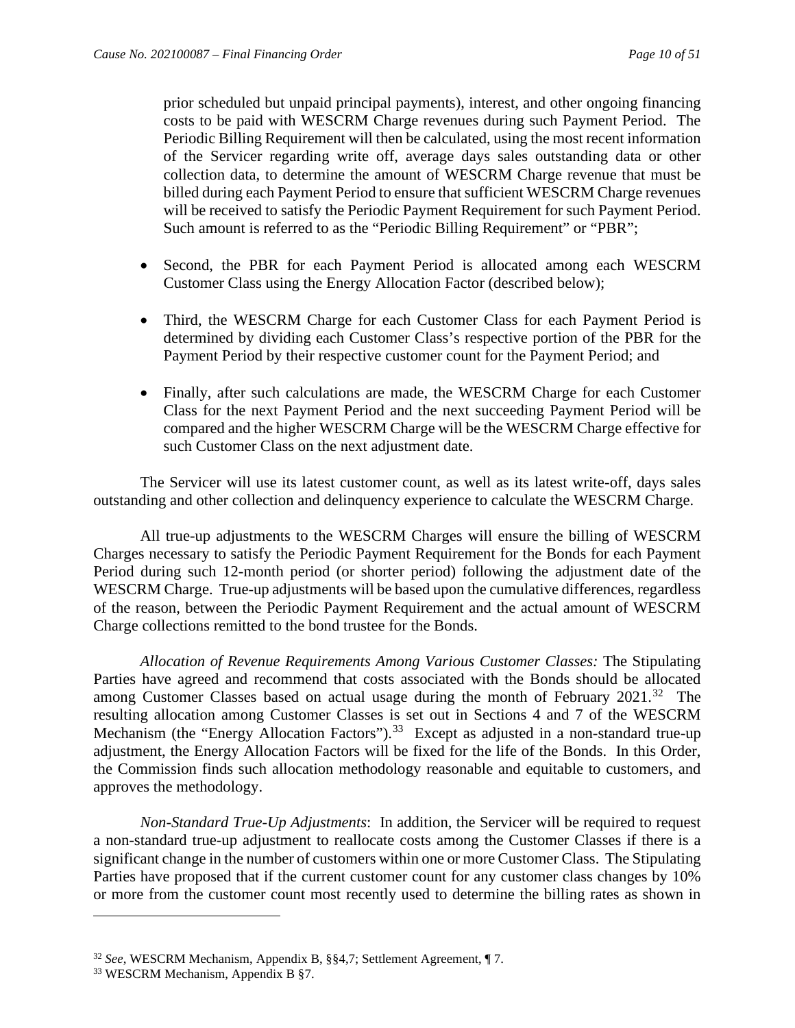prior scheduled but unpaid principal payments), interest, and other ongoing financing costs to be paid with WESCRM Charge revenues during such Payment Period. The Periodic Billing Requirement will then be calculated, using the most recent information of the Servicer regarding write off, average days sales outstanding data or other collection data, to determine the amount of WESCRM Charge revenue that must be billed during each Payment Period to ensure that sufficient WESCRM Charge revenues will be received to satisfy the Periodic Payment Requirement for such Payment Period. Such amount is referred to as the "Periodic Billing Requirement" or "PBR";

- Second, the PBR for each Payment Period is allocated among each WESCRM Customer Class using the Energy Allocation Factor (described below);

- Third, the WESCRM Charge for each Customer Class for each Payment Period is determined by dividing each Customer Class's respective portion of the PBR for the Payment Period by their respective customer count for the Payment Period; and

- Finally, after such calculations are made, the WESCRM Charge for each Customer Class for the next Payment Period and the next succeeding Payment Period will be compared and the higher WESCRM Charge will be the WESCRM Charge effective for such Customer Class on the next adjustment date.

The Servicer will use its latest customer count, as well as its latest write-off, days sales outstanding and other collection and delinquency experience to calculate the WESCRM Charge.

All true-up adjustments to the WESCRM Charges will ensure the billing of WESCRM Charges necessary to satisfy the Periodic Payment Requirement for the Bonds for each Payment Period during such 12-month period (or shorter period) following the adjustment date of the WESCRM Charge. True-up adjustments will be based upon the cumulative differences, regardless of the reason, between the Periodic Payment Requirement and the actual amount of WESCRM Charge collections remitted to the bond trustee for the Bonds.

*Allocation of Revenue Requirements Among Various Customer Classes:* The Stipulating Parties have agreed and recommend that costs associated with the Bonds should be allocated among Customer Classes based on actual usage during the month of February 2021.[32] The resulting allocation among Customer Classes is set out in Sections 4 and 7 of the WESCRM Mechanism (the "Energy Allocation Factors").[33] Except as adjusted in a non-standard true-up adjustment, the Energy Allocation Factors will be fixed for the life of the Bonds. In this Order, the Commission finds such allocation methodology reasonable and equitable to customers, and approves the methodology.

*Non-Standard True-Up Adjustments*: In addition, the Servicer will be required to request a non-standard true-up adjustment to reallocate costs among the Customer Classes if there is a significant change in the number of customers within one or more Customer Class. The Stipulating Parties have proposed that if the current customer count for any customer class changes by 10% or more from the customer count most recently used to determine the billing rates as shown in

---

[32] *See*, WESCRM Mechanism, Appendix B, §§4,7; Settlement Agreement, ¶ 7.

[33] WESCRM Mechanism, Appendix B §7.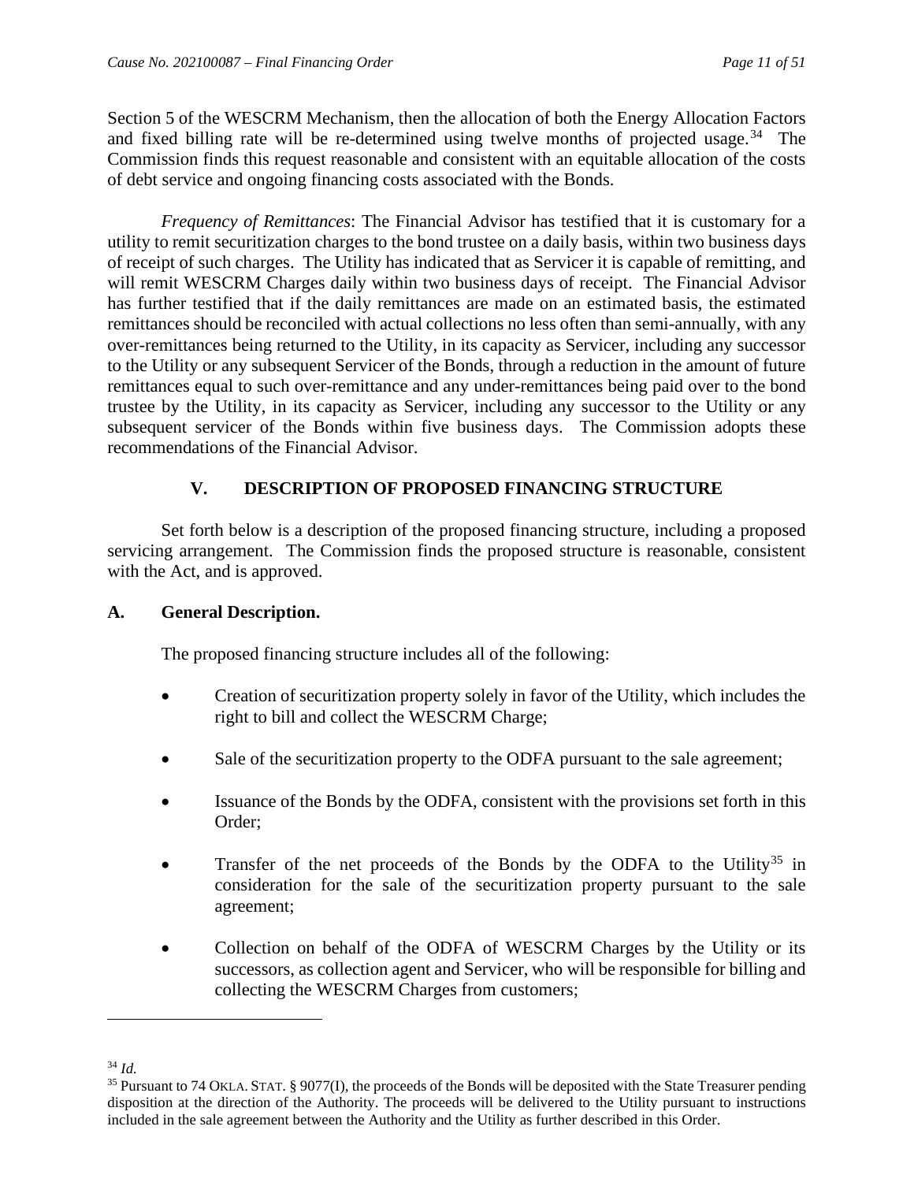Section 5 of the WESCRM Mechanism, then the allocation of both the Energy Allocation Factors and fixed billing rate will be re-determined using twelve months of projected usage.[34] The Commission finds this request reasonable and consistent with an equitable allocation of the costs of debt service and ongoing financing costs associated with the Bonds.

*Frequency of Remittances*: The Financial Advisor has testified that it is customary for a utility to remit securitization charges to the bond trustee on a daily basis, within two business days of receipt of such charges. The Utility has indicated that as Servicer it is capable of remitting, and will remit WESCRM Charges daily within two business days of receipt. The Financial Advisor has further testified that if the daily remittances are made on an estimated basis, the estimated remittances should be reconciled with actual collections no less often than semi-annually, with any over-remittances being returned to the Utility, in its capacity as Servicer, including any successor to the Utility or any subsequent Servicer of the Bonds, through a reduction in the amount of future remittances equal to such over-remittance and any under-remittances being paid over to the bond trustee by the Utility, in its capacity as Servicer, including any successor to the Utility or any subsequent servicer of the Bonds within five business days. The Commission adopts these recommendations of the Financial Advisor.

## V. DESCRIPTION OF PROPOSED FINANCING STRUCTURE

Set forth below is a description of the proposed financing structure, including a proposed servicing arrangement. The Commission finds the proposed structure is reasonable, consistent with the Act, and is approved.

### A. General Description.

The proposed financing structure includes all of the following:

- Creation of securitization property solely in favor of the Utility, which includes the right to bill and collect the WESCRM Charge;
- Sale of the securitization property to the ODFA pursuant to the sale agreement;
- Issuance of the Bonds by the ODFA, consistent with the provisions set forth in this Order;
- Transfer of the net proceeds of the Bonds by the ODFA to the Utility[35] in consideration for the sale of the securitization property pursuant to the sale agreement;
- Collection on behalf of the ODFA of WESCRM Charges by the Utility or its successors, as collection agent and Servicer, who will be responsible for billing and collecting the WESCRM Charges from customers;

---

[34] *Id.*

[35] Pursuant to 74 OKLA. STAT. § 9077(I), the proceeds of the Bonds will be deposited with the State Treasurer pending disposition at the direction of the Authority. The proceeds will be delivered to the Utility pursuant to instructions included in the sale agreement between the Authority and the Utility as further described in this Order.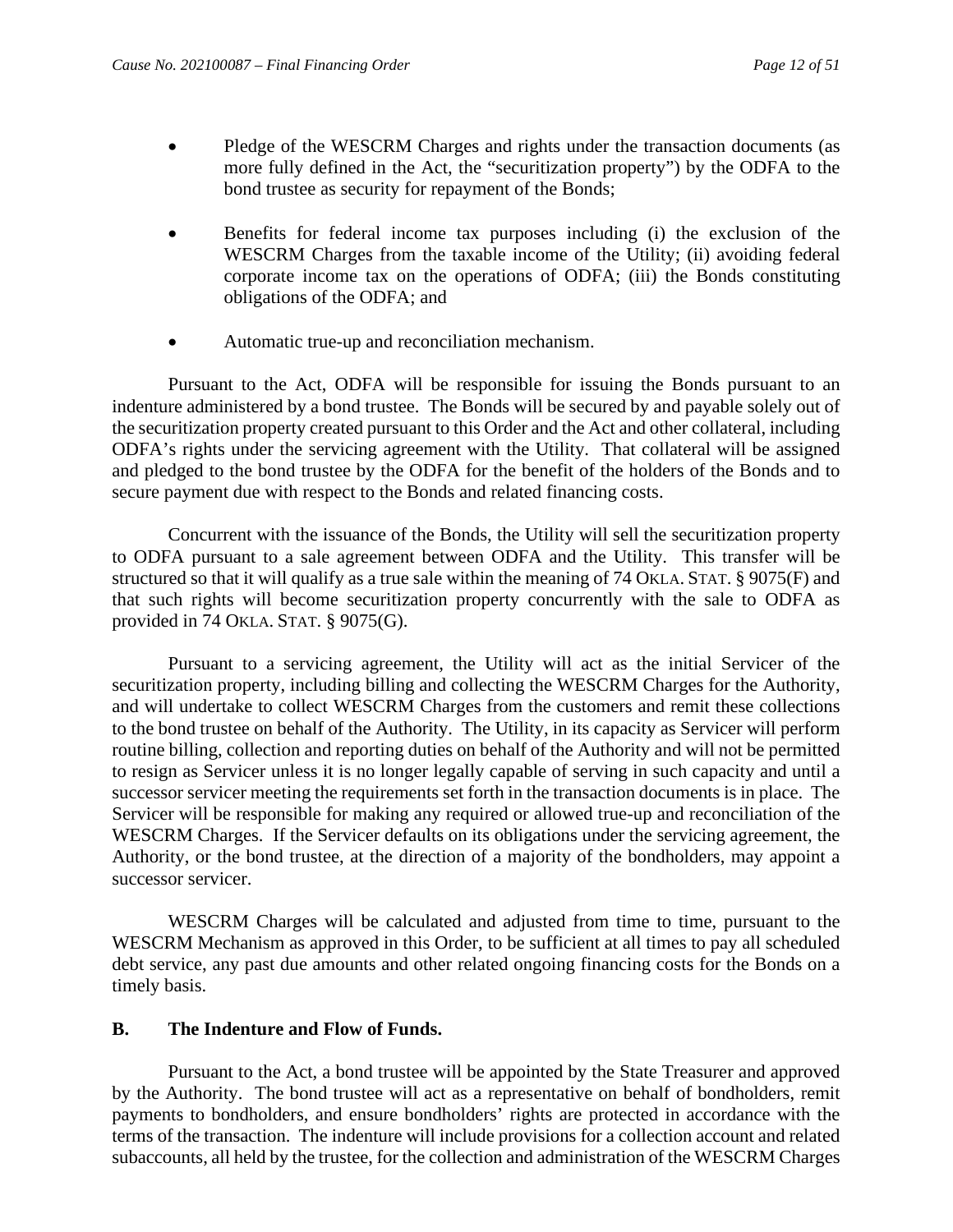- Pledge of the WESCRM Charges and rights under the transaction documents (as more fully defined in the Act, the "securitization property") by the ODFA to the bond trustee as security for repayment of the Bonds;

- Benefits for federal income tax purposes including (i) the exclusion of the WESCRM Charges from the taxable income of the Utility; (ii) avoiding federal corporate income tax on the operations of ODFA; (iii) the Bonds constituting obligations of the ODFA; and

- Automatic true-up and reconciliation mechanism.

Pursuant to the Act, ODFA will be responsible for issuing the Bonds pursuant to an indenture administered by a bond trustee. The Bonds will be secured by and payable solely out of the securitization property created pursuant to this Order and the Act and other collateral, including ODFA's rights under the servicing agreement with the Utility. That collateral will be assigned and pledged to the bond trustee by the ODFA for the benefit of the holders of the Bonds and to secure payment due with respect to the Bonds and related financing costs.

Concurrent with the issuance of the Bonds, the Utility will sell the securitization property to ODFA pursuant to a sale agreement between ODFA and the Utility. This transfer will be structured so that it will qualify as a true sale within the meaning of 74 OKLA. STAT. § 9075(F) and that such rights will become securitization property concurrently with the sale to ODFA as provided in 74 OKLA. STAT. § 9075(G).

Pursuant to a servicing agreement, the Utility will act as the initial Servicer of the securitization property, including billing and collecting the WESCRM Charges for the Authority, and will undertake to collect WESCRM Charges from the customers and remit these collections to the bond trustee on behalf of the Authority. The Utility, in its capacity as Servicer will perform routine billing, collection and reporting duties on behalf of the Authority and will not be permitted to resign as Servicer unless it is no longer legally capable of serving in such capacity and until a successor servicer meeting the requirements set forth in the transaction documents is in place. The Servicer will be responsible for making any required or allowed true-up and reconciliation of the WESCRM Charges. If the Servicer defaults on its obligations under the servicing agreement, the Authority, or the bond trustee, at the direction of a majority of the bondholders, may appoint a successor servicer.

WESCRM Charges will be calculated and adjusted from time to time, pursuant to the WESCRM Mechanism as approved in this Order, to be sufficient at all times to pay all scheduled debt service, any past due amounts and other related ongoing financing costs for the Bonds on a timely basis.

## B. The Indenture and Flow of Funds.

Pursuant to the Act, a bond trustee will be appointed by the State Treasurer and approved by the Authority. The bond trustee will act as a representative on behalf of bondholders, remit payments to bondholders, and ensure bondholders' rights are protected in accordance with the terms of the transaction. The indenture will include provisions for a collection account and related subaccounts, all held by the trustee, for the collection and administration of the WESCRM Charges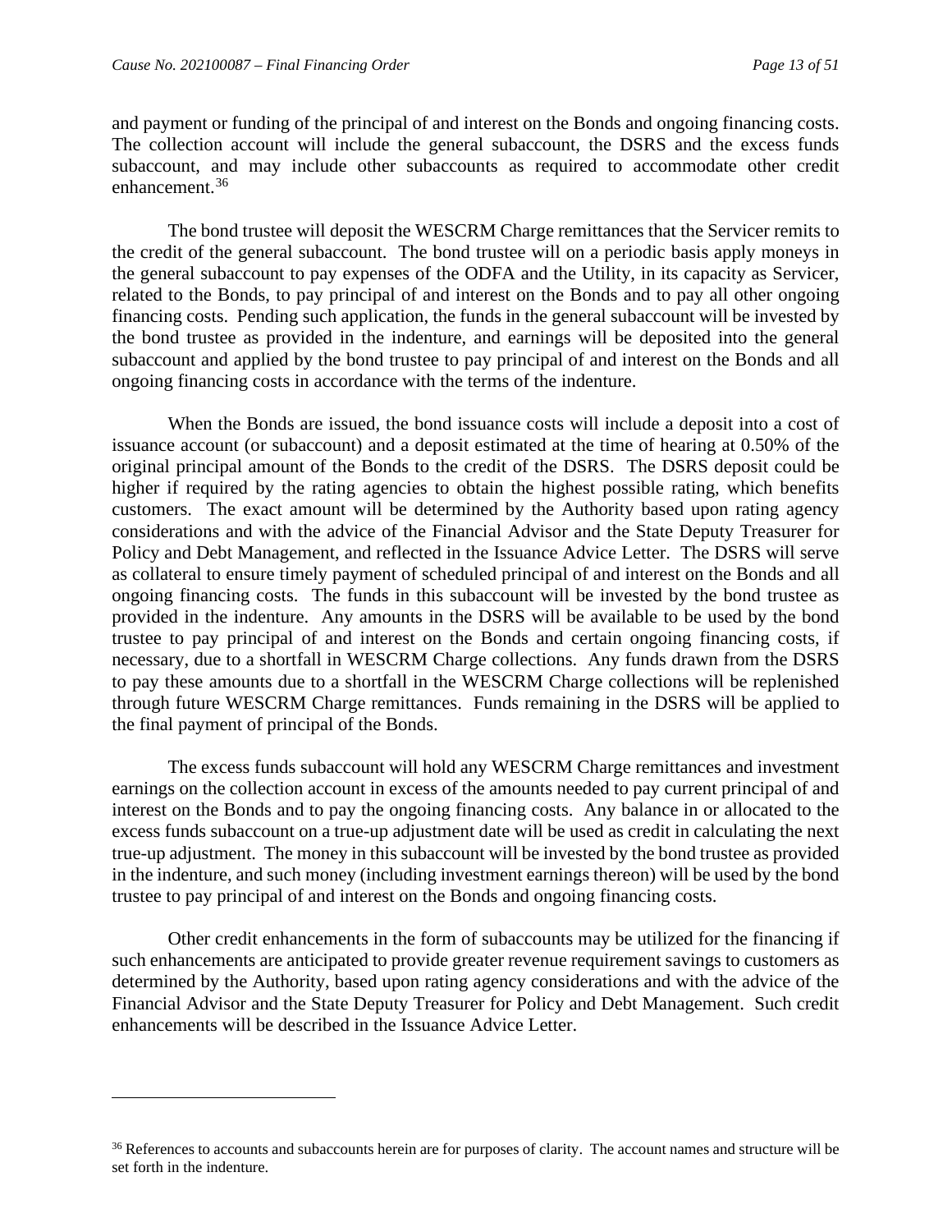and payment or funding of the principal of and interest on the Bonds and ongoing financing costs. The collection account will include the general subaccount, the DSRS and the excess funds subaccount, and may include other subaccounts as required to accommodate other credit enhancement.[36]

The bond trustee will deposit the WESCRM Charge remittances that the Servicer remits to the credit of the general subaccount. The bond trustee will on a periodic basis apply moneys in the general subaccount to pay expenses of the ODFA and the Utility, in its capacity as Servicer, related to the Bonds, to pay principal of and interest on the Bonds and to pay all other ongoing financing costs. Pending such application, the funds in the general subaccount will be invested by the bond trustee as provided in the indenture, and earnings will be deposited into the general subaccount and applied by the bond trustee to pay principal of and interest on the Bonds and all ongoing financing costs in accordance with the terms of the indenture.

When the Bonds are issued, the bond issuance costs will include a deposit into a cost of issuance account (or subaccount) and a deposit estimated at the time of hearing at 0.50% of the original principal amount of the Bonds to the credit of the DSRS. The DSRS deposit could be higher if required by the rating agencies to obtain the highest possible rating, which benefits customers. The exact amount will be determined by the Authority based upon rating agency considerations and with the advice of the Financial Advisor and the State Deputy Treasurer for Policy and Debt Management, and reflected in the Issuance Advice Letter. The DSRS will serve as collateral to ensure timely payment of scheduled principal of and interest on the Bonds and all ongoing financing costs. The funds in this subaccount will be invested by the bond trustee as provided in the indenture. Any amounts in the DSRS will be available to be used by the bond trustee to pay principal of and interest on the Bonds and certain ongoing financing costs, if necessary, due to a shortfall in WESCRM Charge collections. Any funds drawn from the DSRS to pay these amounts due to a shortfall in the WESCRM Charge collections will be replenished through future WESCRM Charge remittances. Funds remaining in the DSRS will be applied to the final payment of principal of the Bonds.

The excess funds subaccount will hold any WESCRM Charge remittances and investment earnings on the collection account in excess of the amounts needed to pay current principal of and interest on the Bonds and to pay the ongoing financing costs. Any balance in or allocated to the excess funds subaccount on a true-up adjustment date will be used as credit in calculating the next true-up adjustment. The money in this subaccount will be invested by the bond trustee as provided in the indenture, and such money (including investment earnings thereon) will be used by the bond trustee to pay principal of and interest on the Bonds and ongoing financing costs.

Other credit enhancements in the form of subaccounts may be utilized for the financing if such enhancements are anticipated to provide greater revenue requirement savings to customers as determined by the Authority, based upon rating agency considerations and with the advice of the Financial Advisor and the State Deputy Treasurer for Policy and Debt Management. Such credit enhancements will be described in the Issuance Advice Letter.

---

[36] References to accounts and subaccounts herein are for purposes of clarity. The account names and structure will be set forth in the indenture.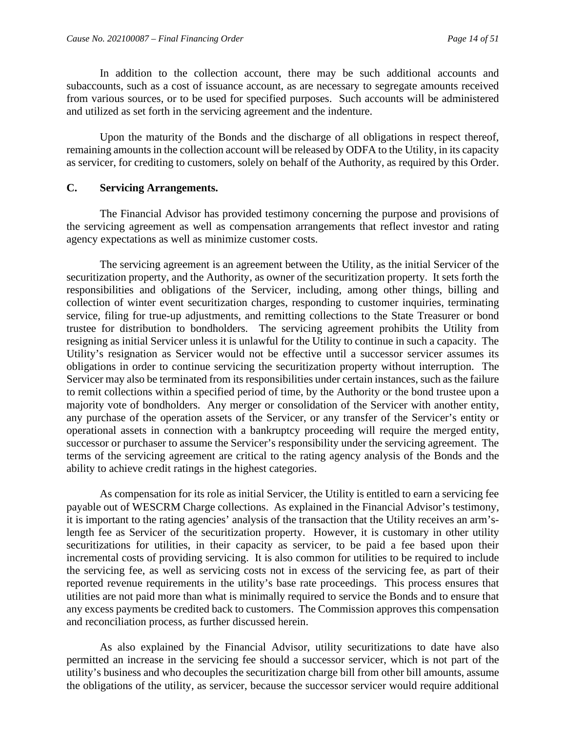In addition to the collection account, there may be such additional accounts and subaccounts, such as a cost of issuance account, as are necessary to segregate amounts received from various sources, or to be used for specified purposes. Such accounts will be administered and utilized as set forth in the servicing agreement and the indenture.

Upon the maturity of the Bonds and the discharge of all obligations in respect thereof, remaining amounts in the collection account will be released by ODFA to the Utility, in its capacity as servicer, for crediting to customers, solely on behalf of the Authority, as required by this Order.

## C. Servicing Arrangements.

The Financial Advisor has provided testimony concerning the purpose and provisions of the servicing agreement as well as compensation arrangements that reflect investor and rating agency expectations as well as minimize customer costs.

The servicing agreement is an agreement between the Utility, as the initial Servicer of the securitization property, and the Authority, as owner of the securitization property. It sets forth the responsibilities and obligations of the Servicer, including, among other things, billing and collection of winter event securitization charges, responding to customer inquiries, terminating service, filing for true-up adjustments, and remitting collections to the State Treasurer or bond trustee for distribution to bondholders. The servicing agreement prohibits the Utility from resigning as initial Servicer unless it is unlawful for the Utility to continue in such a capacity. The Utility's resignation as Servicer would not be effective until a successor servicer assumes its obligations in order to continue servicing the securitization property without interruption. The Servicer may also be terminated from its responsibilities under certain instances, such as the failure to remit collections within a specified period of time, by the Authority or the bond trustee upon a majority vote of bondholders. Any merger or consolidation of the Servicer with another entity, any purchase of the operation assets of the Servicer, or any transfer of the Servicer's entity or operational assets in connection with a bankruptcy proceeding will require the merged entity, successor or purchaser to assume the Servicer's responsibility under the servicing agreement. The terms of the servicing agreement are critical to the rating agency analysis of the Bonds and the ability to achieve credit ratings in the highest categories.

As compensation for its role as initial Servicer, the Utility is entitled to earn a servicing fee payable out of WESCRM Charge collections. As explained in the Financial Advisor's testimony, it is important to the rating agencies' analysis of the transaction that the Utility receives an arm's-length fee as Servicer of the securitization property. However, it is customary in other utility securitizations for utilities, in their capacity as servicer, to be paid a fee based upon their incremental costs of providing servicing. It is also common for utilities to be required to include the servicing fee, as well as servicing costs not in excess of the servicing fee, as part of their reported revenue requirements in the utility's base rate proceedings. This process ensures that utilities are not paid more than what is minimally required to service the Bonds and to ensure that any excess payments be credited back to customers. The Commission approves this compensation and reconciliation process, as further discussed herein.

As also explained by the Financial Advisor, utility securitizations to date have also permitted an increase in the servicing fee should a successor servicer, which is not part of the utility's business and who decouples the securitization charge bill from other bill amounts, assume the obligations of the utility, as servicer, because the successor servicer would require additional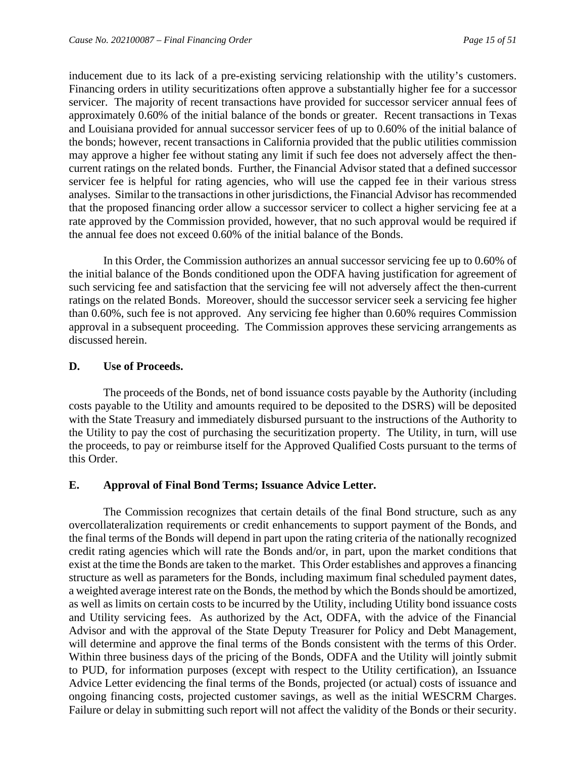inducement due to its lack of a pre-existing servicing relationship with the utility's customers. Financing orders in utility securitizations often approve a substantially higher fee for a successor servicer. The majority of recent transactions have provided for successor servicer annual fees of approximately 0.60% of the initial balance of the bonds or greater. Recent transactions in Texas and Louisiana provided for annual successor servicer fees of up to 0.60% of the initial balance of the bonds; however, recent transactions in California provided that the public utilities commission may approve a higher fee without stating any limit if such fee does not adversely affect the then-current ratings on the related bonds. Further, the Financial Advisor stated that a defined successor servicer fee is helpful for rating agencies, who will use the capped fee in their various stress analyses. Similar to the transactions in other jurisdictions, the Financial Advisor has recommended that the proposed financing order allow a successor servicer to collect a higher servicing fee at a rate approved by the Commission provided, however, that no such approval would be required if the annual fee does not exceed 0.60% of the initial balance of the Bonds.

In this Order, the Commission authorizes an annual successor servicing fee up to 0.60% of the initial balance of the Bonds conditioned upon the ODFA having justification for agreement of such servicing fee and satisfaction that the servicing fee will not adversely affect the then-current ratings on the related Bonds. Moreover, should the successor servicer seek a servicing fee higher than 0.60%, such fee is not approved. Any servicing fee higher than 0.60% requires Commission approval in a subsequent proceeding. The Commission approves these servicing arrangements as discussed herein.

**D. Use of Proceeds.**

The proceeds of the Bonds, net of bond issuance costs payable by the Authority (including costs payable to the Utility and amounts required to be deposited to the DSRS) will be deposited with the State Treasury and immediately disbursed pursuant to the instructions of the Authority to the Utility to pay the cost of purchasing the securitization property. The Utility, in turn, will use the proceeds, to pay or reimburse itself for the Approved Qualified Costs pursuant to the terms of this Order.

**E. Approval of Final Bond Terms; Issuance Advice Letter.**

The Commission recognizes that certain details of the final Bond structure, such as any overcollateralization requirements or credit enhancements to support payment of the Bonds, and the final terms of the Bonds will depend in part upon the rating criteria of the nationally recognized credit rating agencies which will rate the Bonds and/or, in part, upon the market conditions that exist at the time the Bonds are taken to the market. This Order establishes and approves a financing structure as well as parameters for the Bonds, including maximum final scheduled payment dates, a weighted average interest rate on the Bonds, the method by which the Bonds should be amortized, as well as limits on certain costs to be incurred by the Utility, including Utility bond issuance costs and Utility servicing fees. As authorized by the Act, ODFA, with the advice of the Financial Advisor and with the approval of the State Deputy Treasurer for Policy and Debt Management, will determine and approve the final terms of the Bonds consistent with the terms of this Order. Within three business days of the pricing of the Bonds, ODFA and the Utility will jointly submit to PUD, for information purposes (except with respect to the Utility certification), an Issuance Advice Letter evidencing the final terms of the Bonds, projected (or actual) costs of issuance and ongoing financing costs, projected customer savings, as well as the initial WESCRM Charges. Failure or delay in submitting such report will not affect the validity of the Bonds or their security.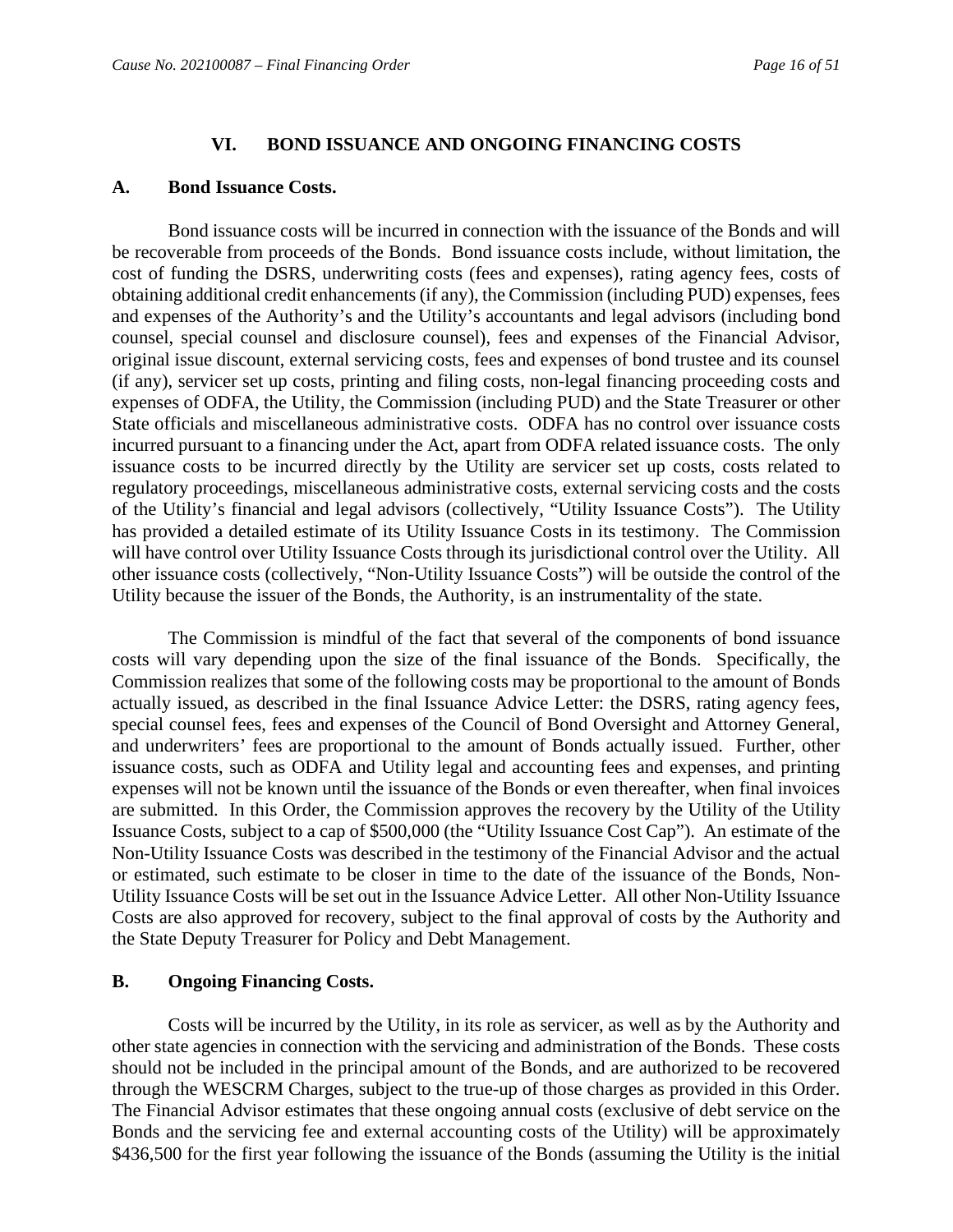## VI. BOND ISSUANCE AND ONGOING FINANCING COSTS

### A. Bond Issuance Costs.

Bond issuance costs will be incurred in connection with the issuance of the Bonds and will be recoverable from proceeds of the Bonds. Bond issuance costs include, without limitation, the cost of funding the DSRS, underwriting costs (fees and expenses), rating agency fees, costs of obtaining additional credit enhancements (if any), the Commission (including PUD) expenses, fees and expenses of the Authority's and the Utility's accountants and legal advisors (including bond counsel, special counsel and disclosure counsel), fees and expenses of the Financial Advisor, original issue discount, external servicing costs, fees and expenses of bond trustee and its counsel (if any), servicer set up costs, printing and filing costs, non-legal financing proceeding costs and expenses of ODFA, the Utility, the Commission (including PUD) and the State Treasurer or other State officials and miscellaneous administrative costs. ODFA has no control over issuance costs incurred pursuant to a financing under the Act, apart from ODFA related issuance costs. The only issuance costs to be incurred directly by the Utility are servicer set up costs, costs related to regulatory proceedings, miscellaneous administrative costs, external servicing costs and the costs of the Utility's financial and legal advisors (collectively, "Utility Issuance Costs"). The Utility has provided a detailed estimate of its Utility Issuance Costs in its testimony. The Commission will have control over Utility Issuance Costs through its jurisdictional control over the Utility. All other issuance costs (collectively, "Non-Utility Issuance Costs") will be outside the control of the Utility because the issuer of the Bonds, the Authority, is an instrumentality of the state.

The Commission is mindful of the fact that several of the components of bond issuance costs will vary depending upon the size of the final issuance of the Bonds. Specifically, the Commission realizes that some of the following costs may be proportional to the amount of Bonds actually issued, as described in the final Issuance Advice Letter: the DSRS, rating agency fees, special counsel fees, fees and expenses of the Council of Bond Oversight and Attorney General, and underwriters' fees are proportional to the amount of Bonds actually issued. Further, other issuance costs, such as ODFA and Utility legal and accounting fees and expenses, and printing expenses will not be known until the issuance of the Bonds or even thereafter, when final invoices are submitted. In this Order, the Commission approves the recovery by the Utility of the Utility Issuance Costs, subject to a cap of $500,000 (the "Utility Issuance Cost Cap"). An estimate of the Non-Utility Issuance Costs was described in the testimony of the Financial Advisor and the actual or estimated, such estimate to be closer in time to the date of the issuance of the Bonds, Non-Utility Issuance Costs will be set out in the Issuance Advice Letter. All other Non-Utility Issuance Costs are also approved for recovery, subject to the final approval of costs by the Authority and the State Deputy Treasurer for Policy and Debt Management.

### B. Ongoing Financing Costs.

Costs will be incurred by the Utility, in its role as servicer, as well as by the Authority and other state agencies in connection with the servicing and administration of the Bonds. These costs should not be included in the principal amount of the Bonds, and are authorized to be recovered through the WESCRM Charges, subject to the true-up of those charges as provided in this Order. The Financial Advisor estimates that these ongoing annual costs (exclusive of debt service on the Bonds and the servicing fee and external accounting costs of the Utility) will be approximately $436,500 for the first year following the issuance of the Bonds (assuming the Utility is the initial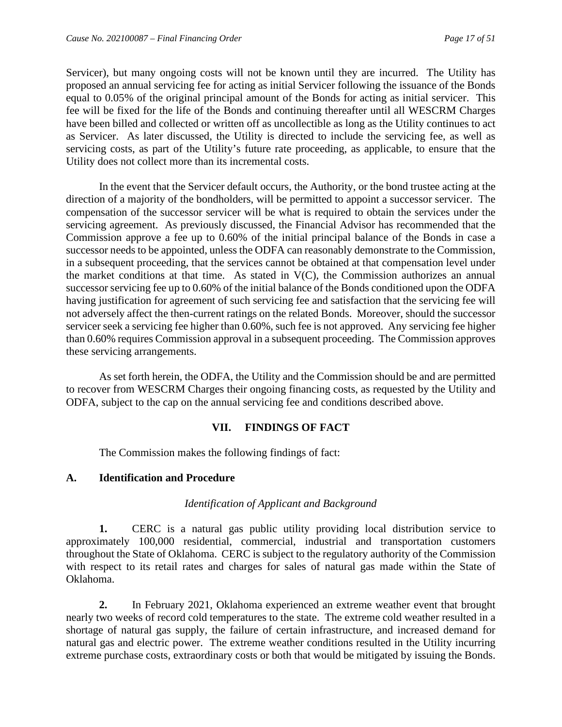Servicer), but many ongoing costs will not be known until they are incurred. The Utility has proposed an annual servicing fee for acting as initial Servicer following the issuance of the Bonds equal to 0.05% of the original principal amount of the Bonds for acting as initial servicer. This fee will be fixed for the life of the Bonds and continuing thereafter until all WESCRM Charges have been billed and collected or written off as uncollectible as long as the Utility continues to act as Servicer. As later discussed, the Utility is directed to include the servicing fee, as well as servicing costs, as part of the Utility's future rate proceeding, as applicable, to ensure that the Utility does not collect more than its incremental costs.

In the event that the Servicer default occurs, the Authority, or the bond trustee acting at the direction of a majority of the bondholders, will be permitted to appoint a successor servicer. The compensation of the successor servicer will be what is required to obtain the services under the servicing agreement. As previously discussed, the Financial Advisor has recommended that the Commission approve a fee up to 0.60% of the initial principal balance of the Bonds in case a successor needs to be appointed, unless the ODFA can reasonably demonstrate to the Commission, in a subsequent proceeding, that the services cannot be obtained at that compensation level under the market conditions at that time. As stated in V(C), the Commission authorizes an annual successor servicing fee up to 0.60% of the initial balance of the Bonds conditioned upon the ODFA having justification for agreement of such servicing fee and satisfaction that the servicing fee will not adversely affect the then-current ratings on the related Bonds. Moreover, should the successor servicer seek a servicing fee higher than 0.60%, such fee is not approved. Any servicing fee higher than 0.60% requires Commission approval in a subsequent proceeding. The Commission approves these servicing arrangements.

As set forth herein, the ODFA, the Utility and the Commission should be and are permitted to recover from WESCRM Charges their ongoing financing costs, as requested by the Utility and ODFA, subject to the cap on the annual servicing fee and conditions described above.

## VII. FINDINGS OF FACT

The Commission makes the following findings of fact:

### A. Identification and Procedure

*Identification of Applicant and Background*

**1.** CERC is a natural gas public utility providing local distribution service to approximately 100,000 residential, commercial, industrial and transportation customers throughout the State of Oklahoma. CERC is subject to the regulatory authority of the Commission with respect to its retail rates and charges for sales of natural gas made within the State of Oklahoma.

**2.** In February 2021, Oklahoma experienced an extreme weather event that brought nearly two weeks of record cold temperatures to the state. The extreme cold weather resulted in a shortage of natural gas supply, the failure of certain infrastructure, and increased demand for natural gas and electric power. The extreme weather conditions resulted in the Utility incurring extreme purchase costs, extraordinary costs or both that would be mitigated by issuing the Bonds.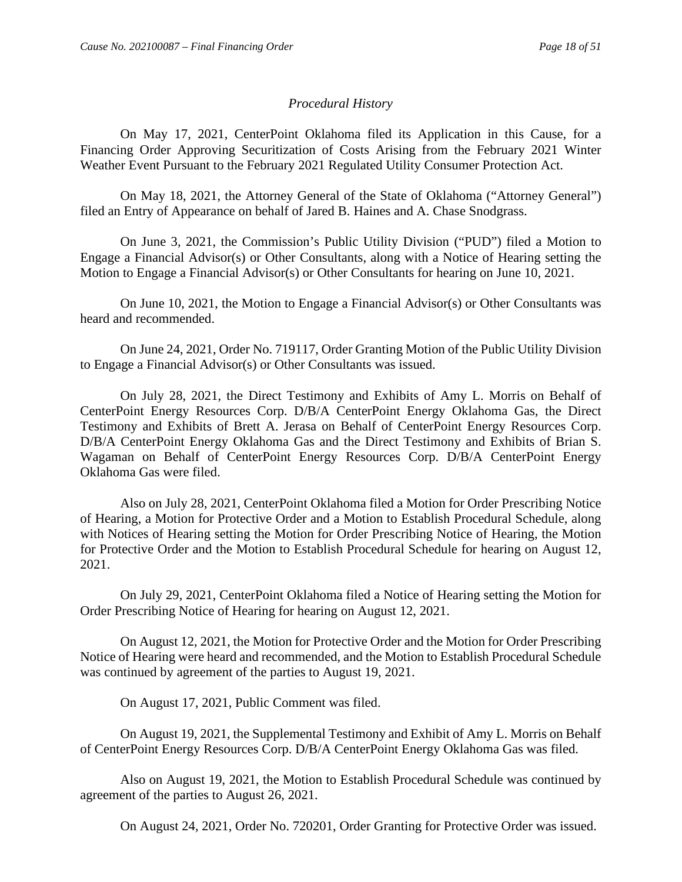*Procedural History*

On May 17, 2021, CenterPoint Oklahoma filed its Application in this Cause, for a Financing Order Approving Securitization of Costs Arising from the February 2021 Winter Weather Event Pursuant to the February 2021 Regulated Utility Consumer Protection Act.

On May 18, 2021, the Attorney General of the State of Oklahoma ("Attorney General") filed an Entry of Appearance on behalf of Jared B. Haines and A. Chase Snodgrass.

On June 3, 2021, the Commission's Public Utility Division ("PUD") filed a Motion to Engage a Financial Advisor(s) or Other Consultants, along with a Notice of Hearing setting the Motion to Engage a Financial Advisor(s) or Other Consultants for hearing on June 10, 2021.

On June 10, 2021, the Motion to Engage a Financial Advisor(s) or Other Consultants was heard and recommended.

On June 24, 2021, Order No. 719117, Order Granting Motion of the Public Utility Division to Engage a Financial Advisor(s) or Other Consultants was issued.

On July 28, 2021, the Direct Testimony and Exhibits of Amy L. Morris on Behalf of CenterPoint Energy Resources Corp. D/B/A CenterPoint Energy Oklahoma Gas, the Direct Testimony and Exhibits of Brett A. Jerasa on Behalf of CenterPoint Energy Resources Corp. D/B/A CenterPoint Energy Oklahoma Gas and the Direct Testimony and Exhibits of Brian S. Wagaman on Behalf of CenterPoint Energy Resources Corp. D/B/A CenterPoint Energy Oklahoma Gas were filed.

Also on July 28, 2021, CenterPoint Oklahoma filed a Motion for Order Prescribing Notice of Hearing, a Motion for Protective Order and a Motion to Establish Procedural Schedule, along with Notices of Hearing setting the Motion for Order Prescribing Notice of Hearing, the Motion for Protective Order and the Motion to Establish Procedural Schedule for hearing on August 12, 2021.

On July 29, 2021, CenterPoint Oklahoma filed a Notice of Hearing setting the Motion for Order Prescribing Notice of Hearing for hearing on August 12, 2021.

On August 12, 2021, the Motion for Protective Order and the Motion for Order Prescribing Notice of Hearing were heard and recommended, and the Motion to Establish Procedural Schedule was continued by agreement of the parties to August 19, 2021.

On August 17, 2021, Public Comment was filed.

On August 19, 2021, the Supplemental Testimony and Exhibit of Amy L. Morris on Behalf of CenterPoint Energy Resources Corp. D/B/A CenterPoint Energy Oklahoma Gas was filed.

Also on August 19, 2021, the Motion to Establish Procedural Schedule was continued by agreement of the parties to August 26, 2021.

On August 24, 2021, Order No. 720201, Order Granting for Protective Order was issued.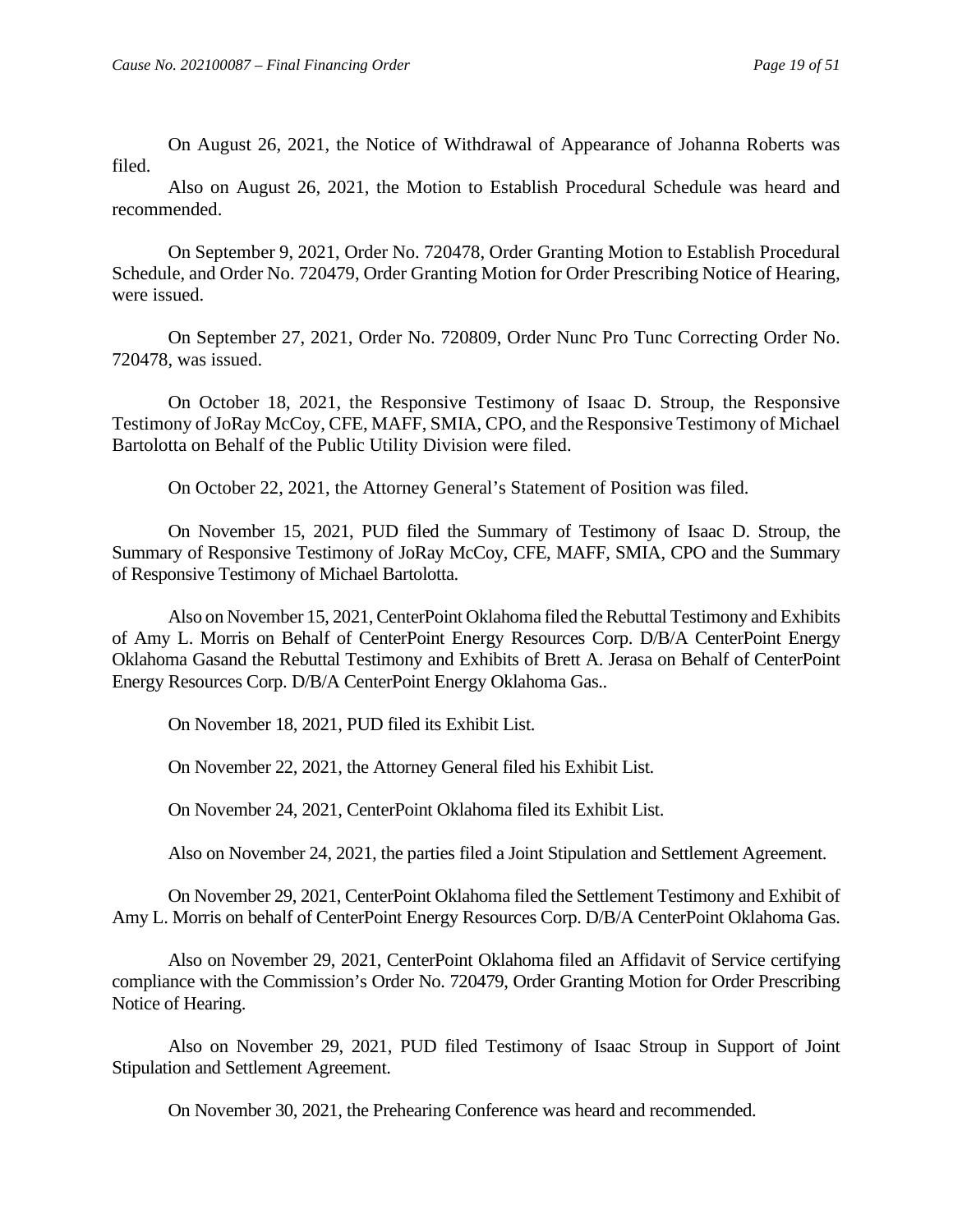On August 26, 2021, the Notice of Withdrawal of Appearance of Johanna Roberts was filed.

Also on August 26, 2021, the Motion to Establish Procedural Schedule was heard and recommended.

On September 9, 2021, Order No. 720478, Order Granting Motion to Establish Procedural Schedule, and Order No. 720479, Order Granting Motion for Order Prescribing Notice of Hearing, were issued.

On September 27, 2021, Order No. 720809, Order Nunc Pro Tunc Correcting Order No. 720478, was issued.

On October 18, 2021, the Responsive Testimony of Isaac D. Stroup, the Responsive Testimony of JoRay McCoy, CFE, MAFF, SMIA, CPO, and the Responsive Testimony of Michael Bartolotta on Behalf of the Public Utility Division were filed.

On October 22, 2021, the Attorney General's Statement of Position was filed.

On November 15, 2021, PUD filed the Summary of Testimony of Isaac D. Stroup, the Summary of Responsive Testimony of JoRay McCoy, CFE, MAFF, SMIA, CPO and the Summary of Responsive Testimony of Michael Bartolotta.

Also on November 15, 2021, CenterPoint Oklahoma filed the Rebuttal Testimony and Exhibits of Amy L. Morris on Behalf of CenterPoint Energy Resources Corp. D/B/A CenterPoint Energy Oklahoma Gasand the Rebuttal Testimony and Exhibits of Brett A. Jerasa on Behalf of CenterPoint Energy Resources Corp. D/B/A CenterPoint Energy Oklahoma Gas..

On November 18, 2021, PUD filed its Exhibit List.

On November 22, 2021, the Attorney General filed his Exhibit List.

On November 24, 2021, CenterPoint Oklahoma filed its Exhibit List.

Also on November 24, 2021, the parties filed a Joint Stipulation and Settlement Agreement.

On November 29, 2021, CenterPoint Oklahoma filed the Settlement Testimony and Exhibit of Amy L. Morris on behalf of CenterPoint Energy Resources Corp. D/B/A CenterPoint Oklahoma Gas.

Also on November 29, 2021, CenterPoint Oklahoma filed an Affidavit of Service certifying compliance with the Commission's Order No. 720479, Order Granting Motion for Order Prescribing Notice of Hearing.

Also on November 29, 2021, PUD filed Testimony of Isaac Stroup in Support of Joint Stipulation and Settlement Agreement.

On November 30, 2021, the Prehearing Conference was heard and recommended.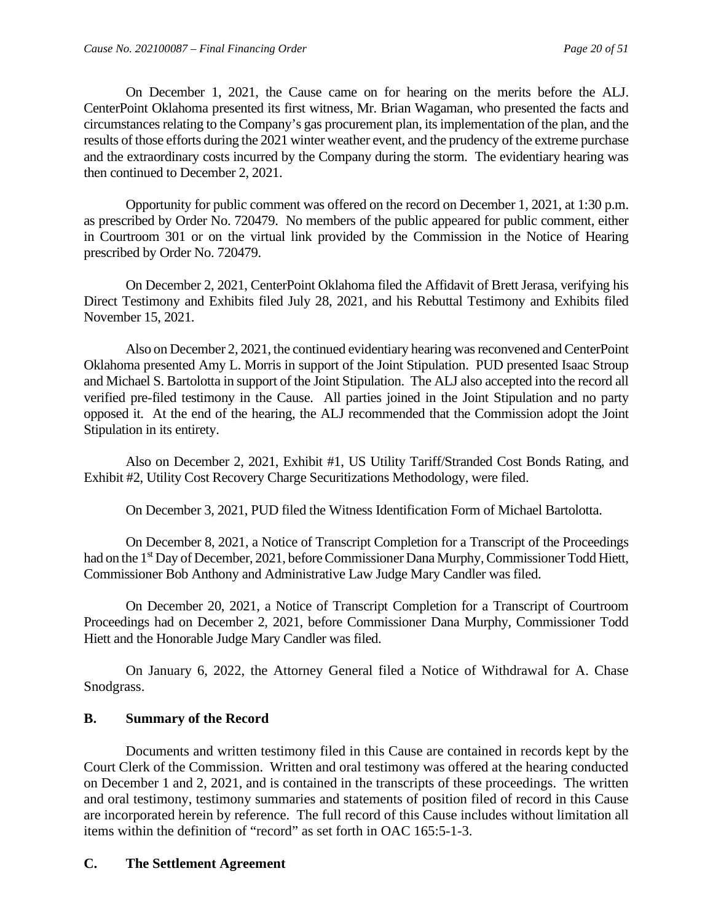On December 1, 2021, the Cause came on for hearing on the merits before the ALJ. CenterPoint Oklahoma presented its first witness, Mr. Brian Wagaman, who presented the facts and circumstances relating to the Company's gas procurement plan, its implementation of the plan, and the results of those efforts during the 2021 winter weather event, and the prudency of the extreme purchase and the extraordinary costs incurred by the Company during the storm. The evidentiary hearing was then continued to December 2, 2021.

Opportunity for public comment was offered on the record on December 1, 2021, at 1:30 p.m. as prescribed by Order No. 720479. No members of the public appeared for public comment, either in Courtroom 301 or on the virtual link provided by the Commission in the Notice of Hearing prescribed by Order No. 720479.

On December 2, 2021, CenterPoint Oklahoma filed the Affidavit of Brett Jerasa, verifying his Direct Testimony and Exhibits filed July 28, 2021, and his Rebuttal Testimony and Exhibits filed November 15, 2021.

Also on December 2, 2021, the continued evidentiary hearing was reconvened and CenterPoint Oklahoma presented Amy L. Morris in support of the Joint Stipulation. PUD presented Isaac Stroup and Michael S. Bartolotta in support of the Joint Stipulation. The ALJ also accepted into the record all verified pre-filed testimony in the Cause. All parties joined in the Joint Stipulation and no party opposed it. At the end of the hearing, the ALJ recommended that the Commission adopt the Joint Stipulation in its entirety.

Also on December 2, 2021, Exhibit #1, US Utility Tariff/Stranded Cost Bonds Rating, and Exhibit #2, Utility Cost Recovery Charge Securitizations Methodology, were filed.

On December 3, 2021, PUD filed the Witness Identification Form of Michael Bartolotta.

On December 8, 2021, a Notice of Transcript Completion for a Transcript of the Proceedings had on the 1st Day of December, 2021, before Commissioner Dana Murphy, Commissioner Todd Hiett, Commissioner Bob Anthony and Administrative Law Judge Mary Candler was filed.

On December 20, 2021, a Notice of Transcript Completion for a Transcript of Courtroom Proceedings had on December 2, 2021, before Commissioner Dana Murphy, Commissioner Todd Hiett and the Honorable Judge Mary Candler was filed.

On January 6, 2022, the Attorney General filed a Notice of Withdrawal for A. Chase Snodgrass.

## B. Summary of the Record

Documents and written testimony filed in this Cause are contained in records kept by the Court Clerk of the Commission. Written and oral testimony was offered at the hearing conducted on December 1 and 2, 2021, and is contained in the transcripts of these proceedings. The written and oral testimony, testimony summaries and statements of position filed of record in this Cause are incorporated herein by reference. The full record of this Cause includes without limitation all items within the definition of "record" as set forth in OAC 165:5-1-3.

## C. The Settlement Agreement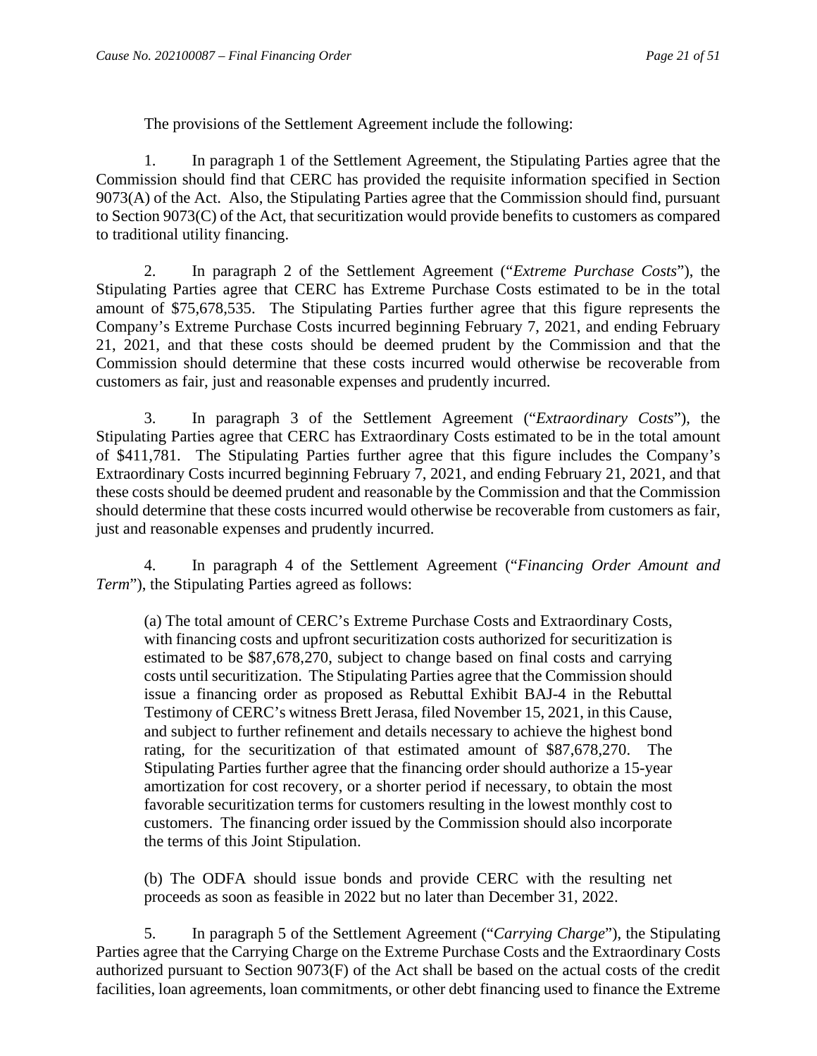The provisions of the Settlement Agreement include the following:

1. In paragraph 1 of the Settlement Agreement, the Stipulating Parties agree that the Commission should find that CERC has provided the requisite information specified in Section 9073(A) of the Act. Also, the Stipulating Parties agree that the Commission should find, pursuant to Section 9073(C) of the Act, that securitization would provide benefits to customers as compared to traditional utility financing.

2. In paragraph 2 of the Settlement Agreement ("*Extreme Purchase Costs*"), the Stipulating Parties agree that CERC has Extreme Purchase Costs estimated to be in the total amount of $75,678,535. The Stipulating Parties further agree that this figure represents the Company's Extreme Purchase Costs incurred beginning February 7, 2021, and ending February 21, 2021, and that these costs should be deemed prudent by the Commission and that the Commission should determine that these costs incurred would otherwise be recoverable from customers as fair, just and reasonable expenses and prudently incurred.

3. In paragraph 3 of the Settlement Agreement ("*Extraordinary Costs*"), the Stipulating Parties agree that CERC has Extraordinary Costs estimated to be in the total amount of $411,781. The Stipulating Parties further agree that this figure includes the Company's Extraordinary Costs incurred beginning February 7, 2021, and ending February 21, 2021, and that these costs should be deemed prudent and reasonable by the Commission and that the Commission should determine that these costs incurred would otherwise be recoverable from customers as fair, just and reasonable expenses and prudently incurred.

4. In paragraph 4 of the Settlement Agreement ("*Financing Order Amount and Term*"), the Stipulating Parties agreed as follows:

> (a) The total amount of CERC's Extreme Purchase Costs and Extraordinary Costs, with financing costs and upfront securitization costs authorized for securitization is estimated to be $87,678,270, subject to change based on final costs and carrying costs until securitization. The Stipulating Parties agree that the Commission should issue a financing order as proposed as Rebuttal Exhibit BAJ-4 in the Rebuttal Testimony of CERC's witness Brett Jerasa, filed November 15, 2021, in this Cause, and subject to further refinement and details necessary to achieve the highest bond rating, for the securitization of that estimated amount of $87,678,270. The Stipulating Parties further agree that the financing order should authorize a 15-year amortization for cost recovery, or a shorter period if necessary, to obtain the most favorable securitization terms for customers resulting in the lowest monthly cost to customers. The financing order issued by the Commission should also incorporate the terms of this Joint Stipulation.
>
> (b) The ODFA should issue bonds and provide CERC with the resulting net proceeds as soon as feasible in 2022 but no later than December 31, 2022.

5. In paragraph 5 of the Settlement Agreement ("*Carrying Charge*"), the Stipulating Parties agree that the Carrying Charge on the Extreme Purchase Costs and the Extraordinary Costs authorized pursuant to Section 9073(F) of the Act shall be based on the actual costs of the credit facilities, loan agreements, loan commitments, or other debt financing used to finance the Extreme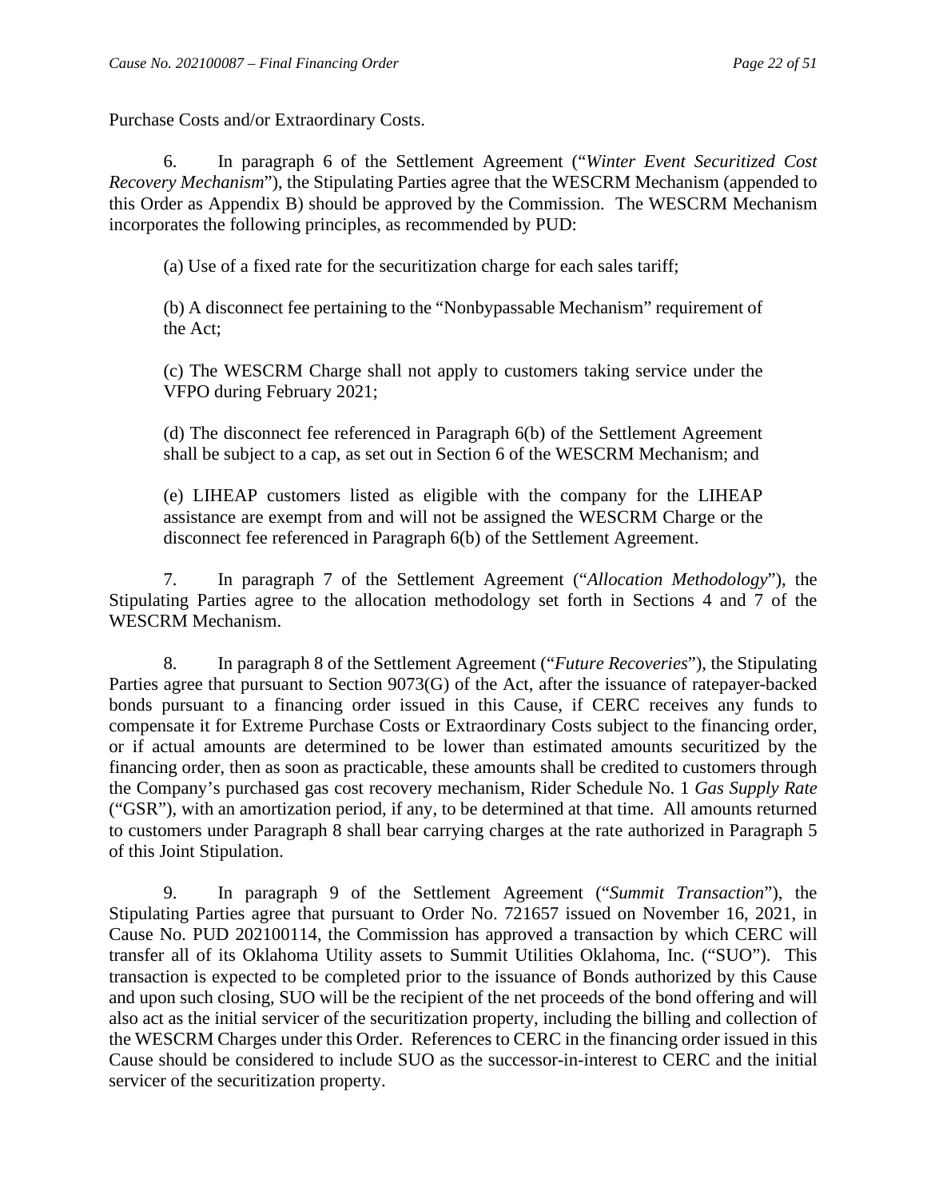Purchase Costs and/or Extraordinary Costs.

6. In paragraph 6 of the Settlement Agreement ("*Winter Event Securitized Cost Recovery Mechanism*"), the Stipulating Parties agree that the WESCRM Mechanism (appended to this Order as Appendix B) should be approved by the Commission. The WESCRM Mechanism incorporates the following principles, as recommended by PUD:

(a) Use of a fixed rate for the securitization charge for each sales tariff;

(b) A disconnect fee pertaining to the "Nonbypassable Mechanism" requirement of the Act;

(c) The WESCRM Charge shall not apply to customers taking service under the VFPO during February 2021;

(d) The disconnect fee referenced in Paragraph 6(b) of the Settlement Agreement shall be subject to a cap, as set out in Section 6 of the WESCRM Mechanism; and

(e) LIHEAP customers listed as eligible with the company for the LIHEAP assistance are exempt from and will not be assigned the WESCRM Charge or the disconnect fee referenced in Paragraph 6(b) of the Settlement Agreement.

7. In paragraph 7 of the Settlement Agreement ("*Allocation Methodology*"), the Stipulating Parties agree to the allocation methodology set forth in Sections 4 and 7 of the WESCRM Mechanism.

8. In paragraph 8 of the Settlement Agreement ("*Future Recoveries*"), the Stipulating Parties agree that pursuant to Section 9073(G) of the Act, after the issuance of ratepayer-backed bonds pursuant to a financing order issued in this Cause, if CERC receives any funds to compensate it for Extreme Purchase Costs or Extraordinary Costs subject to the financing order, or if actual amounts are determined to be lower than estimated amounts securitized by the financing order, then as soon as practicable, these amounts shall be credited to customers through the Company's purchased gas cost recovery mechanism, Rider Schedule No. 1 *Gas Supply Rate* ("GSR"), with an amortization period, if any, to be determined at that time. All amounts returned to customers under Paragraph 8 shall bear carrying charges at the rate authorized in Paragraph 5 of this Joint Stipulation.

9. In paragraph 9 of the Settlement Agreement ("*Summit Transaction*"), the Stipulating Parties agree that pursuant to Order No. 721657 issued on November 16, 2021, in Cause No. PUD 202100114, the Commission has approved a transaction by which CERC will transfer all of its Oklahoma Utility assets to Summit Utilities Oklahoma, Inc. ("SUO"). This transaction is expected to be completed prior to the issuance of Bonds authorized by this Cause and upon such closing, SUO will be the recipient of the net proceeds of the bond offering and will also act as the initial servicer of the securitization property, including the billing and collection of the WESCRM Charges under this Order. References to CERC in the financing order issued in this Cause should be considered to include SUO as the successor-in-interest to CERC and the initial servicer of the securitization property.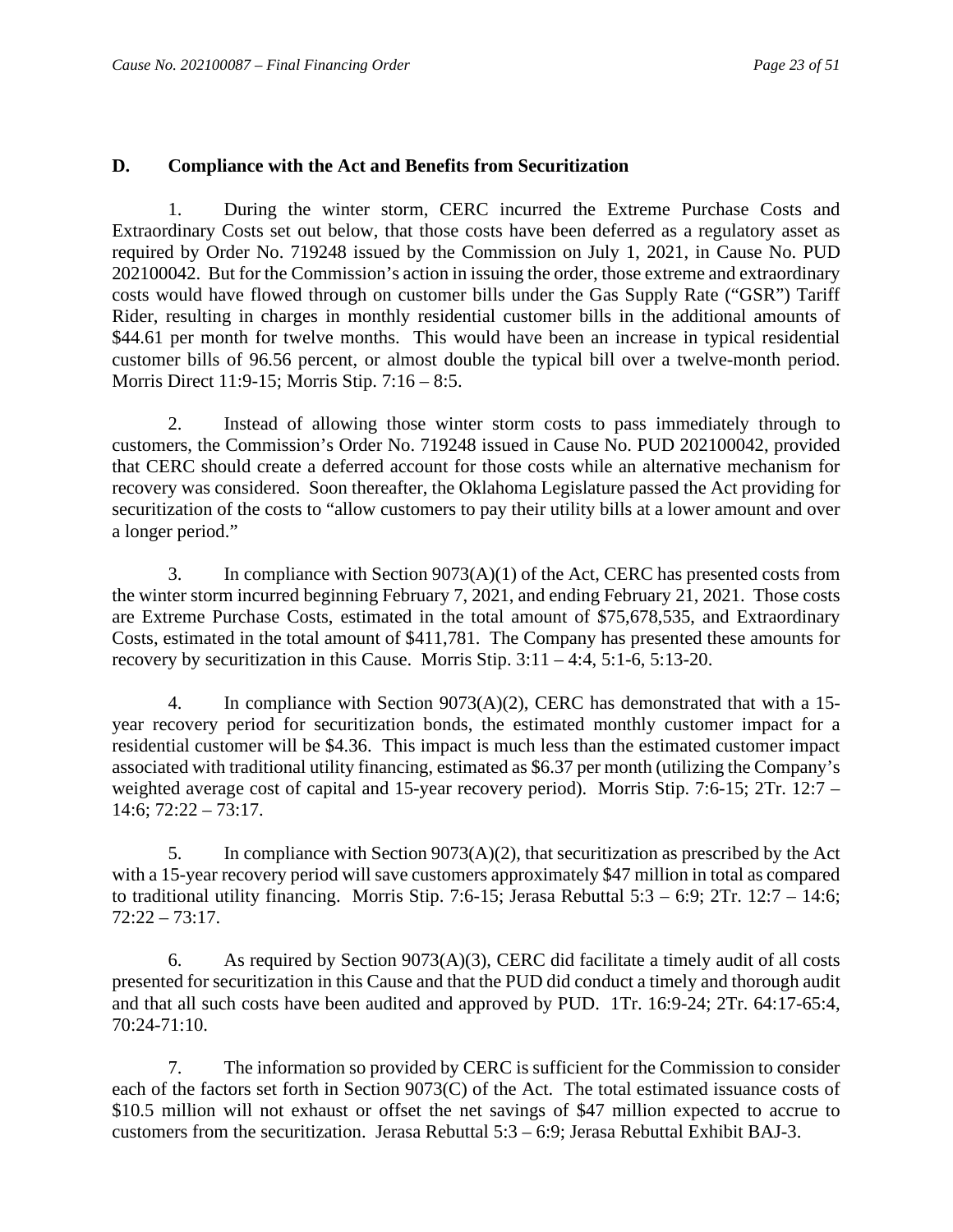## D. Compliance with the Act and Benefits from Securitization

1. During the winter storm, CERC incurred the Extreme Purchase Costs and Extraordinary Costs set out below, that those costs have been deferred as a regulatory asset as required by Order No. 719248 issued by the Commission on July 1, 2021, in Cause No. PUD 202100042. But for the Commission's action in issuing the order, those extreme and extraordinary costs would have flowed through on customer bills under the Gas Supply Rate ("GSR") Tariff Rider, resulting in charges in monthly residential customer bills in the additional amounts of $44.61 per month for twelve months. This would have been an increase in typical residential customer bills of 96.56 percent, or almost double the typical bill over a twelve-month period. Morris Direct 11:9-15; Morris Stip. 7:16 – 8:5.

2. Instead of allowing those winter storm costs to pass immediately through to customers, the Commission's Order No. 719248 issued in Cause No. PUD 202100042, provided that CERC should create a deferred account for those costs while an alternative mechanism for recovery was considered. Soon thereafter, the Oklahoma Legislature passed the Act providing for securitization of the costs to "allow customers to pay their utility bills at a lower amount and over a longer period."

3. In compliance with Section 9073(A)(1) of the Act, CERC has presented costs from the winter storm incurred beginning February 7, 2021, and ending February 21, 2021. Those costs are Extreme Purchase Costs, estimated in the total amount of $75,678,535, and Extraordinary Costs, estimated in the total amount of $411,781. The Company has presented these amounts for recovery by securitization in this Cause. Morris Stip. 3:11 – 4:4, 5:1-6, 5:13-20.

4. In compliance with Section 9073(A)(2), CERC has demonstrated that with a 15-year recovery period for securitization bonds, the estimated monthly customer impact for a residential customer will be $4.36. This impact is much less than the estimated customer impact associated with traditional utility financing, estimated as $6.37 per month (utilizing the Company's weighted average cost of capital and 15-year recovery period). Morris Stip. 7:6-15; 2Tr. 12:7 – 14:6; 72:22 – 73:17.

5. In compliance with Section 9073(A)(2), that securitization as prescribed by the Act with a 15-year recovery period will save customers approximately $47 million in total as compared to traditional utility financing. Morris Stip. 7:6-15; Jerasa Rebuttal 5:3 – 6:9; 2Tr. 12:7 – 14:6; 72:22 – 73:17.

6. As required by Section 9073(A)(3), CERC did facilitate a timely audit of all costs presented for securitization in this Cause and that the PUD did conduct a timely and thorough audit and that all such costs have been audited and approved by PUD. 1Tr. 16:9-24; 2Tr. 64:17-65:4, 70:24-71:10.

7. The information so provided by CERC is sufficient for the Commission to consider each of the factors set forth in Section 9073(C) of the Act. The total estimated issuance costs of $10.5 million will not exhaust or offset the net savings of $47 million expected to accrue to customers from the securitization. Jerasa Rebuttal 5:3 – 6:9; Jerasa Rebuttal Exhibit BAJ-3.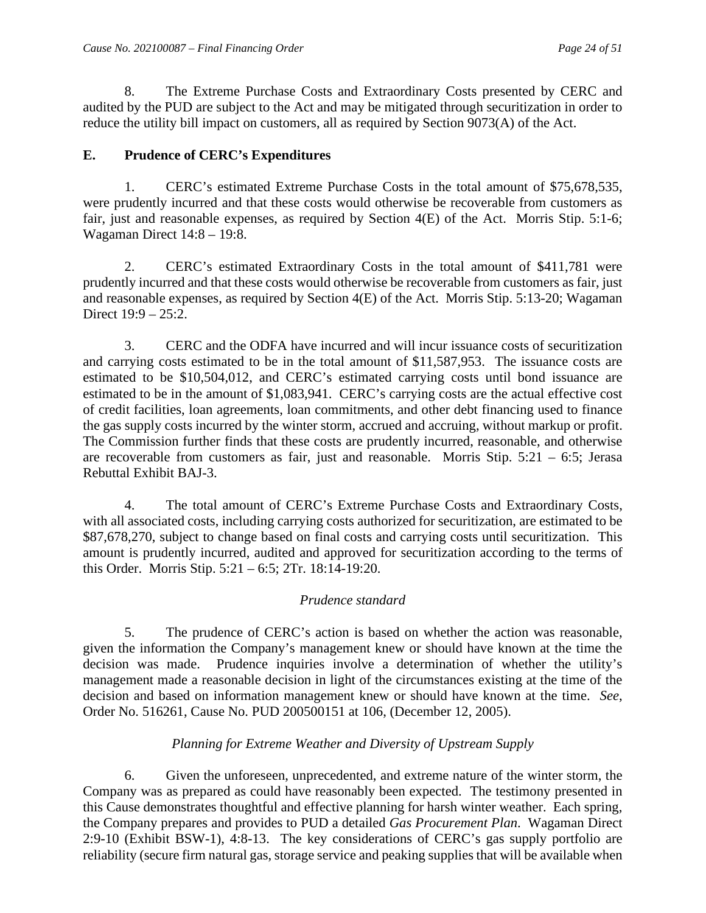8. The Extreme Purchase Costs and Extraordinary Costs presented by CERC and audited by the PUD are subject to the Act and may be mitigated through securitization in order to reduce the utility bill impact on customers, all as required by Section 9073(A) of the Act.

## E. Prudence of CERC's Expenditures

1. CERC's estimated Extreme Purchase Costs in the total amount of $75,678,535, were prudently incurred and that these costs would otherwise be recoverable from customers as fair, just and reasonable expenses, as required by Section 4(E) of the Act. Morris Stip. 5:1-6; Wagaman Direct 14:8 – 19:8.

2. CERC's estimated Extraordinary Costs in the total amount of $411,781 were prudently incurred and that these costs would otherwise be recoverable from customers as fair, just and reasonable expenses, as required by Section 4(E) of the Act. Morris Stip. 5:13-20; Wagaman Direct 19:9 – 25:2.

3. CERC and the ODFA have incurred and will incur issuance costs of securitization and carrying costs estimated to be in the total amount of $11,587,953. The issuance costs are estimated to be $10,504,012, and CERC's estimated carrying costs until bond issuance are estimated to be in the amount of $1,083,941. CERC's carrying costs are the actual effective cost of credit facilities, loan agreements, loan commitments, and other debt financing used to finance the gas supply costs incurred by the winter storm, accrued and accruing, without markup or profit. The Commission further finds that these costs are prudently incurred, reasonable, and otherwise are recoverable from customers as fair, just and reasonable. Morris Stip. 5:21 – 6:5; Jerasa Rebuttal Exhibit BAJ-3.

4. The total amount of CERC's Extreme Purchase Costs and Extraordinary Costs, with all associated costs, including carrying costs authorized for securitization, are estimated to be $87,678,270, subject to change based on final costs and carrying costs until securitization. This amount is prudently incurred, audited and approved for securitization according to the terms of this Order. Morris Stip. 5:21 – 6:5; 2Tr. 18:14-19:20.

*Prudence standard*

5. The prudence of CERC's action is based on whether the action was reasonable, given the information the Company's management knew or should have known at the time the decision was made. Prudence inquiries involve a determination of whether the utility's management made a reasonable decision in light of the circumstances existing at the time of the decision and based on information management knew or should have known at the time. *See*, Order No. 516261, Cause No. PUD 200500151 at 106, (December 12, 2005).

*Planning for Extreme Weather and Diversity of Upstream Supply*

6. Given the unforeseen, unprecedented, and extreme nature of the winter storm, the Company was as prepared as could have reasonably been expected. The testimony presented in this Cause demonstrates thoughtful and effective planning for harsh winter weather. Each spring, the Company prepares and provides to PUD a detailed *Gas Procurement Plan*. Wagaman Direct 2:9-10 (Exhibit BSW-1), 4:8-13. The key considerations of CERC's gas supply portfolio are reliability (secure firm natural gas, storage service and peaking supplies that will be available when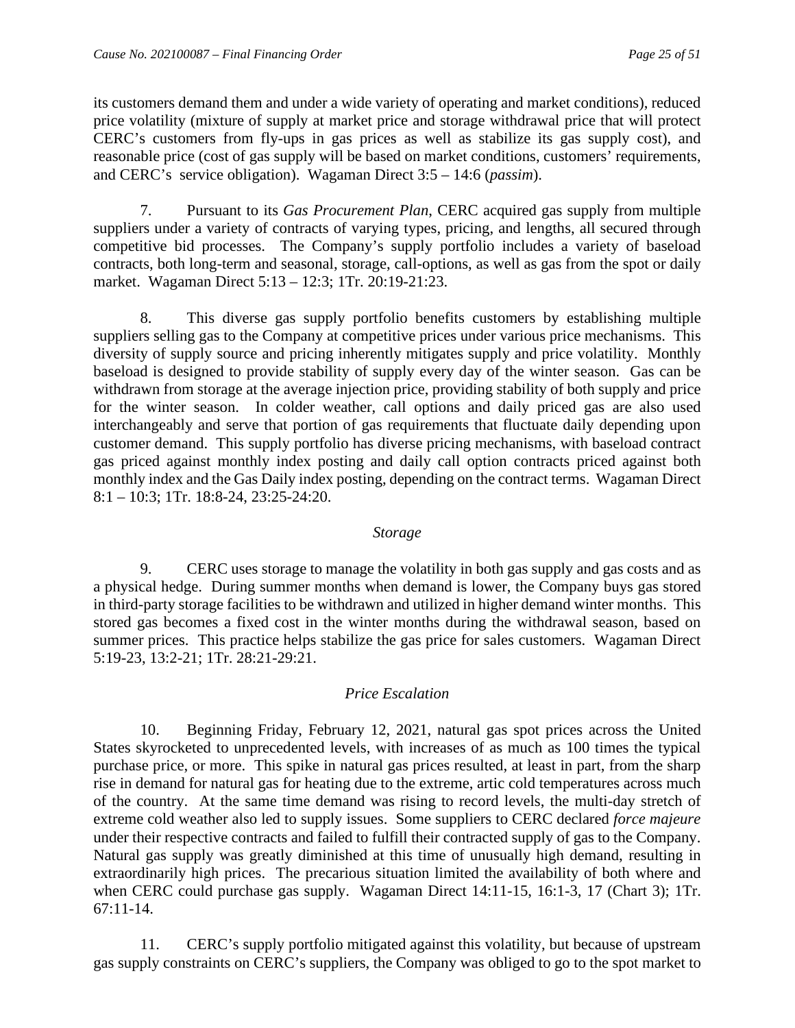its customers demand them and under a wide variety of operating and market conditions), reduced price volatility (mixture of supply at market price and storage withdrawal price that will protect CERC's customers from fly-ups in gas prices as well as stabilize its gas supply cost), and reasonable price (cost of gas supply will be based on market conditions, customers' requirements, and CERC's service obligation). Wagaman Direct 3:5 – 14:6 (*passim*).

7. Pursuant to its *Gas Procurement Plan*, CERC acquired gas supply from multiple suppliers under a variety of contracts of varying types, pricing, and lengths, all secured through competitive bid processes. The Company's supply portfolio includes a variety of baseload contracts, both long-term and seasonal, storage, call-options, as well as gas from the spot or daily market. Wagaman Direct 5:13 – 12:3; 1Tr. 20:19-21:23.

8. This diverse gas supply portfolio benefits customers by establishing multiple suppliers selling gas to the Company at competitive prices under various price mechanisms. This diversity of supply source and pricing inherently mitigates supply and price volatility. Monthly baseload is designed to provide stability of supply every day of the winter season. Gas can be withdrawn from storage at the average injection price, providing stability of both supply and price for the winter season. In colder weather, call options and daily priced gas are also used interchangeably and serve that portion of gas requirements that fluctuate daily depending upon customer demand. This supply portfolio has diverse pricing mechanisms, with baseload contract gas priced against monthly index posting and daily call option contracts priced against both monthly index and the Gas Daily index posting, depending on the contract terms. Wagaman Direct 8:1 – 10:3; 1Tr. 18:8-24, 23:25-24:20.

*Storage*

9. CERC uses storage to manage the volatility in both gas supply and gas costs and as a physical hedge. During summer months when demand is lower, the Company buys gas stored in third-party storage facilities to be withdrawn and utilized in higher demand winter months. This stored gas becomes a fixed cost in the winter months during the withdrawal season, based on summer prices. This practice helps stabilize the gas price for sales customers. Wagaman Direct 5:19-23, 13:2-21; 1Tr. 28:21-29:21.

*Price Escalation*

10. Beginning Friday, February 12, 2021, natural gas spot prices across the United States skyrocketed to unprecedented levels, with increases of as much as 100 times the typical purchase price, or more. This spike in natural gas prices resulted, at least in part, from the sharp rise in demand for natural gas for heating due to the extreme, artic cold temperatures across much of the country. At the same time demand was rising to record levels, the multi-day stretch of extreme cold weather also led to supply issues. Some suppliers to CERC declared *force majeure* under their respective contracts and failed to fulfill their contracted supply of gas to the Company. Natural gas supply was greatly diminished at this time of unusually high demand, resulting in extraordinarily high prices. The precarious situation limited the availability of both where and when CERC could purchase gas supply. Wagaman Direct 14:11-15, 16:1-3, 17 (Chart 3); 1Tr. 67:11-14.

11. CERC's supply portfolio mitigated against this volatility, but because of upstream gas supply constraints on CERC's suppliers, the Company was obliged to go to the spot market to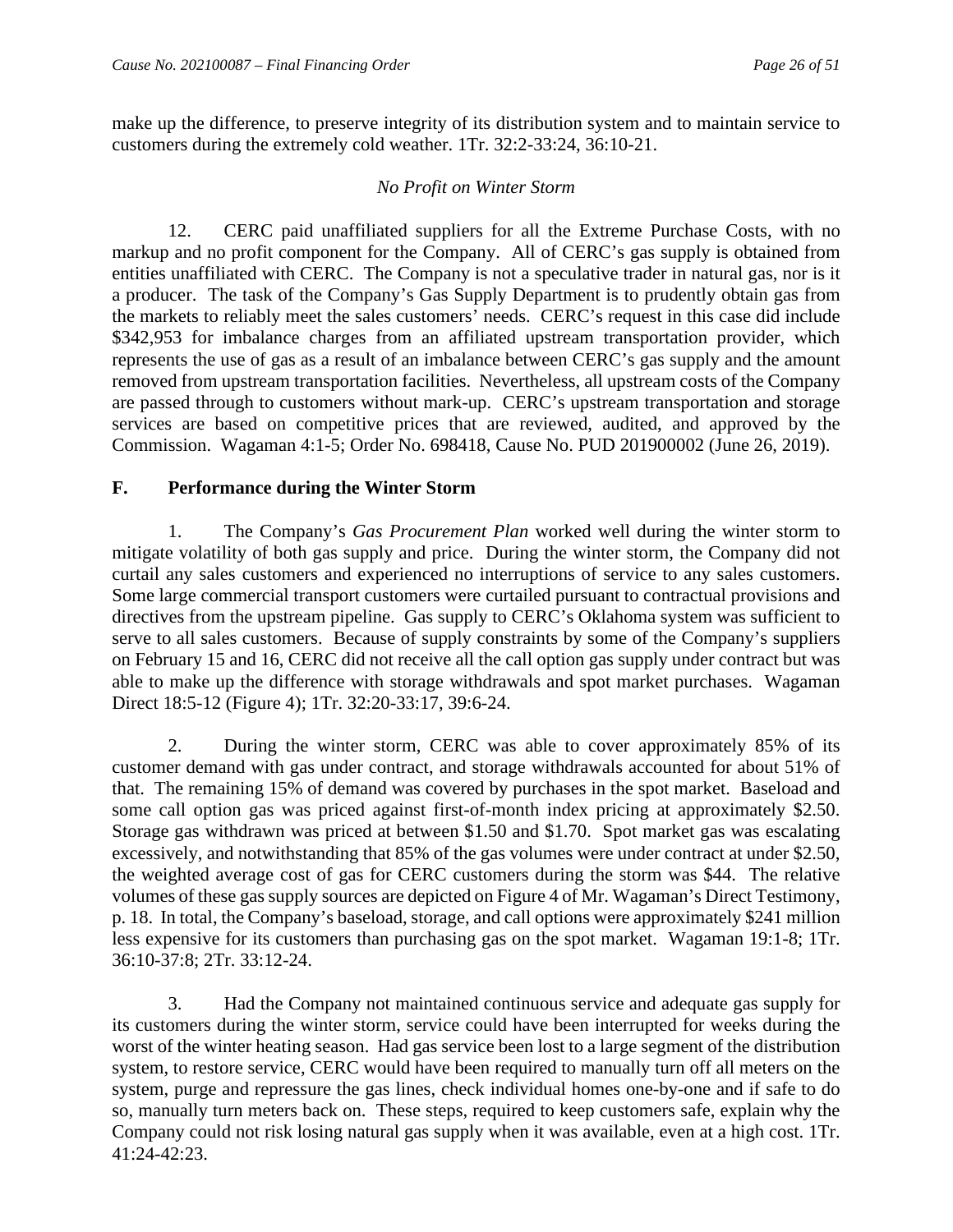make up the difference, to preserve integrity of its distribution system and to maintain service to customers during the extremely cold weather. 1Tr. 32:2-33:24, 36:10-21.

*No Profit on Winter Storm*

12. CERC paid unaffiliated suppliers for all the Extreme Purchase Costs, with no markup and no profit component for the Company. All of CERC's gas supply is obtained from entities unaffiliated with CERC. The Company is not a speculative trader in natural gas, nor is it a producer. The task of the Company's Gas Supply Department is to prudently obtain gas from the markets to reliably meet the sales customers' needs. CERC's request in this case did include $342,953 for imbalance charges from an affiliated upstream transportation provider, which represents the use of gas as a result of an imbalance between CERC's gas supply and the amount removed from upstream transportation facilities. Nevertheless, all upstream costs of the Company are passed through to customers without mark-up. CERC's upstream transportation and storage services are based on competitive prices that are reviewed, audited, and approved by the Commission. Wagaman 4:1-5; Order No. 698418, Cause No. PUD 201900002 (June 26, 2019).

## F. Performance during the Winter Storm

1. The Company's *Gas Procurement Plan* worked well during the winter storm to mitigate volatility of both gas supply and price. During the winter storm, the Company did not curtail any sales customers and experienced no interruptions of service to any sales customers. Some large commercial transport customers were curtailed pursuant to contractual provisions and directives from the upstream pipeline. Gas supply to CERC's Oklahoma system was sufficient to serve to all sales customers. Because of supply constraints by some of the Company's suppliers on February 15 and 16, CERC did not receive all the call option gas supply under contract but was able to make up the difference with storage withdrawals and spot market purchases. Wagaman Direct 18:5-12 (Figure 4); 1Tr. 32:20-33:17, 39:6-24.

2. During the winter storm, CERC was able to cover approximately 85% of its customer demand with gas under contract, and storage withdrawals accounted for about 51% of that. The remaining 15% of demand was covered by purchases in the spot market. Baseload and some call option gas was priced against first-of-month index pricing at approximately $2.50. Storage gas withdrawn was priced at between $1.50 and $1.70. Spot market gas was escalating excessively, and notwithstanding that 85% of the gas volumes were under contract at under $2.50, the weighted average cost of gas for CERC customers during the storm was $44. The relative volumes of these gas supply sources are depicted on Figure 4 of Mr. Wagaman's Direct Testimony, p. 18. In total, the Company's baseload, storage, and call options were approximately $241 million less expensive for its customers than purchasing gas on the spot market. Wagaman 19:1-8; 1Tr. 36:10-37:8; 2Tr. 33:12-24.

3. Had the Company not maintained continuous service and adequate gas supply for its customers during the winter storm, service could have been interrupted for weeks during the worst of the winter heating season. Had gas service been lost to a large segment of the distribution system, to restore service, CERC would have been required to manually turn off all meters on the system, purge and repressure the gas lines, check individual homes one-by-one and if safe to do so, manually turn meters back on. These steps, required to keep customers safe, explain why the Company could not risk losing natural gas supply when it was available, even at a high cost. 1Tr. 41:24-42:23.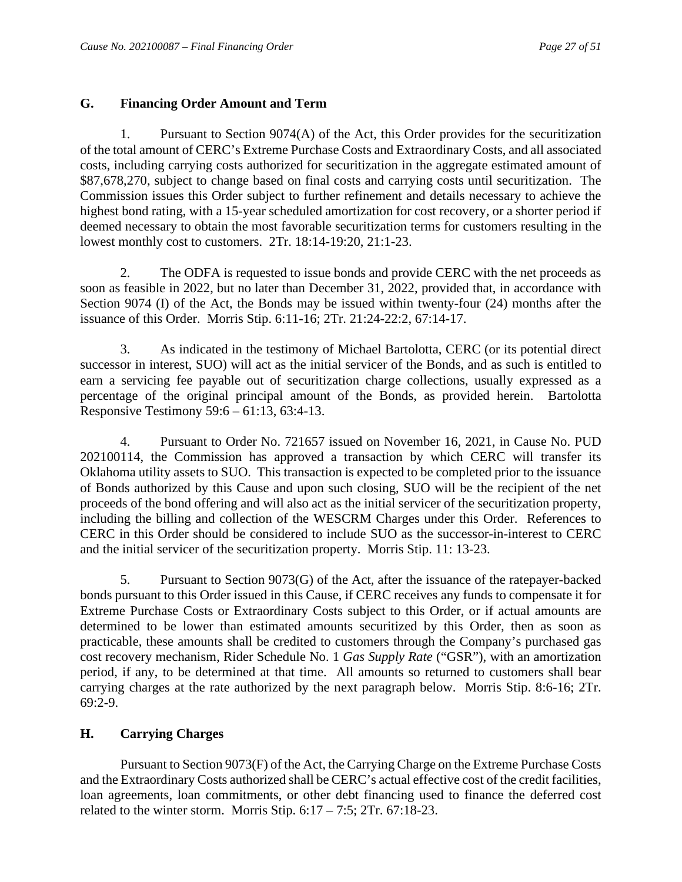## G. Financing Order Amount and Term

1. Pursuant to Section 9074(A) of the Act, this Order provides for the securitization of the total amount of CERC's Extreme Purchase Costs and Extraordinary Costs, and all associated costs, including carrying costs authorized for securitization in the aggregate estimated amount of $87,678,270, subject to change based on final costs and carrying costs until securitization. The Commission issues this Order subject to further refinement and details necessary to achieve the highest bond rating, with a 15-year scheduled amortization for cost recovery, or a shorter period if deemed necessary to obtain the most favorable securitization terms for customers resulting in the lowest monthly cost to customers. 2Tr. 18:14-19:20, 21:1-23.

2. The ODFA is requested to issue bonds and provide CERC with the net proceeds as soon as feasible in 2022, but no later than December 31, 2022, provided that, in accordance with Section 9074 (I) of the Act, the Bonds may be issued within twenty-four (24) months after the issuance of this Order. Morris Stip. 6:11-16; 2Tr. 21:24-22:2, 67:14-17.

3. As indicated in the testimony of Michael Bartolotta, CERC (or its potential direct successor in interest, SUO) will act as the initial servicer of the Bonds, and as such is entitled to earn a servicing fee payable out of securitization charge collections, usually expressed as a percentage of the original principal amount of the Bonds, as provided herein. Bartolotta Responsive Testimony 59:6 – 61:13, 63:4-13.

4. Pursuant to Order No. 721657 issued on November 16, 2021, in Cause No. PUD 202100114, the Commission has approved a transaction by which CERC will transfer its Oklahoma utility assets to SUO. This transaction is expected to be completed prior to the issuance of Bonds authorized by this Cause and upon such closing, SUO will be the recipient of the net proceeds of the bond offering and will also act as the initial servicer of the securitization property, including the billing and collection of the WESCRM Charges under this Order. References to CERC in this Order should be considered to include SUO as the successor-in-interest to CERC and the initial servicer of the securitization property. Morris Stip. 11: 13-23.

5. Pursuant to Section 9073(G) of the Act, after the issuance of the ratepayer-backed bonds pursuant to this Order issued in this Cause, if CERC receives any funds to compensate it for Extreme Purchase Costs or Extraordinary Costs subject to this Order, or if actual amounts are determined to be lower than estimated amounts securitized by this Order, then as soon as practicable, these amounts shall be credited to customers through the Company's purchased gas cost recovery mechanism, Rider Schedule No. 1 *Gas Supply Rate* ("GSR"), with an amortization period, if any, to be determined at that time. All amounts so returned to customers shall bear carrying charges at the rate authorized by the next paragraph below. Morris Stip. 8:6-16; 2Tr. 69:2-9.

## H. Carrying Charges

Pursuant to Section 9073(F) of the Act, the Carrying Charge on the Extreme Purchase Costs and the Extraordinary Costs authorized shall be CERC's actual effective cost of the credit facilities, loan agreements, loan commitments, or other debt financing used to finance the deferred cost related to the winter storm. Morris Stip. 6:17 – 7:5; 2Tr. 67:18-23.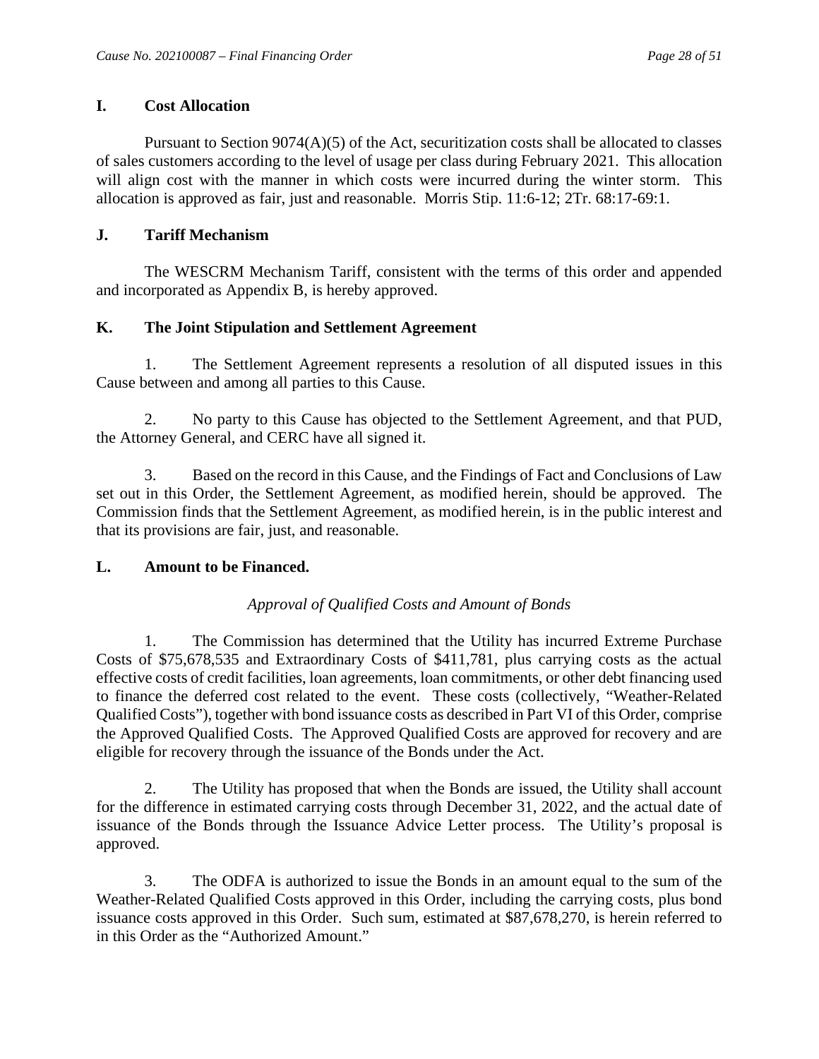## I. Cost Allocation

Pursuant to Section 9074(A)(5) of the Act, securitization costs shall be allocated to classes of sales customers according to the level of usage per class during February 2021. This allocation will align cost with the manner in which costs were incurred during the winter storm. This allocation is approved as fair, just and reasonable. Morris Stip. 11:6-12; 2Tr. 68:17-69:1.

## J. Tariff Mechanism

The WESCRM Mechanism Tariff, consistent with the terms of this order and appended and incorporated as Appendix B, is hereby approved.

## K. The Joint Stipulation and Settlement Agreement

1. The Settlement Agreement represents a resolution of all disputed issues in this Cause between and among all parties to this Cause.

2. No party to this Cause has objected to the Settlement Agreement, and that PUD, the Attorney General, and CERC have all signed it.

3. Based on the record in this Cause, and the Findings of Fact and Conclusions of Law set out in this Order, the Settlement Agreement, as modified herein, should be approved. The Commission finds that the Settlement Agreement, as modified herein, is in the public interest and that its provisions are fair, just, and reasonable.

## L. Amount to be Financed.

*Approval of Qualified Costs and Amount of Bonds*

1. The Commission has determined that the Utility has incurred Extreme Purchase Costs of $75,678,535 and Extraordinary Costs of $411,781, plus carrying costs as the actual effective costs of credit facilities, loan agreements, loan commitments, or other debt financing used to finance the deferred cost related to the event. These costs (collectively, "Weather-Related Qualified Costs"), together with bond issuance costs as described in Part VI of this Order, comprise the Approved Qualified Costs. The Approved Qualified Costs are approved for recovery and are eligible for recovery through the issuance of the Bonds under the Act.

2. The Utility has proposed that when the Bonds are issued, the Utility shall account for the difference in estimated carrying costs through December 31, 2022, and the actual date of issuance of the Bonds through the Issuance Advice Letter process. The Utility's proposal is approved.

3. The ODFA is authorized to issue the Bonds in an amount equal to the sum of the Weather-Related Qualified Costs approved in this Order, including the carrying costs, plus bond issuance costs approved in this Order. Such sum, estimated at $87,678,270, is herein referred to in this Order as the "Authorized Amount."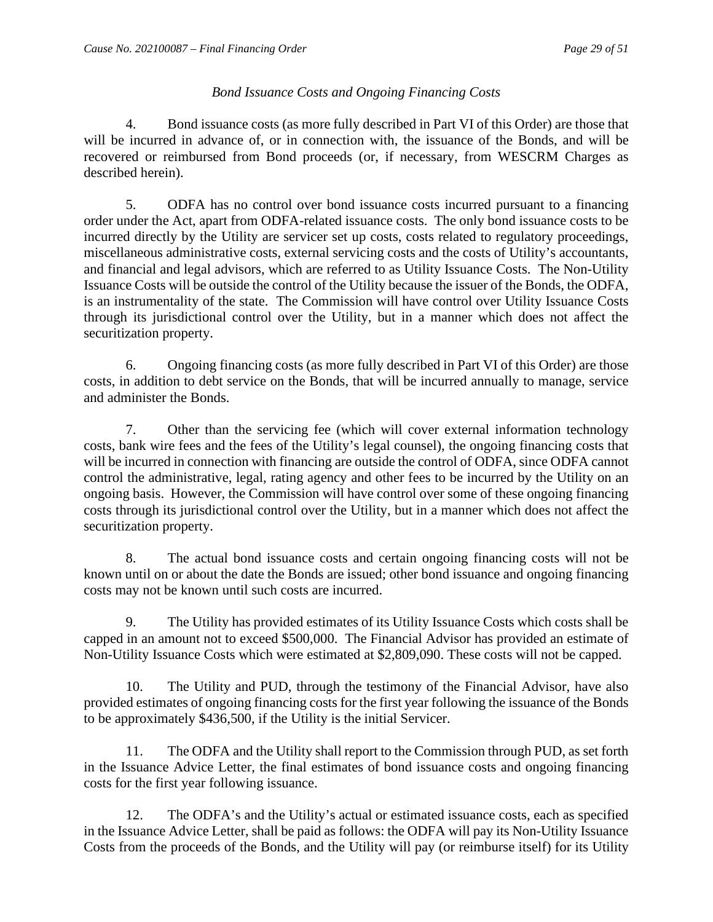*Bond Issuance Costs and Ongoing Financing Costs*

4. Bond issuance costs (as more fully described in Part VI of this Order) are those that will be incurred in advance of, or in connection with, the issuance of the Bonds, and will be recovered or reimbursed from Bond proceeds (or, if necessary, from WESCRM Charges as described herein).

5. ODFA has no control over bond issuance costs incurred pursuant to a financing order under the Act, apart from ODFA-related issuance costs. The only bond issuance costs to be incurred directly by the Utility are servicer set up costs, costs related to regulatory proceedings, miscellaneous administrative costs, external servicing costs and the costs of Utility's accountants, and financial and legal advisors, which are referred to as Utility Issuance Costs. The Non-Utility Issuance Costs will be outside the control of the Utility because the issuer of the Bonds, the ODFA, is an instrumentality of the state. The Commission will have control over Utility Issuance Costs through its jurisdictional control over the Utility, but in a manner which does not affect the securitization property.

6. Ongoing financing costs (as more fully described in Part VI of this Order) are those costs, in addition to debt service on the Bonds, that will be incurred annually to manage, service and administer the Bonds.

7. Other than the servicing fee (which will cover external information technology costs, bank wire fees and the fees of the Utility's legal counsel), the ongoing financing costs that will be incurred in connection with financing are outside the control of ODFA, since ODFA cannot control the administrative, legal, rating agency and other fees to be incurred by the Utility on an ongoing basis. However, the Commission will have control over some of these ongoing financing costs through its jurisdictional control over the Utility, but in a manner which does not affect the securitization property.

8. The actual bond issuance costs and certain ongoing financing costs will not be known until on or about the date the Bonds are issued; other bond issuance and ongoing financing costs may not be known until such costs are incurred.

9. The Utility has provided estimates of its Utility Issuance Costs which costs shall be capped in an amount not to exceed $500,000. The Financial Advisor has provided an estimate of Non-Utility Issuance Costs which were estimated at $2,809,090. These costs will not be capped.

10. The Utility and PUD, through the testimony of the Financial Advisor, have also provided estimates of ongoing financing costs for the first year following the issuance of the Bonds to be approximately $436,500, if the Utility is the initial Servicer.

11. The ODFA and the Utility shall report to the Commission through PUD, as set forth in the Issuance Advice Letter, the final estimates of bond issuance costs and ongoing financing costs for the first year following issuance.

12. The ODFA's and the Utility's actual or estimated issuance costs, each as specified in the Issuance Advice Letter, shall be paid as follows: the ODFA will pay its Non-Utility Issuance Costs from the proceeds of the Bonds, and the Utility will pay (or reimburse itself) for its Utility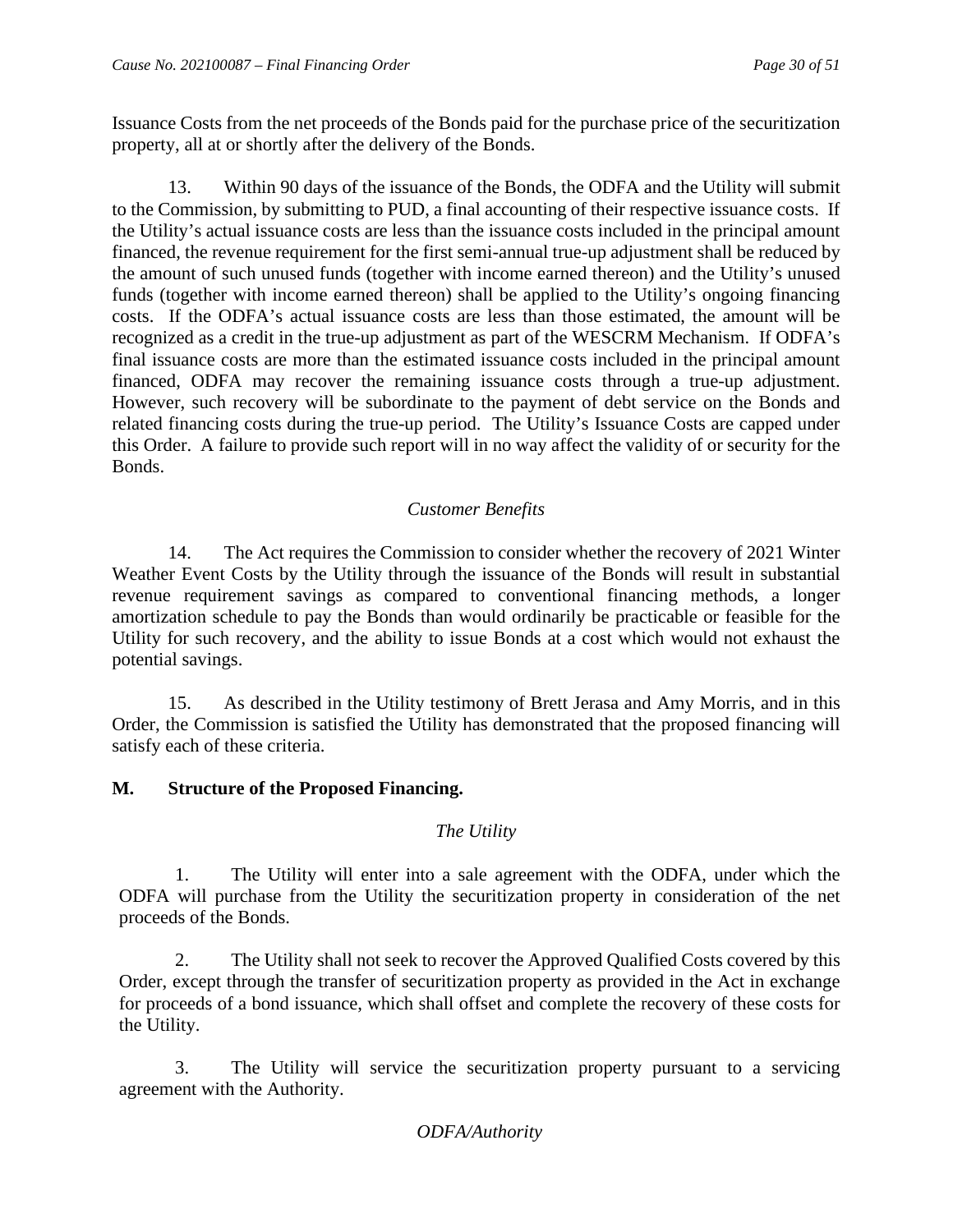Issuance Costs from the net proceeds of the Bonds paid for the purchase price of the securitization property, all at or shortly after the delivery of the Bonds.

13. Within 90 days of the issuance of the Bonds, the ODFA and the Utility will submit to the Commission, by submitting to PUD, a final accounting of their respective issuance costs. If the Utility's actual issuance costs are less than the issuance costs included in the principal amount financed, the revenue requirement for the first semi-annual true-up adjustment shall be reduced by the amount of such unused funds (together with income earned thereon) and the Utility's unused funds (together with income earned thereon) shall be applied to the Utility's ongoing financing costs. If the ODFA's actual issuance costs are less than those estimated, the amount will be recognized as a credit in the true-up adjustment as part of the WESCRM Mechanism. If ODFA's final issuance costs are more than the estimated issuance costs included in the principal amount financed, ODFA may recover the remaining issuance costs through a true-up adjustment. However, such recovery will be subordinate to the payment of debt service on the Bonds and related financing costs during the true-up period. The Utility's Issuance Costs are capped under this Order. A failure to provide such report will in no way affect the validity of or security for the Bonds.

*Customer Benefits*

14. The Act requires the Commission to consider whether the recovery of 2021 Winter Weather Event Costs by the Utility through the issuance of the Bonds will result in substantial revenue requirement savings as compared to conventional financing methods, a longer amortization schedule to pay the Bonds than would ordinarily be practicable or feasible for the Utility for such recovery, and the ability to issue Bonds at a cost which would not exhaust the potential savings.

15. As described in the Utility testimony of Brett Jerasa and Amy Morris, and in this Order, the Commission is satisfied the Utility has demonstrated that the proposed financing will satisfy each of these criteria.

## M. Structure of the Proposed Financing.

*The Utility*

1. The Utility will enter into a sale agreement with the ODFA, under which the ODFA will purchase from the Utility the securitization property in consideration of the net proceeds of the Bonds.

2. The Utility shall not seek to recover the Approved Qualified Costs covered by this Order, except through the transfer of securitization property as provided in the Act in exchange for proceeds of a bond issuance, which shall offset and complete the recovery of these costs for the Utility.

3. The Utility will service the securitization property pursuant to a servicing agreement with the Authority.

*ODFA/Authority*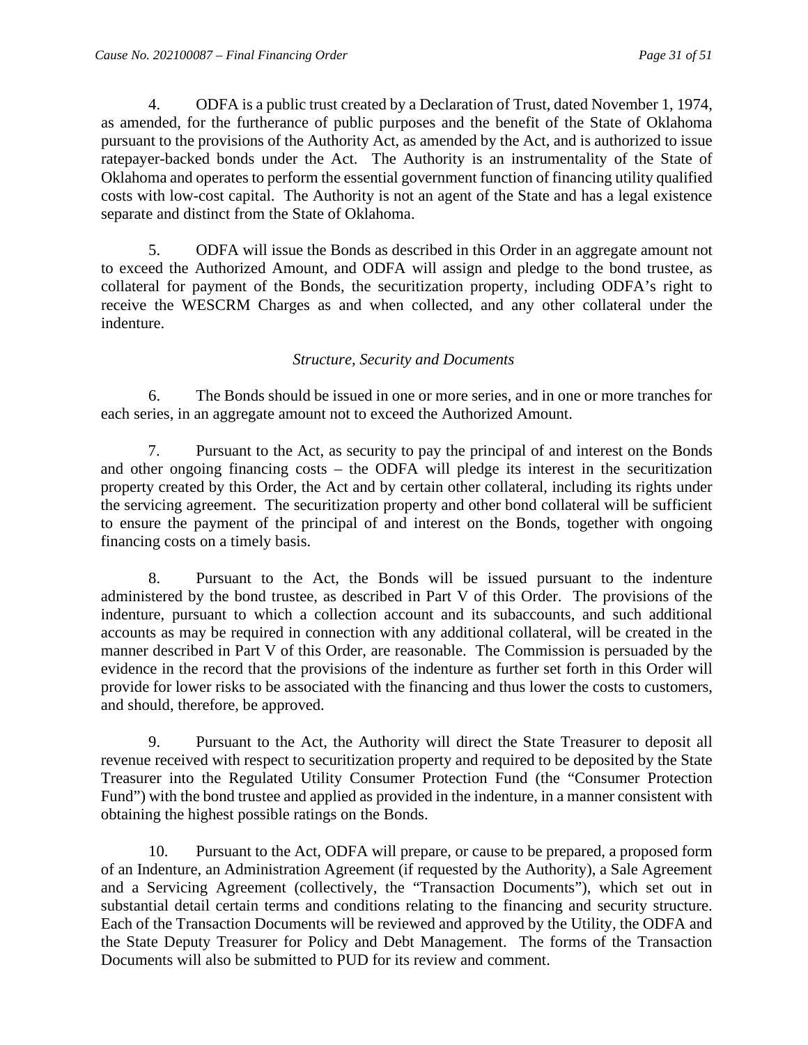4. ODFA is a public trust created by a Declaration of Trust, dated November 1, 1974, as amended, for the furtherance of public purposes and the benefit of the State of Oklahoma pursuant to the provisions of the Authority Act, as amended by the Act, and is authorized to issue ratepayer-backed bonds under the Act. The Authority is an instrumentality of the State of Oklahoma and operates to perform the essential government function of financing utility qualified costs with low-cost capital. The Authority is not an agent of the State and has a legal existence separate and distinct from the State of Oklahoma.

5. ODFA will issue the Bonds as described in this Order in an aggregate amount not to exceed the Authorized Amount, and ODFA will assign and pledge to the bond trustee, as collateral for payment of the Bonds, the securitization property, including ODFA's right to receive the WESCRM Charges as and when collected, and any other collateral under the indenture.

*Structure, Security and Documents*

6. The Bonds should be issued in one or more series, and in one or more tranches for each series, in an aggregate amount not to exceed the Authorized Amount.

7. Pursuant to the Act, as security to pay the principal of and interest on the Bonds and other ongoing financing costs – the ODFA will pledge its interest in the securitization property created by this Order, the Act and by certain other collateral, including its rights under the servicing agreement. The securitization property and other bond collateral will be sufficient to ensure the payment of the principal of and interest on the Bonds, together with ongoing financing costs on a timely basis.

8. Pursuant to the Act, the Bonds will be issued pursuant to the indenture administered by the bond trustee, as described in Part V of this Order. The provisions of the indenture, pursuant to which a collection account and its subaccounts, and such additional accounts as may be required in connection with any additional collateral, will be created in the manner described in Part V of this Order, are reasonable. The Commission is persuaded by the evidence in the record that the provisions of the indenture as further set forth in this Order will provide for lower risks to be associated with the financing and thus lower the costs to customers, and should, therefore, be approved.

9. Pursuant to the Act, the Authority will direct the State Treasurer to deposit all revenue received with respect to securitization property and required to be deposited by the State Treasurer into the Regulated Utility Consumer Protection Fund (the "Consumer Protection Fund") with the bond trustee and applied as provided in the indenture, in a manner consistent with obtaining the highest possible ratings on the Bonds.

10. Pursuant to the Act, ODFA will prepare, or cause to be prepared, a proposed form of an Indenture, an Administration Agreement (if requested by the Authority), a Sale Agreement and a Servicing Agreement (collectively, the "Transaction Documents"), which set out in substantial detail certain terms and conditions relating to the financing and security structure. Each of the Transaction Documents will be reviewed and approved by the Utility, the ODFA and the State Deputy Treasurer for Policy and Debt Management. The forms of the Transaction Documents will also be submitted to PUD for its review and comment.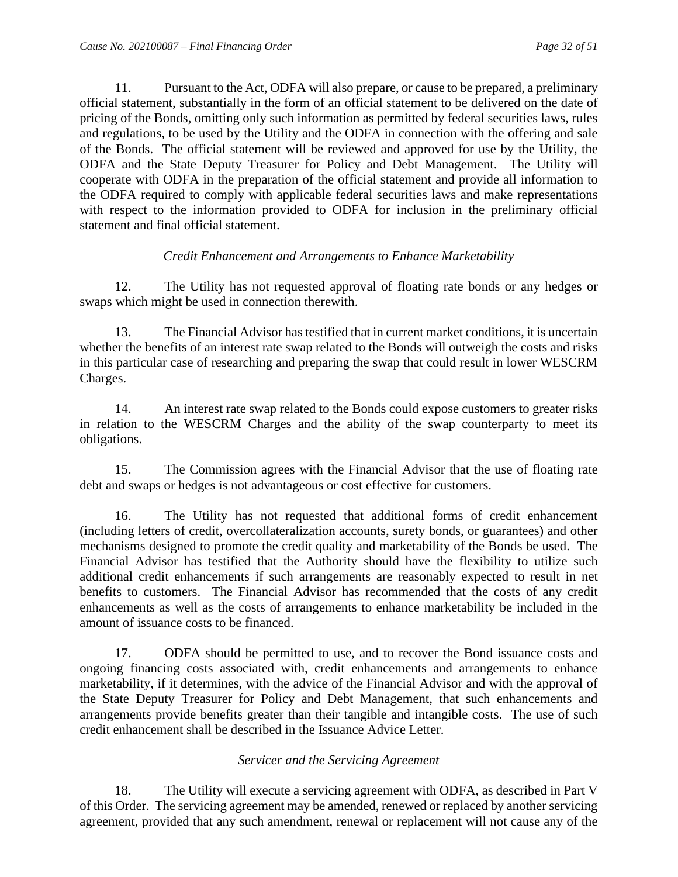11. Pursuant to the Act, ODFA will also prepare, or cause to be prepared, a preliminary official statement, substantially in the form of an official statement to be delivered on the date of pricing of the Bonds, omitting only such information as permitted by federal securities laws, rules and regulations, to be used by the Utility and the ODFA in connection with the offering and sale of the Bonds. The official statement will be reviewed and approved for use by the Utility, the ODFA and the State Deputy Treasurer for Policy and Debt Management. The Utility will cooperate with ODFA in the preparation of the official statement and provide all information to the ODFA required to comply with applicable federal securities laws and make representations with respect to the information provided to ODFA for inclusion in the preliminary official statement and final official statement.

*Credit Enhancement and Arrangements to Enhance Marketability*

12. The Utility has not requested approval of floating rate bonds or any hedges or swaps which might be used in connection therewith.

13. The Financial Advisor has testified that in current market conditions, it is uncertain whether the benefits of an interest rate swap related to the Bonds will outweigh the costs and risks in this particular case of researching and preparing the swap that could result in lower WESCRM Charges.

14. An interest rate swap related to the Bonds could expose customers to greater risks in relation to the WESCRM Charges and the ability of the swap counterparty to meet its obligations.

15. The Commission agrees with the Financial Advisor that the use of floating rate debt and swaps or hedges is not advantageous or cost effective for customers.

16. The Utility has not requested that additional forms of credit enhancement (including letters of credit, overcollateralization accounts, surety bonds, or guarantees) and other mechanisms designed to promote the credit quality and marketability of the Bonds be used. The Financial Advisor has testified that the Authority should have the flexibility to utilize such additional credit enhancements if such arrangements are reasonably expected to result in net benefits to customers. The Financial Advisor has recommended that the costs of any credit enhancements as well as the costs of arrangements to enhance marketability be included in the amount of issuance costs to be financed.

17. ODFA should be permitted to use, and to recover the Bond issuance costs and ongoing financing costs associated with, credit enhancements and arrangements to enhance marketability, if it determines, with the advice of the Financial Advisor and with the approval of the State Deputy Treasurer for Policy and Debt Management, that such enhancements and arrangements provide benefits greater than their tangible and intangible costs. The use of such credit enhancement shall be described in the Issuance Advice Letter.

*Servicer and the Servicing Agreement*

18. The Utility will execute a servicing agreement with ODFA, as described in Part V of this Order. The servicing agreement may be amended, renewed or replaced by another servicing agreement, provided that any such amendment, renewal or replacement will not cause any of the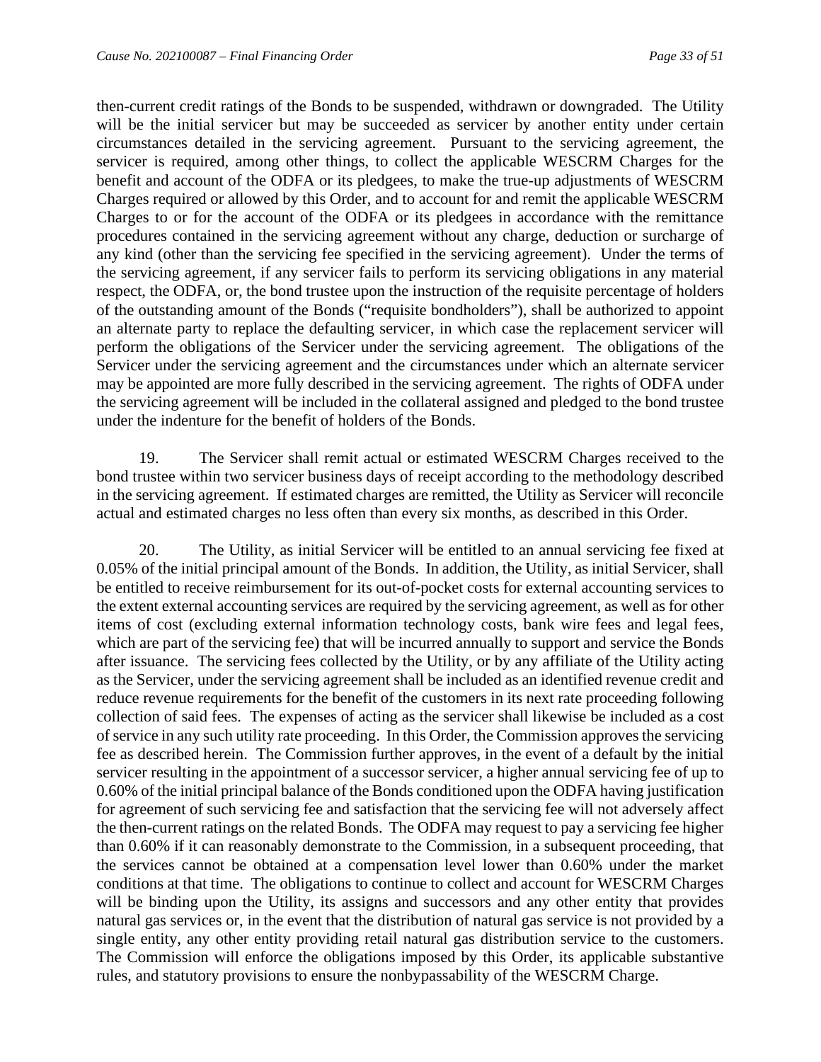then-current credit ratings of the Bonds to be suspended, withdrawn or downgraded. The Utility will be the initial servicer but may be succeeded as servicer by another entity under certain circumstances detailed in the servicing agreement. Pursuant to the servicing agreement, the servicer is required, among other things, to collect the applicable WESCRM Charges for the benefit and account of the ODFA or its pledgees, to make the true-up adjustments of WESCRM Charges required or allowed by this Order, and to account for and remit the applicable WESCRM Charges to or for the account of the ODFA or its pledgees in accordance with the remittance procedures contained in the servicing agreement without any charge, deduction or surcharge of any kind (other than the servicing fee specified in the servicing agreement). Under the terms of the servicing agreement, if any servicer fails to perform its servicing obligations in any material respect, the ODFA, or, the bond trustee upon the instruction of the requisite percentage of holders of the outstanding amount of the Bonds ("requisite bondholders"), shall be authorized to appoint an alternate party to replace the defaulting servicer, in which case the replacement servicer will perform the obligations of the Servicer under the servicing agreement. The obligations of the Servicer under the servicing agreement and the circumstances under which an alternate servicer may be appointed are more fully described in the servicing agreement. The rights of ODFA under the servicing agreement will be included in the collateral assigned and pledged to the bond trustee under the indenture for the benefit of holders of the Bonds.

19. The Servicer shall remit actual or estimated WESCRM Charges received to the bond trustee within two servicer business days of receipt according to the methodology described in the servicing agreement. If estimated charges are remitted, the Utility as Servicer will reconcile actual and estimated charges no less often than every six months, as described in this Order.

20. The Utility, as initial Servicer will be entitled to an annual servicing fee fixed at 0.05% of the initial principal amount of the Bonds. In addition, the Utility, as initial Servicer, shall be entitled to receive reimbursement for its out-of-pocket costs for external accounting services to the extent external accounting services are required by the servicing agreement, as well as for other items of cost (excluding external information technology costs, bank wire fees and legal fees, which are part of the servicing fee) that will be incurred annually to support and service the Bonds after issuance. The servicing fees collected by the Utility, or by any affiliate of the Utility acting as the Servicer, under the servicing agreement shall be included as an identified revenue credit and reduce revenue requirements for the benefit of the customers in its next rate proceeding following collection of said fees. The expenses of acting as the servicer shall likewise be included as a cost of service in any such utility rate proceeding. In this Order, the Commission approves the servicing fee as described herein. The Commission further approves, in the event of a default by the initial servicer resulting in the appointment of a successor servicer, a higher annual servicing fee of up to 0.60% of the initial principal balance of the Bonds conditioned upon the ODFA having justification for agreement of such servicing fee and satisfaction that the servicing fee will not adversely affect the then-current ratings on the related Bonds. The ODFA may request to pay a servicing fee higher than 0.60% if it can reasonably demonstrate to the Commission, in a subsequent proceeding, that the services cannot be obtained at a compensation level lower than 0.60% under the market conditions at that time. The obligations to continue to collect and account for WESCRM Charges will be binding upon the Utility, its assigns and successors and any other entity that provides natural gas services or, in the event that the distribution of natural gas service is not provided by a single entity, any other entity providing retail natural gas distribution service to the customers. The Commission will enforce the obligations imposed by this Order, its applicable substantive rules, and statutory provisions to ensure the nonbypassability of the WESCRM Charge.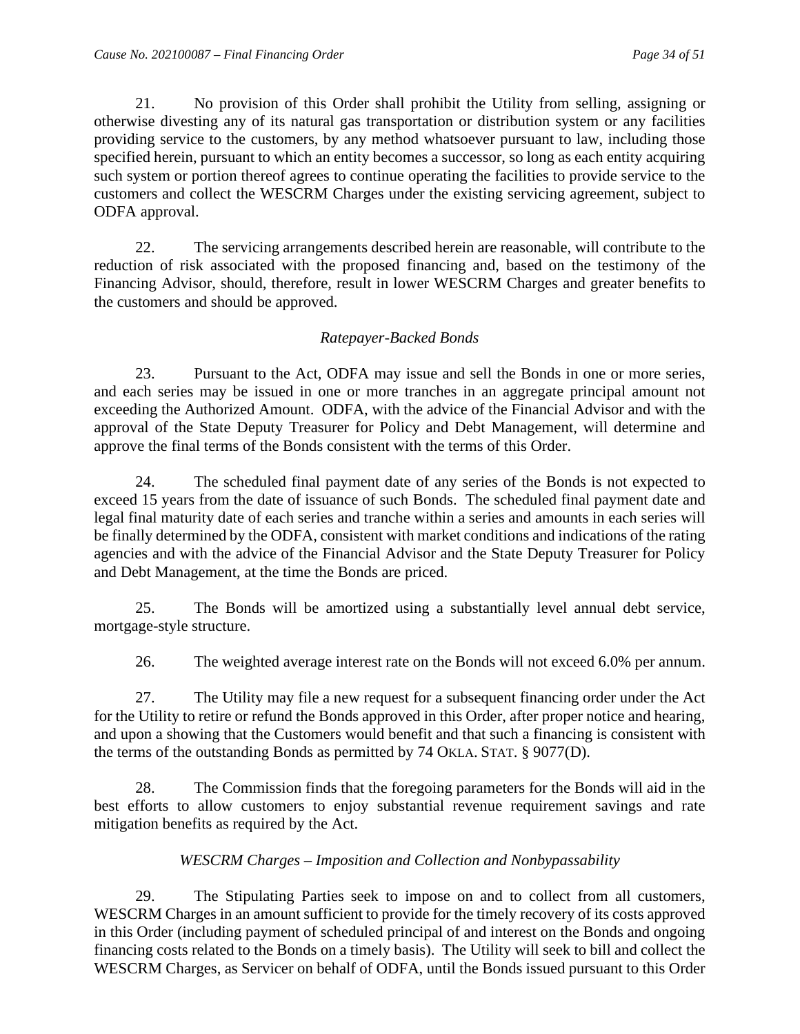21. No provision of this Order shall prohibit the Utility from selling, assigning or otherwise divesting any of its natural gas transportation or distribution system or any facilities providing service to the customers, by any method whatsoever pursuant to law, including those specified herein, pursuant to which an entity becomes a successor, so long as each entity acquiring such system or portion thereof agrees to continue operating the facilities to provide service to the customers and collect the WESCRM Charges under the existing servicing agreement, subject to ODFA approval.

22. The servicing arrangements described herein are reasonable, will contribute to the reduction of risk associated with the proposed financing and, based on the testimony of the Financing Advisor, should, therefore, result in lower WESCRM Charges and greater benefits to the customers and should be approved.

*Ratepayer-Backed Bonds*

23. Pursuant to the Act, ODFA may issue and sell the Bonds in one or more series, and each series may be issued in one or more tranches in an aggregate principal amount not exceeding the Authorized Amount. ODFA, with the advice of the Financial Advisor and with the approval of the State Deputy Treasurer for Policy and Debt Management, will determine and approve the final terms of the Bonds consistent with the terms of this Order.

24. The scheduled final payment date of any series of the Bonds is not expected to exceed 15 years from the date of issuance of such Bonds. The scheduled final payment date and legal final maturity date of each series and tranche within a series and amounts in each series will be finally determined by the ODFA, consistent with market conditions and indications of the rating agencies and with the advice of the Financial Advisor and the State Deputy Treasurer for Policy and Debt Management, at the time the Bonds are priced.

25. The Bonds will be amortized using a substantially level annual debt service, mortgage-style structure.

26. The weighted average interest rate on the Bonds will not exceed 6.0% per annum.

27. The Utility may file a new request for a subsequent financing order under the Act for the Utility to retire or refund the Bonds approved in this Order, after proper notice and hearing, and upon a showing that the Customers would benefit and that such a financing is consistent with the terms of the outstanding Bonds as permitted by 74 OKLA. STAT. § 9077(D).

28. The Commission finds that the foregoing parameters for the Bonds will aid in the best efforts to allow customers to enjoy substantial revenue requirement savings and rate mitigation benefits as required by the Act.

*WESCRM Charges – Imposition and Collection and Nonbypassability*

29. The Stipulating Parties seek to impose on and to collect from all customers, WESCRM Charges in an amount sufficient to provide for the timely recovery of its costs approved in this Order (including payment of scheduled principal of and interest on the Bonds and ongoing financing costs related to the Bonds on a timely basis). The Utility will seek to bill and collect the WESCRM Charges, as Servicer on behalf of ODFA, until the Bonds issued pursuant to this Order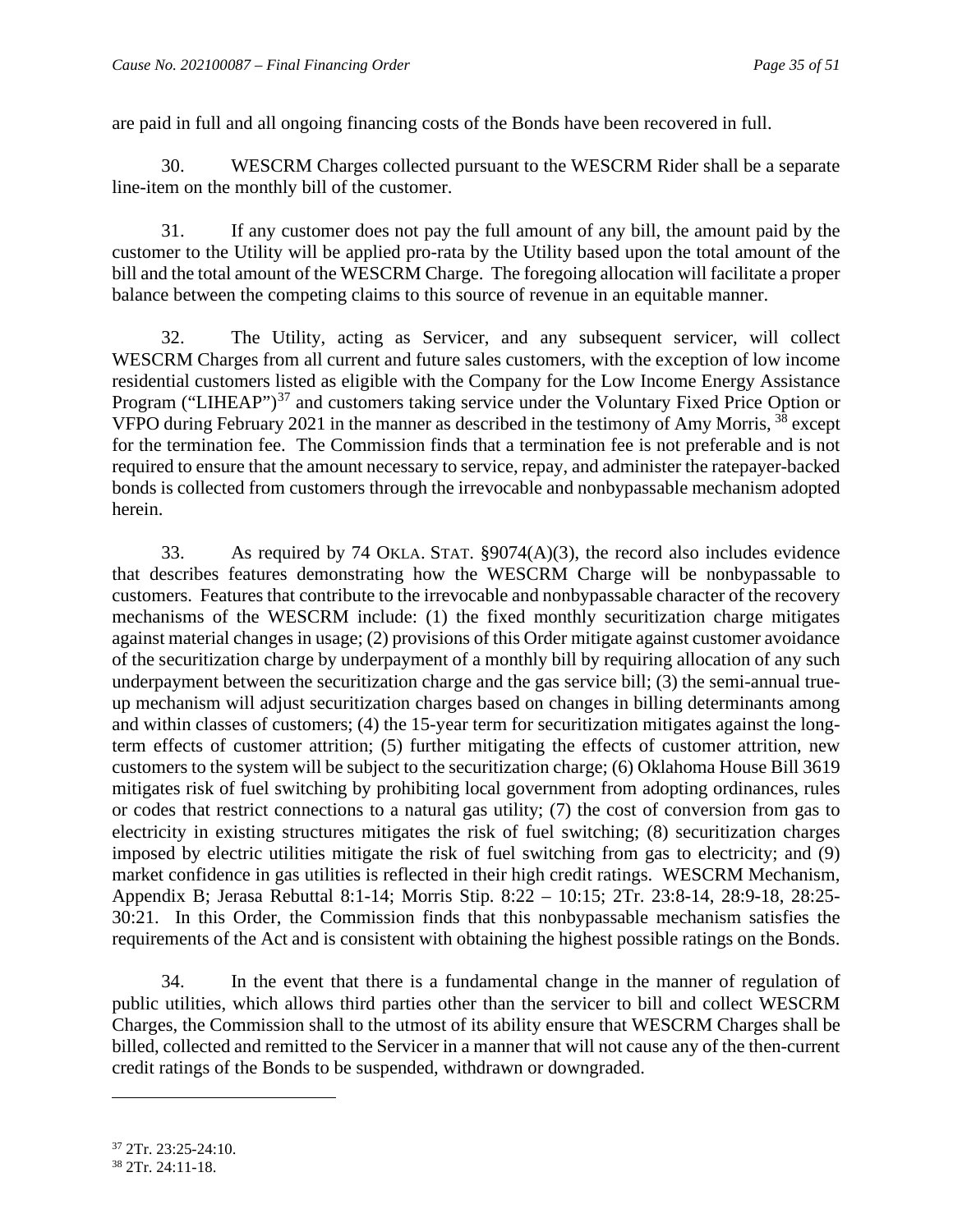are paid in full and all ongoing financing costs of the Bonds have been recovered in full.

30. WESCRM Charges collected pursuant to the WESCRM Rider shall be a separate line-item on the monthly bill of the customer.

31. If any customer does not pay the full amount of any bill, the amount paid by the customer to the Utility will be applied pro-rata by the Utility based upon the total amount of the bill and the total amount of the WESCRM Charge. The foregoing allocation will facilitate a proper balance between the competing claims to this source of revenue in an equitable manner.

32. The Utility, acting as Servicer, and any subsequent servicer, will collect WESCRM Charges from all current and future sales customers, with the exception of low income residential customers listed as eligible with the Company for the Low Income Energy Assistance Program ("LIHEAP")[37] and customers taking service under the Voluntary Fixed Price Option or VFPO during February 2021 in the manner as described in the testimony of Amy Morris, [38] except for the termination fee. The Commission finds that a termination fee is not preferable and is not required to ensure that the amount necessary to service, repay, and administer the ratepayer-backed bonds is collected from customers through the irrevocable and nonbypassable mechanism adopted herein.

33. As required by 74 OKLA. STAT. §9074(A)(3), the record also includes evidence that describes features demonstrating how the WESCRM Charge will be nonbypassable to customers. Features that contribute to the irrevocable and nonbypassable character of the recovery mechanisms of the WESCRM include: (1) the fixed monthly securitization charge mitigates against material changes in usage; (2) provisions of this Order mitigate against customer avoidance of the securitization charge by underpayment of a monthly bill by requiring allocation of any such underpayment between the securitization charge and the gas service bill; (3) the semi-annual true-up mechanism will adjust securitization charges based on changes in billing determinants among and within classes of customers; (4) the 15-year term for securitization mitigates against the long-term effects of customer attrition; (5) further mitigating the effects of customer attrition, new customers to the system will be subject to the securitization charge; (6) Oklahoma House Bill 3619 mitigates risk of fuel switching by prohibiting local government from adopting ordinances, rules or codes that restrict connections to a natural gas utility; (7) the cost of conversion from gas to electricity in existing structures mitigates the risk of fuel switching; (8) securitization charges imposed by electric utilities mitigate the risk of fuel switching from gas to electricity; and (9) market confidence in gas utilities is reflected in their high credit ratings. WESCRM Mechanism, Appendix B; Jerasa Rebuttal 8:1-14; Morris Stip. 8:22 – 10:15; 2Tr. 23:8-14, 28:9-18, 28:25-30:21. In this Order, the Commission finds that this nonbypassable mechanism satisfies the requirements of the Act and is consistent with obtaining the highest possible ratings on the Bonds.

34. In the event that there is a fundamental change in the manner of regulation of public utilities, which allows third parties other than the servicer to bill and collect WESCRM Charges, the Commission shall to the utmost of its ability ensure that WESCRM Charges shall be billed, collected and remitted to the Servicer in a manner that will not cause any of the then-current credit ratings of the Bonds to be suspended, withdrawn or downgraded.

---

[37] 2Tr. 23:25-24:10.

[38] 2Tr. 24:11-18.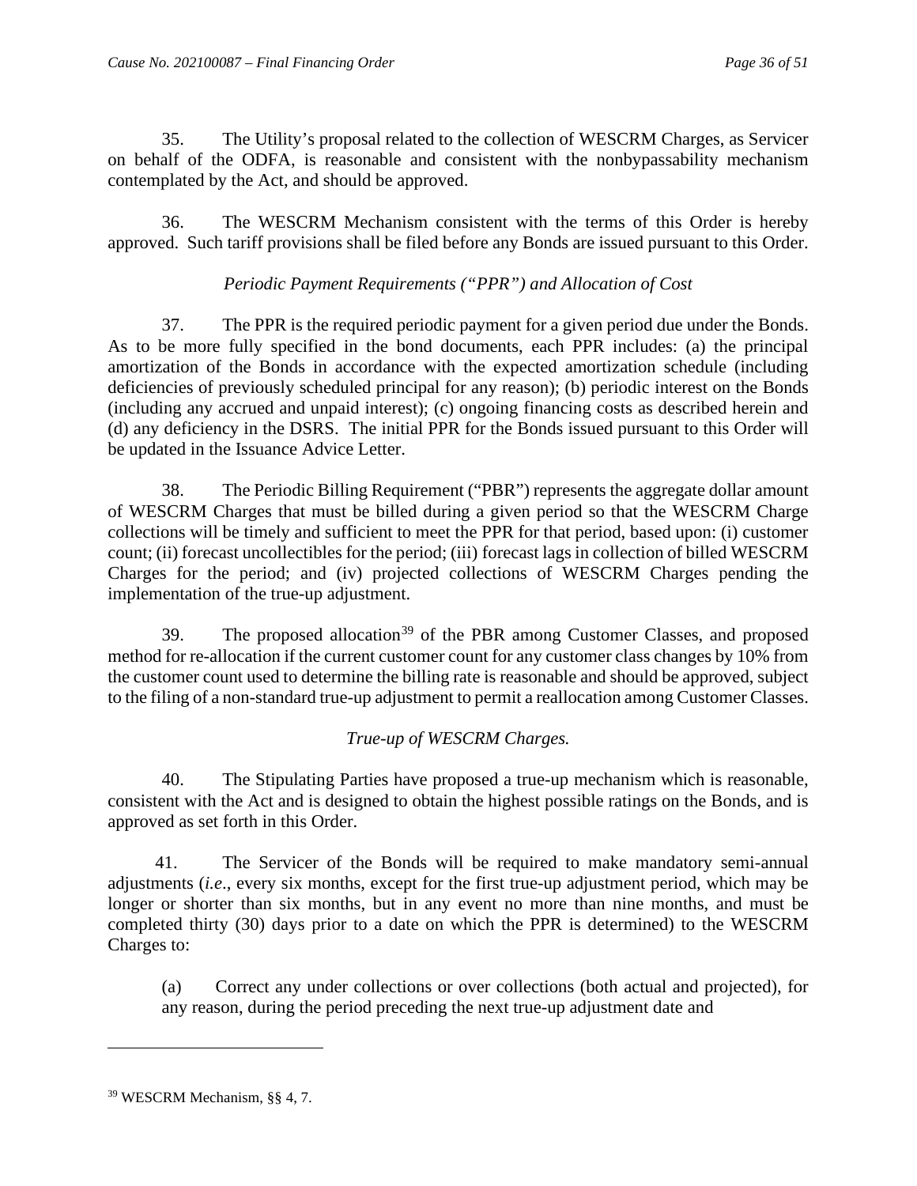35. The Utility's proposal related to the collection of WESCRM Charges, as Servicer on behalf of the ODFA, is reasonable and consistent with the nonbypassability mechanism contemplated by the Act, and should be approved.

36. The WESCRM Mechanism consistent with the terms of this Order is hereby approved. Such tariff provisions shall be filed before any Bonds are issued pursuant to this Order.

*Periodic Payment Requirements ("PPR") and Allocation of Cost*

37. The PPR is the required periodic payment for a given period due under the Bonds. As to be more fully specified in the bond documents, each PPR includes: (a) the principal amortization of the Bonds in accordance with the expected amortization schedule (including deficiencies of previously scheduled principal for any reason); (b) periodic interest on the Bonds (including any accrued and unpaid interest); (c) ongoing financing costs as described herein and (d) any deficiency in the DSRS. The initial PPR for the Bonds issued pursuant to this Order will be updated in the Issuance Advice Letter.

38. The Periodic Billing Requirement ("PBR") represents the aggregate dollar amount of WESCRM Charges that must be billed during a given period so that the WESCRM Charge collections will be timely and sufficient to meet the PPR for that period, based upon: (i) customer count; (ii) forecast uncollectibles for the period; (iii) forecast lags in collection of billed WESCRM Charges for the period; and (iv) projected collections of WESCRM Charges pending the implementation of the true-up adjustment.

39. The proposed allocation[39] of the PBR among Customer Classes, and proposed method for re-allocation if the current customer count for any customer class changes by 10% from the customer count used to determine the billing rate is reasonable and should be approved, subject to the filing of a non-standard true-up adjustment to permit a reallocation among Customer Classes.

*True-up of WESCRM Charges.*

40. The Stipulating Parties have proposed a true-up mechanism which is reasonable, consistent with the Act and is designed to obtain the highest possible ratings on the Bonds, and is approved as set forth in this Order.

41. The Servicer of the Bonds will be required to make mandatory semi-annual adjustments (*i.e*., every six months, except for the first true-up adjustment period, which may be longer or shorter than six months, but in any event no more than nine months, and must be completed thirty (30) days prior to a date on which the PPR is determined) to the WESCRM Charges to:

(a) Correct any under collections or over collections (both actual and projected), for any reason, during the period preceding the next true-up adjustment date and

[39] WESCRM Mechanism, §§ 4, 7.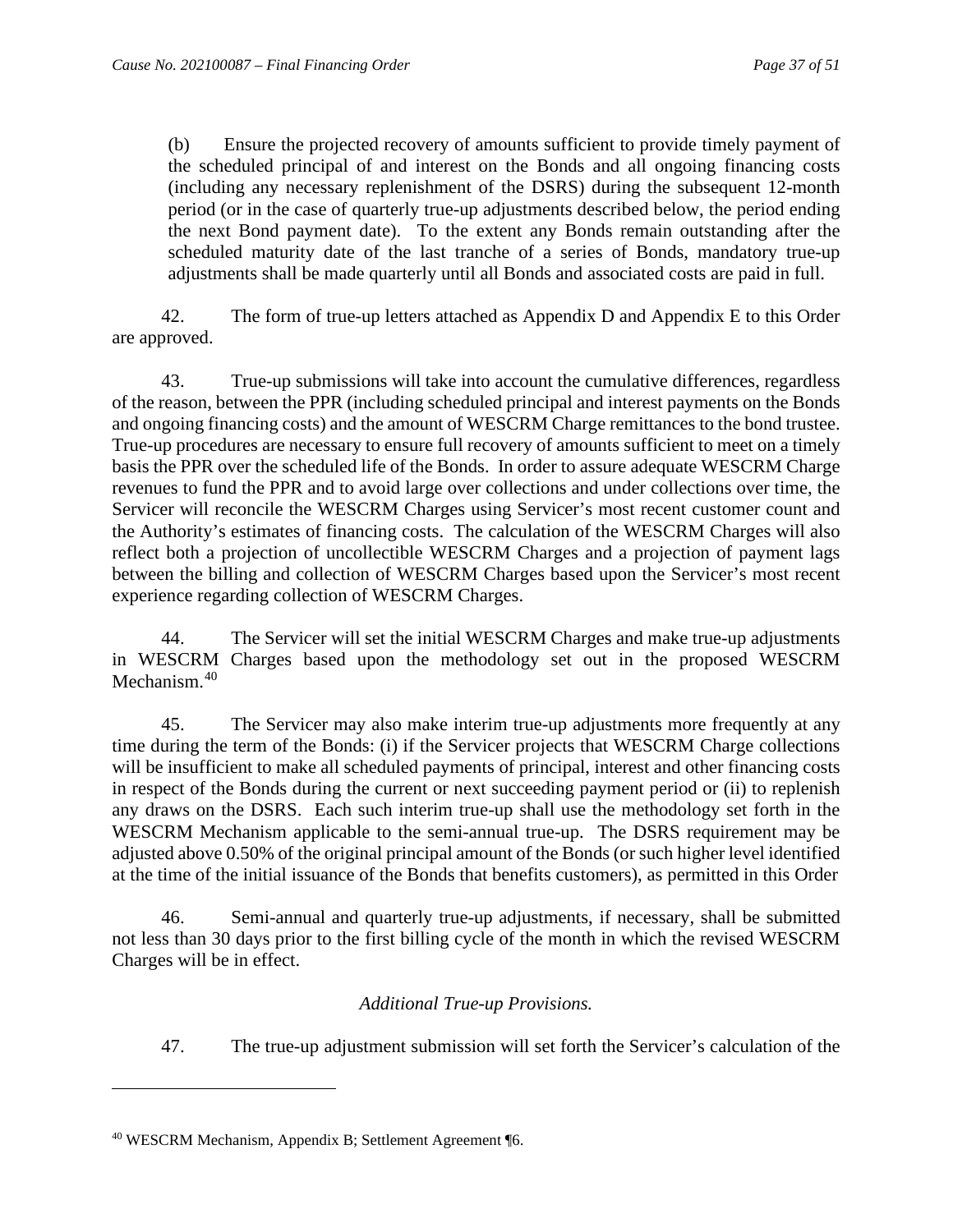(b) Ensure the projected recovery of amounts sufficient to provide timely payment of the scheduled principal of and interest on the Bonds and all ongoing financing costs (including any necessary replenishment of the DSRS) during the subsequent 12-month period (or in the case of quarterly true-up adjustments described below, the period ending the next Bond payment date). To the extent any Bonds remain outstanding after the scheduled maturity date of the last tranche of a series of Bonds, mandatory true-up adjustments shall be made quarterly until all Bonds and associated costs are paid in full.

42. The form of true-up letters attached as Appendix D and Appendix E to this Order are approved.

43. True-up submissions will take into account the cumulative differences, regardless of the reason, between the PPR (including scheduled principal and interest payments on the Bonds and ongoing financing costs) and the amount of WESCRM Charge remittances to the bond trustee. True-up procedures are necessary to ensure full recovery of amounts sufficient to meet on a timely basis the PPR over the scheduled life of the Bonds. In order to assure adequate WESCRM Charge revenues to fund the PPR and to avoid large over collections and under collections over time, the Servicer will reconcile the WESCRM Charges using Servicer's most recent customer count and the Authority's estimates of financing costs. The calculation of the WESCRM Charges will also reflect both a projection of uncollectible WESCRM Charges and a projection of payment lags between the billing and collection of WESCRM Charges based upon the Servicer's most recent experience regarding collection of WESCRM Charges.

44. The Servicer will set the initial WESCRM Charges and make true-up adjustments in WESCRM Charges based upon the methodology set out in the proposed WESCRM Mechanism.[40]

45. The Servicer may also make interim true-up adjustments more frequently at any time during the term of the Bonds: (i) if the Servicer projects that WESCRM Charge collections will be insufficient to make all scheduled payments of principal, interest and other financing costs in respect of the Bonds during the current or next succeeding payment period or (ii) to replenish any draws on the DSRS. Each such interim true-up shall use the methodology set forth in the WESCRM Mechanism applicable to the semi-annual true-up. The DSRS requirement may be adjusted above 0.50% of the original principal amount of the Bonds (or such higher level identified at the time of the initial issuance of the Bonds that benefits customers), as permitted in this Order

46. Semi-annual and quarterly true-up adjustments, if necessary, shall be submitted not less than 30 days prior to the first billing cycle of the month in which the revised WESCRM Charges will be in effect.

*Additional True-up Provisions.*

47. The true-up adjustment submission will set forth the Servicer's calculation of the

[40] WESCRM Mechanism, Appendix B; Settlement Agreement ¶6.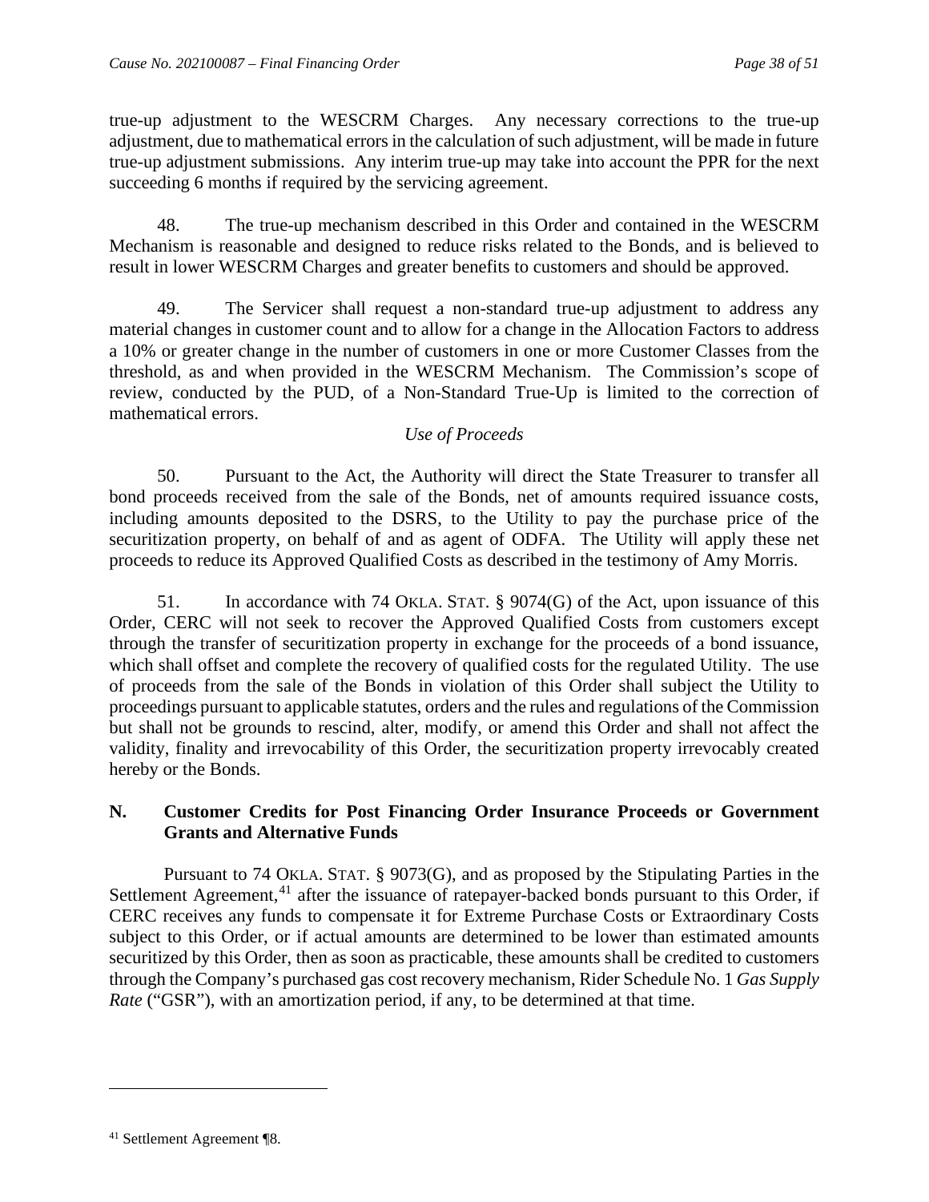true-up adjustment to the WESCRM Charges. Any necessary corrections to the true-up adjustment, due to mathematical errors in the calculation of such adjustment, will be made in future true-up adjustment submissions. Any interim true-up may take into account the PPR for the next succeeding 6 months if required by the servicing agreement.

48. The true-up mechanism described in this Order and contained in the WESCRM Mechanism is reasonable and designed to reduce risks related to the Bonds, and is believed to result in lower WESCRM Charges and greater benefits to customers and should be approved.

49. The Servicer shall request a non-standard true-up adjustment to address any material changes in customer count and to allow for a change in the Allocation Factors to address a 10% or greater change in the number of customers in one or more Customer Classes from the threshold, as and when provided in the WESCRM Mechanism. The Commission's scope of review, conducted by the PUD, of a Non-Standard True-Up is limited to the correction of mathematical errors.

*Use of Proceeds*

50. Pursuant to the Act, the Authority will direct the State Treasurer to transfer all bond proceeds received from the sale of the Bonds, net of amounts required issuance costs, including amounts deposited to the DSRS, to the Utility to pay the purchase price of the securitization property, on behalf of and as agent of ODFA. The Utility will apply these net proceeds to reduce its Approved Qualified Costs as described in the testimony of Amy Morris.

51. In accordance with 74 OKLA. STAT. § 9074(G) of the Act, upon issuance of this Order, CERC will not seek to recover the Approved Qualified Costs from customers except through the transfer of securitization property in exchange for the proceeds of a bond issuance, which shall offset and complete the recovery of qualified costs for the regulated Utility. The use of proceeds from the sale of the Bonds in violation of this Order shall subject the Utility to proceedings pursuant to applicable statutes, orders and the rules and regulations of the Commission but shall not be grounds to rescind, alter, modify, or amend this Order and shall not affect the validity, finality and irrevocability of this Order, the securitization property irrevocably created hereby or the Bonds.

## N. Customer Credits for Post Financing Order Insurance Proceeds or Government Grants and Alternative Funds

Pursuant to 74 OKLA. STAT. § 9073(G), and as proposed by the Stipulating Parties in the Settlement Agreement,[41] after the issuance of ratepayer-backed bonds pursuant to this Order, if CERC receives any funds to compensate it for Extreme Purchase Costs or Extraordinary Costs subject to this Order, or if actual amounts are determined to be lower than estimated amounts securitized by this Order, then as soon as practicable, these amounts shall be credited to customers through the Company's purchased gas cost recovery mechanism, Rider Schedule No. 1 *Gas Supply Rate* ("GSR"), with an amortization period, if any, to be determined at that time.

[41] Settlement Agreement ¶8.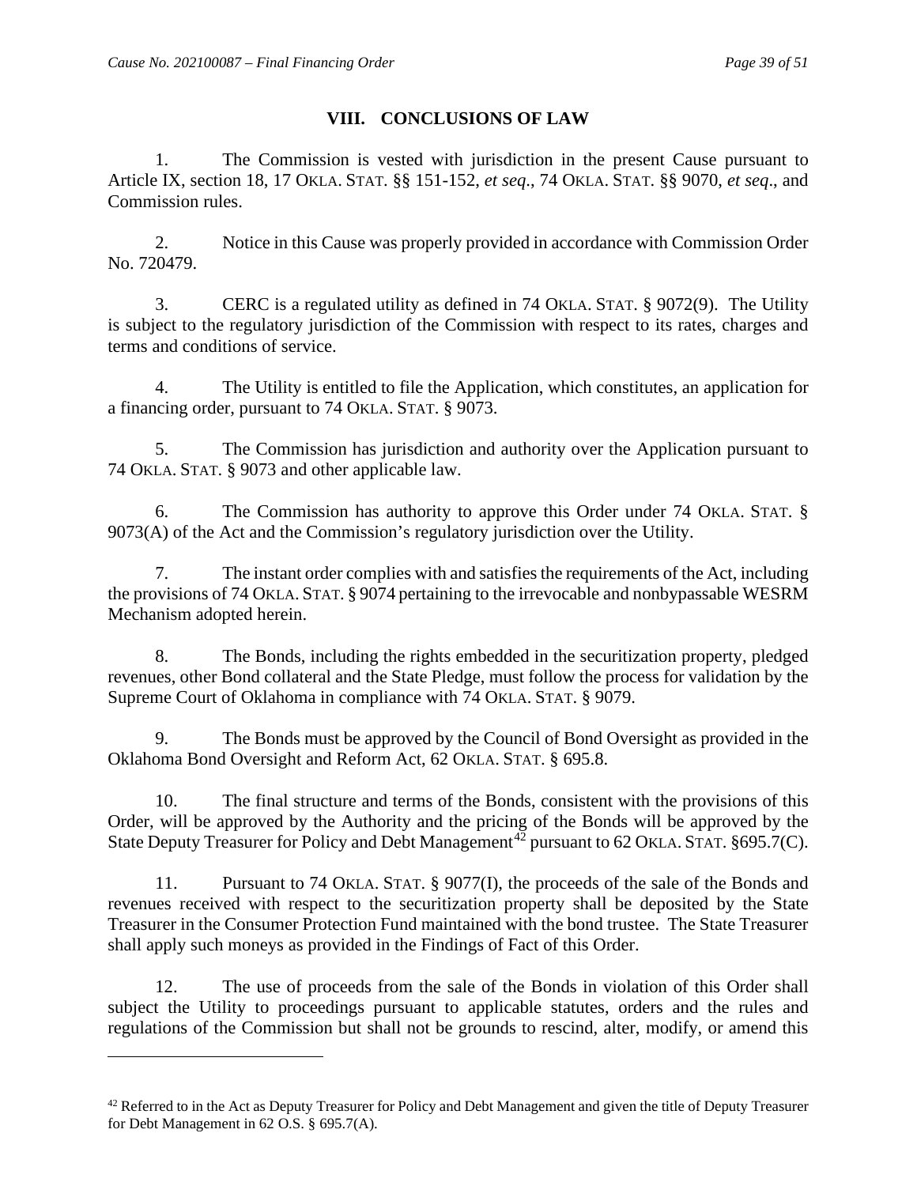## VIII. CONCLUSIONS OF LAW

1. The Commission is vested with jurisdiction in the present Cause pursuant to Article IX, section 18, 17 OKLA. STAT. §§ 151-152, *et seq*., 74 OKLA. STAT. §§ 9070, *et seq*., and Commission rules.

2. Notice in this Cause was properly provided in accordance with Commission Order No. 720479.

3. CERC is a regulated utility as defined in 74 OKLA. STAT. § 9072(9). The Utility is subject to the regulatory jurisdiction of the Commission with respect to its rates, charges and terms and conditions of service.

4. The Utility is entitled to file the Application, which constitutes, an application for a financing order, pursuant to 74 OKLA. STAT. § 9073.

5. The Commission has jurisdiction and authority over the Application pursuant to 74 OKLA. STAT. § 9073 and other applicable law.

6. The Commission has authority to approve this Order under 74 OKLA. STAT. § 9073(A) of the Act and the Commission's regulatory jurisdiction over the Utility.

7. The instant order complies with and satisfies the requirements of the Act, including the provisions of 74 OKLA. STAT. § 9074 pertaining to the irrevocable and nonbypassable WESRM Mechanism adopted herein.

8. The Bonds, including the rights embedded in the securitization property, pledged revenues, other Bond collateral and the State Pledge, must follow the process for validation by the Supreme Court of Oklahoma in compliance with 74 OKLA. STAT. § 9079.

9. The Bonds must be approved by the Council of Bond Oversight as provided in the Oklahoma Bond Oversight and Reform Act, 62 OKLA. STAT. § 695.8.

10. The final structure and terms of the Bonds, consistent with the provisions of this Order, will be approved by the Authority and the pricing of the Bonds will be approved by the State Deputy Treasurer for Policy and Debt Management[42] pursuant to 62 OKLA. STAT. §695.7(C).

11. Pursuant to 74 OKLA. STAT. § 9077(I), the proceeds of the sale of the Bonds and revenues received with respect to the securitization property shall be deposited by the State Treasurer in the Consumer Protection Fund maintained with the bond trustee. The State Treasurer shall apply such moneys as provided in the Findings of Fact of this Order.

12. The use of proceeds from the sale of the Bonds in violation of this Order shall subject the Utility to proceedings pursuant to applicable statutes, orders and the rules and regulations of the Commission but shall not be grounds to rescind, alter, modify, or amend this

---

[42] Referred to in the Act as Deputy Treasurer for Policy and Debt Management and given the title of Deputy Treasurer for Debt Management in 62 O.S. § 695.7(A).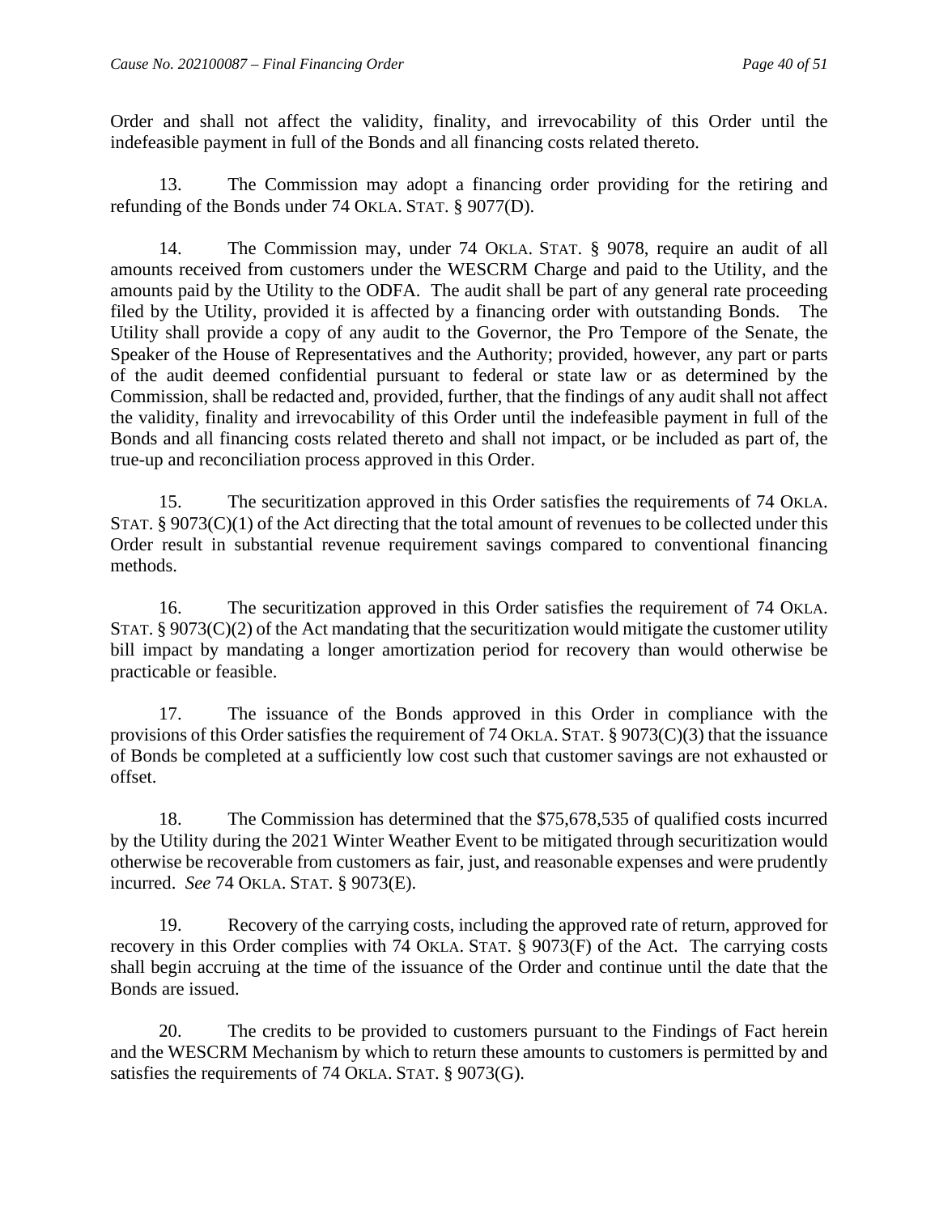Order and shall not affect the validity, finality, and irrevocability of this Order until the indefeasible payment in full of the Bonds and all financing costs related thereto.

13. The Commission may adopt a financing order providing for the retiring and refunding of the Bonds under 74 OKLA. STAT. § 9077(D).

14. The Commission may, under 74 OKLA. STAT. § 9078, require an audit of all amounts received from customers under the WESCRM Charge and paid to the Utility, and the amounts paid by the Utility to the ODFA. The audit shall be part of any general rate proceeding filed by the Utility, provided it is affected by a financing order with outstanding Bonds. The Utility shall provide a copy of any audit to the Governor, the Pro Tempore of the Senate, the Speaker of the House of Representatives and the Authority; provided, however, any part or parts of the audit deemed confidential pursuant to federal or state law or as determined by the Commission, shall be redacted and, provided, further, that the findings of any audit shall not affect the validity, finality and irrevocability of this Order until the indefeasible payment in full of the Bonds and all financing costs related thereto and shall not impact, or be included as part of, the true-up and reconciliation process approved in this Order.

15. The securitization approved in this Order satisfies the requirements of 74 OKLA. STAT. § 9073(C)(1) of the Act directing that the total amount of revenues to be collected under this Order result in substantial revenue requirement savings compared to conventional financing methods.

16. The securitization approved in this Order satisfies the requirement of 74 OKLA. STAT. § 9073(C)(2) of the Act mandating that the securitization would mitigate the customer utility bill impact by mandating a longer amortization period for recovery than would otherwise be practicable or feasible.

17. The issuance of the Bonds approved in this Order in compliance with the provisions of this Order satisfies the requirement of 74 OKLA. STAT. § 9073(C)(3) that the issuance of Bonds be completed at a sufficiently low cost such that customer savings are not exhausted or offset.

18. The Commission has determined that the $75,678,535 of qualified costs incurred by the Utility during the 2021 Winter Weather Event to be mitigated through securitization would otherwise be recoverable from customers as fair, just, and reasonable expenses and were prudently incurred. *See* 74 OKLA. STAT. § 9073(E).

19. Recovery of the carrying costs, including the approved rate of return, approved for recovery in this Order complies with 74 OKLA. STAT. § 9073(F) of the Act. The carrying costs shall begin accruing at the time of the issuance of the Order and continue until the date that the Bonds are issued.

20. The credits to be provided to customers pursuant to the Findings of Fact herein and the WESCRM Mechanism by which to return these amounts to customers is permitted by and satisfies the requirements of 74 OKLA. STAT. § 9073(G).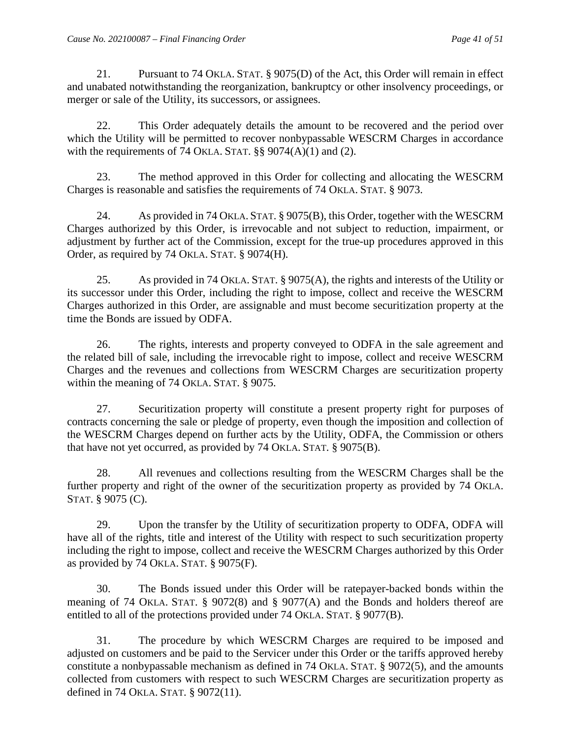21. Pursuant to 74 OKLA. STAT. § 9075(D) of the Act, this Order will remain in effect and unabated notwithstanding the reorganization, bankruptcy or other insolvency proceedings, or merger or sale of the Utility, its successors, or assignees.

22. This Order adequately details the amount to be recovered and the period over which the Utility will be permitted to recover nonbypassable WESCRM Charges in accordance with the requirements of 74 OKLA. STAT. §§ 9074(A)(1) and (2).

23. The method approved in this Order for collecting and allocating the WESCRM Charges is reasonable and satisfies the requirements of 74 OKLA. STAT. § 9073.

24. As provided in 74 OKLA. STAT. § 9075(B), this Order, together with the WESCRM Charges authorized by this Order, is irrevocable and not subject to reduction, impairment, or adjustment by further act of the Commission, except for the true-up procedures approved in this Order, as required by 74 OKLA. STAT. § 9074(H).

25. As provided in 74 OKLA. STAT. § 9075(A), the rights and interests of the Utility or its successor under this Order, including the right to impose, collect and receive the WESCRM Charges authorized in this Order, are assignable and must become securitization property at the time the Bonds are issued by ODFA.

26. The rights, interests and property conveyed to ODFA in the sale agreement and the related bill of sale, including the irrevocable right to impose, collect and receive WESCRM Charges and the revenues and collections from WESCRM Charges are securitization property within the meaning of 74 OKLA. STAT. § 9075.

27. Securitization property will constitute a present property right for purposes of contracts concerning the sale or pledge of property, even though the imposition and collection of the WESCRM Charges depend on further acts by the Utility, ODFA, the Commission or others that have not yet occurred, as provided by 74 OKLA. STAT. § 9075(B).

28. All revenues and collections resulting from the WESCRM Charges shall be the further property and right of the owner of the securitization property as provided by 74 OKLA. STAT. § 9075 (C).

29. Upon the transfer by the Utility of securitization property to ODFA, ODFA will have all of the rights, title and interest of the Utility with respect to such securitization property including the right to impose, collect and receive the WESCRM Charges authorized by this Order as provided by 74 OKLA. STAT. § 9075(F).

30. The Bonds issued under this Order will be ratepayer-backed bonds within the meaning of 74 OKLA. STAT. § 9072(8) and § 9077(A) and the Bonds and holders thereof are entitled to all of the protections provided under 74 OKLA. STAT. § 9077(B).

31. The procedure by which WESCRM Charges are required to be imposed and adjusted on customers and be paid to the Servicer under this Order or the tariffs approved hereby constitute a nonbypassable mechanism as defined in 74 OKLA. STAT. § 9072(5), and the amounts collected from customers with respect to such WESCRM Charges are securitization property as defined in 74 OKLA. STAT. § 9072(11).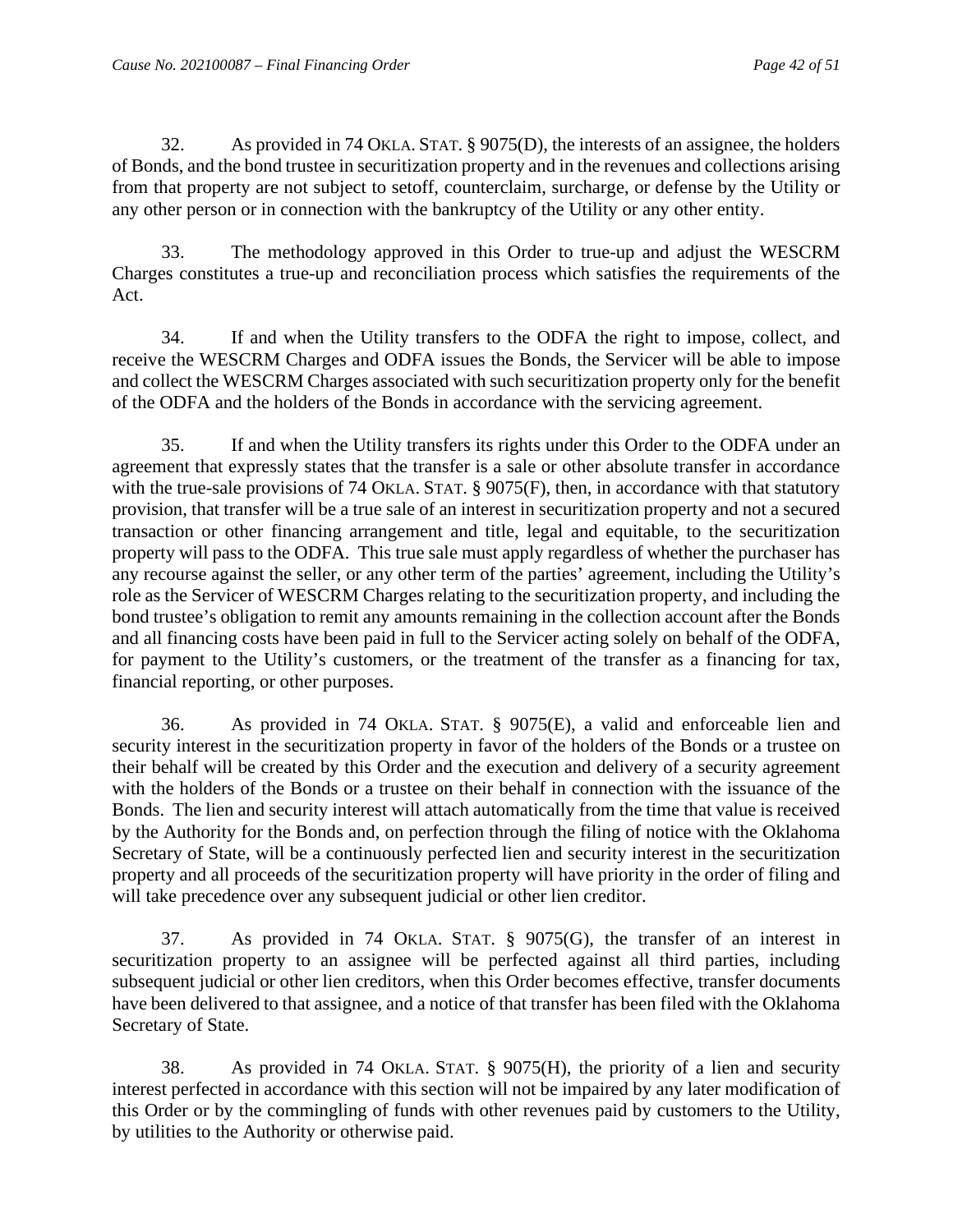32. As provided in 74 OKLA. STAT. § 9075(D), the interests of an assignee, the holders of Bonds, and the bond trustee in securitization property and in the revenues and collections arising from that property are not subject to setoff, counterclaim, surcharge, or defense by the Utility or any other person or in connection with the bankruptcy of the Utility or any other entity.

33. The methodology approved in this Order to true-up and adjust the WESCRM Charges constitutes a true-up and reconciliation process which satisfies the requirements of the Act.

34. If and when the Utility transfers to the ODFA the right to impose, collect, and receive the WESCRM Charges and ODFA issues the Bonds, the Servicer will be able to impose and collect the WESCRM Charges associated with such securitization property only for the benefit of the ODFA and the holders of the Bonds in accordance with the servicing agreement.

35. If and when the Utility transfers its rights under this Order to the ODFA under an agreement that expressly states that the transfer is a sale or other absolute transfer in accordance with the true-sale provisions of 74 OKLA. STAT. § 9075(F), then, in accordance with that statutory provision, that transfer will be a true sale of an interest in securitization property and not a secured transaction or other financing arrangement and title, legal and equitable, to the securitization property will pass to the ODFA. This true sale must apply regardless of whether the purchaser has any recourse against the seller, or any other term of the parties' agreement, including the Utility's role as the Servicer of WESCRM Charges relating to the securitization property, and including the bond trustee's obligation to remit any amounts remaining in the collection account after the Bonds and all financing costs have been paid in full to the Servicer acting solely on behalf of the ODFA, for payment to the Utility's customers, or the treatment of the transfer as a financing for tax, financial reporting, or other purposes.

36. As provided in 74 OKLA. STAT. § 9075(E), a valid and enforceable lien and security interest in the securitization property in favor of the holders of the Bonds or a trustee on their behalf will be created by this Order and the execution and delivery of a security agreement with the holders of the Bonds or a trustee on their behalf in connection with the issuance of the Bonds. The lien and security interest will attach automatically from the time that value is received by the Authority for the Bonds and, on perfection through the filing of notice with the Oklahoma Secretary of State, will be a continuously perfected lien and security interest in the securitization property and all proceeds of the securitization property will have priority in the order of filing and will take precedence over any subsequent judicial or other lien creditor.

37. As provided in 74 OKLA. STAT. § 9075(G), the transfer of an interest in securitization property to an assignee will be perfected against all third parties, including subsequent judicial or other lien creditors, when this Order becomes effective, transfer documents have been delivered to that assignee, and a notice of that transfer has been filed with the Oklahoma Secretary of State.

38. As provided in 74 OKLA. STAT. § 9075(H), the priority of a lien and security interest perfected in accordance with this section will not be impaired by any later modification of this Order or by the commingling of funds with other revenues paid by customers to the Utility, by utilities to the Authority or otherwise paid.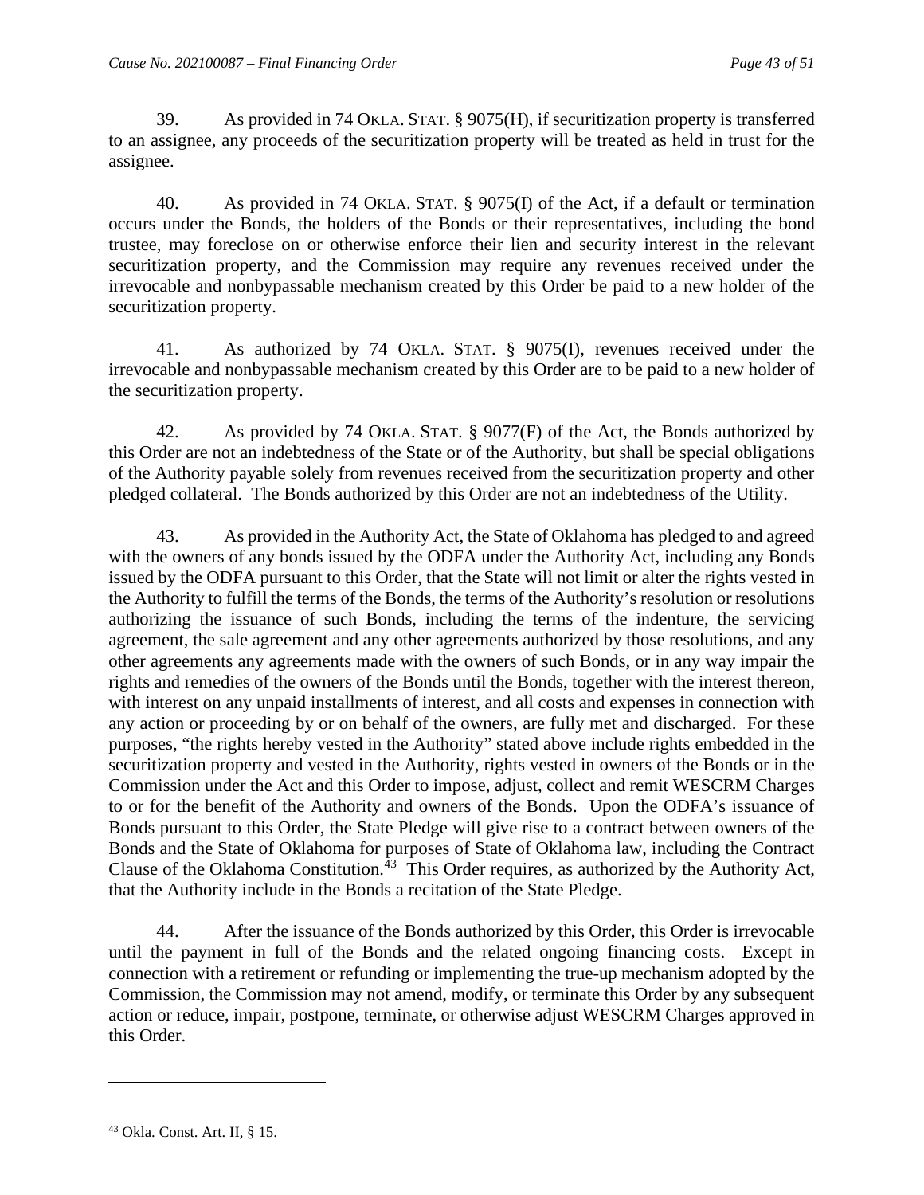39. As provided in 74 OKLA. STAT. § 9075(H), if securitization property is transferred to an assignee, any proceeds of the securitization property will be treated as held in trust for the assignee.

40. As provided in 74 OKLA. STAT. § 9075(I) of the Act, if a default or termination occurs under the Bonds, the holders of the Bonds or their representatives, including the bond trustee, may foreclose on or otherwise enforce their lien and security interest in the relevant securitization property, and the Commission may require any revenues received under the irrevocable and nonbypassable mechanism created by this Order be paid to a new holder of the securitization property.

41. As authorized by 74 OKLA. STAT. § 9075(I), revenues received under the irrevocable and nonbypassable mechanism created by this Order are to be paid to a new holder of the securitization property.

42. As provided by 74 OKLA. STAT. § 9077(F) of the Act, the Bonds authorized by this Order are not an indebtedness of the State or of the Authority, but shall be special obligations of the Authority payable solely from revenues received from the securitization property and other pledged collateral. The Bonds authorized by this Order are not an indebtedness of the Utility.

43. As provided in the Authority Act, the State of Oklahoma has pledged to and agreed with the owners of any bonds issued by the ODFA under the Authority Act, including any Bonds issued by the ODFA pursuant to this Order, that the State will not limit or alter the rights vested in the Authority to fulfill the terms of the Bonds, the terms of the Authority's resolution or resolutions authorizing the issuance of such Bonds, including the terms of the indenture, the servicing agreement, the sale agreement and any other agreements authorized by those resolutions, and any other agreements any agreements made with the owners of such Bonds, or in any way impair the rights and remedies of the owners of the Bonds until the Bonds, together with the interest thereon, with interest on any unpaid installments of interest, and all costs and expenses in connection with any action or proceeding by or on behalf of the owners, are fully met and discharged. For these purposes, "the rights hereby vested in the Authority" stated above include rights embedded in the securitization property and vested in the Authority, rights vested in owners of the Bonds or in the Commission under the Act and this Order to impose, adjust, collect and remit WESCRM Charges to or for the benefit of the Authority and owners of the Bonds. Upon the ODFA's issuance of Bonds pursuant to this Order, the State Pledge will give rise to a contract between owners of the Bonds and the State of Oklahoma for purposes of State of Oklahoma law, including the Contract Clause of the Oklahoma Constitution.[43] This Order requires, as authorized by the Authority Act, that the Authority include in the Bonds a recitation of the State Pledge.

44. After the issuance of the Bonds authorized by this Order, this Order is irrevocable until the payment in full of the Bonds and the related ongoing financing costs. Except in connection with a retirement or refunding or implementing the true-up mechanism adopted by the Commission, the Commission may not amend, modify, or terminate this Order by any subsequent action or reduce, impair, postpone, terminate, or otherwise adjust WESCRM Charges approved in this Order.

---

[43] Okla. Const. Art. II, § 15.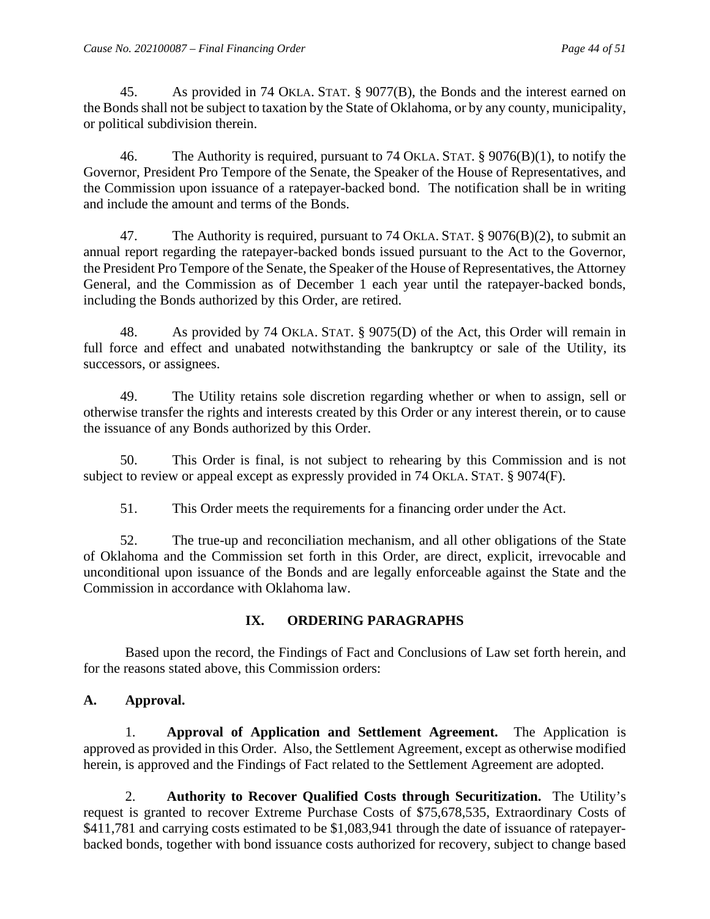45. As provided in 74 OKLA. STAT. § 9077(B), the Bonds and the interest earned on the Bonds shall not be subject to taxation by the State of Oklahoma, or by any county, municipality, or political subdivision therein.

46. The Authority is required, pursuant to 74 OKLA. STAT. § 9076(B)(1), to notify the Governor, President Pro Tempore of the Senate, the Speaker of the House of Representatives, and the Commission upon issuance of a ratepayer-backed bond. The notification shall be in writing and include the amount and terms of the Bonds.

47. The Authority is required, pursuant to 74 OKLA. STAT. § 9076(B)(2), to submit an annual report regarding the ratepayer-backed bonds issued pursuant to the Act to the Governor, the President Pro Tempore of the Senate, the Speaker of the House of Representatives, the Attorney General, and the Commission as of December 1 each year until the ratepayer-backed bonds, including the Bonds authorized by this Order, are retired.

48. As provided by 74 OKLA. STAT. § 9075(D) of the Act, this Order will remain in full force and effect and unabated notwithstanding the bankruptcy or sale of the Utility, its successors, or assignees.

49. The Utility retains sole discretion regarding whether or when to assign, sell or otherwise transfer the rights and interests created by this Order or any interest therein, or to cause the issuance of any Bonds authorized by this Order.

50. This Order is final, is not subject to rehearing by this Commission and is not subject to review or appeal except as expressly provided in 74 OKLA. STAT. § 9074(F).

51. This Order meets the requirements for a financing order under the Act.

52. The true-up and reconciliation mechanism, and all other obligations of the State of Oklahoma and the Commission set forth in this Order, are direct, explicit, irrevocable and unconditional upon issuance of the Bonds and are legally enforceable against the State and the Commission in accordance with Oklahoma law.

## IX. ORDERING PARAGRAPHS

Based upon the record, the Findings of Fact and Conclusions of Law set forth herein, and for the reasons stated above, this Commission orders:

### A. Approval.

1. **Approval of Application and Settlement Agreement.** The Application is approved as provided in this Order. Also, the Settlement Agreement, except as otherwise modified herein, is approved and the Findings of Fact related to the Settlement Agreement are adopted.

2. **Authority to Recover Qualified Costs through Securitization.** The Utility's request is granted to recover Extreme Purchase Costs of $75,678,535, Extraordinary Costs of $411,781 and carrying costs estimated to be $1,083,941 through the date of issuance of ratepayer-backed bonds, together with bond issuance costs authorized for recovery, subject to change based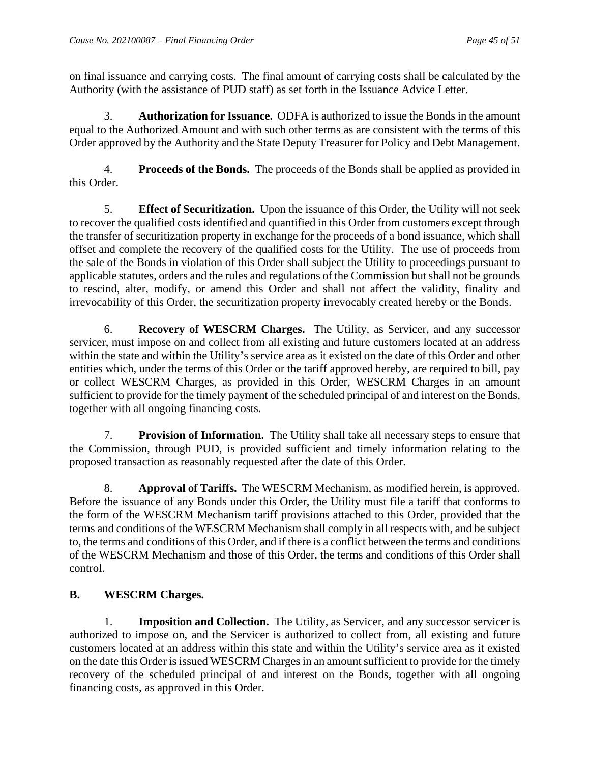on final issuance and carrying costs. The final amount of carrying costs shall be calculated by the Authority (with the assistance of PUD staff) as set forth in the Issuance Advice Letter.

3. **Authorization for Issuance.** ODFA is authorized to issue the Bonds in the amount equal to the Authorized Amount and with such other terms as are consistent with the terms of this Order approved by the Authority and the State Deputy Treasurer for Policy and Debt Management.

4. **Proceeds of the Bonds.** The proceeds of the Bonds shall be applied as provided in this Order.

5. **Effect of Securitization.** Upon the issuance of this Order, the Utility will not seek to recover the qualified costs identified and quantified in this Order from customers except through the transfer of securitization property in exchange for the proceeds of a bond issuance, which shall offset and complete the recovery of the qualified costs for the Utility. The use of proceeds from the sale of the Bonds in violation of this Order shall subject the Utility to proceedings pursuant to applicable statutes, orders and the rules and regulations of the Commission but shall not be grounds to rescind, alter, modify, or amend this Order and shall not affect the validity, finality and irrevocability of this Order, the securitization property irrevocably created hereby or the Bonds.

6. **Recovery of WESCRM Charges.** The Utility, as Servicer, and any successor servicer, must impose on and collect from all existing and future customers located at an address within the state and within the Utility's service area as it existed on the date of this Order and other entities which, under the terms of this Order or the tariff approved hereby, are required to bill, pay or collect WESCRM Charges, as provided in this Order, WESCRM Charges in an amount sufficient to provide for the timely payment of the scheduled principal of and interest on the Bonds, together with all ongoing financing costs.

7. **Provision of Information.** The Utility shall take all necessary steps to ensure that the Commission, through PUD, is provided sufficient and timely information relating to the proposed transaction as reasonably requested after the date of this Order.

8. **Approval of Tariffs.** The WESCRM Mechanism, as modified herein, is approved. Before the issuance of any Bonds under this Order, the Utility must file a tariff that conforms to the form of the WESCRM Mechanism tariff provisions attached to this Order, provided that the terms and conditions of the WESCRM Mechanism shall comply in all respects with, and be subject to, the terms and conditions of this Order, and if there is a conflict between the terms and conditions of the WESCRM Mechanism and those of this Order, the terms and conditions of this Order shall control.

## B. WESCRM Charges.

1. **Imposition and Collection.** The Utility, as Servicer, and any successor servicer is authorized to impose on, and the Servicer is authorized to collect from, all existing and future customers located at an address within this state and within the Utility's service area as it existed on the date this Order is issued WESCRM Charges in an amount sufficient to provide for the timely recovery of the scheduled principal of and interest on the Bonds, together with all ongoing financing costs, as approved in this Order.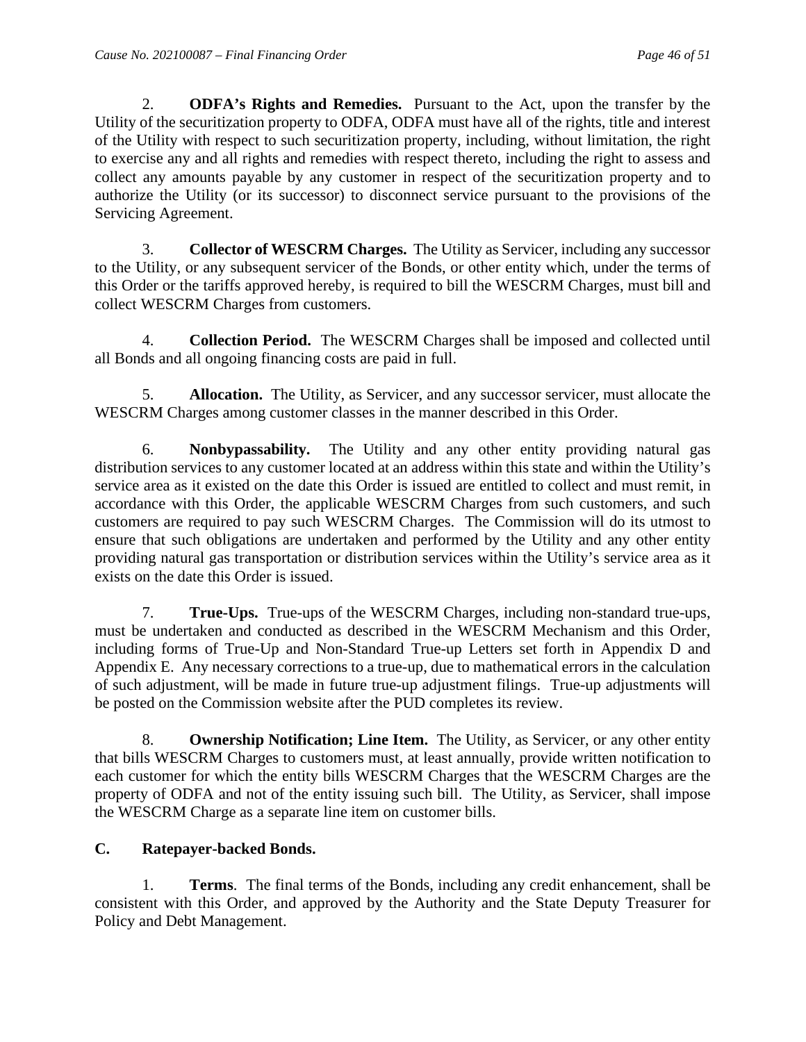2. **ODFA's Rights and Remedies.** Pursuant to the Act, upon the transfer by the Utility of the securitization property to ODFA, ODFA must have all of the rights, title and interest of the Utility with respect to such securitization property, including, without limitation, the right to exercise any and all rights and remedies with respect thereto, including the right to assess and collect any amounts payable by any customer in respect of the securitization property and to authorize the Utility (or its successor) to disconnect service pursuant to the provisions of the Servicing Agreement.

3. **Collector of WESCRM Charges.** The Utility as Servicer, including any successor to the Utility, or any subsequent servicer of the Bonds, or other entity which, under the terms of this Order or the tariffs approved hereby, is required to bill the WESCRM Charges, must bill and collect WESCRM Charges from customers.

4. **Collection Period.** The WESCRM Charges shall be imposed and collected until all Bonds and all ongoing financing costs are paid in full.

5. **Allocation.** The Utility, as Servicer, and any successor servicer, must allocate the WESCRM Charges among customer classes in the manner described in this Order.

6. **Nonbypassability.** The Utility and any other entity providing natural gas distribution services to any customer located at an address within this state and within the Utility's service area as it existed on the date this Order is issued are entitled to collect and must remit, in accordance with this Order, the applicable WESCRM Charges from such customers, and such customers are required to pay such WESCRM Charges. The Commission will do its utmost to ensure that such obligations are undertaken and performed by the Utility and any other entity providing natural gas transportation or distribution services within the Utility's service area as it exists on the date this Order is issued.

7. **True-Ups.** True-ups of the WESCRM Charges, including non-standard true-ups, must be undertaken and conducted as described in the WESCRM Mechanism and this Order, including forms of True-Up and Non-Standard True-up Letters set forth in Appendix D and Appendix E. Any necessary corrections to a true-up, due to mathematical errors in the calculation of such adjustment, will be made in future true-up adjustment filings. True-up adjustments will be posted on the Commission website after the PUD completes its review.

8. **Ownership Notification; Line Item.** The Utility, as Servicer, or any other entity that bills WESCRM Charges to customers must, at least annually, provide written notification to each customer for which the entity bills WESCRM Charges that the WESCRM Charges are the property of ODFA and not of the entity issuing such bill. The Utility, as Servicer, shall impose the WESCRM Charge as a separate line item on customer bills.

**C. Ratepayer-backed Bonds.**

1. **Terms**. The final terms of the Bonds, including any credit enhancement, shall be consistent with this Order, and approved by the Authority and the State Deputy Treasurer for Policy and Debt Management.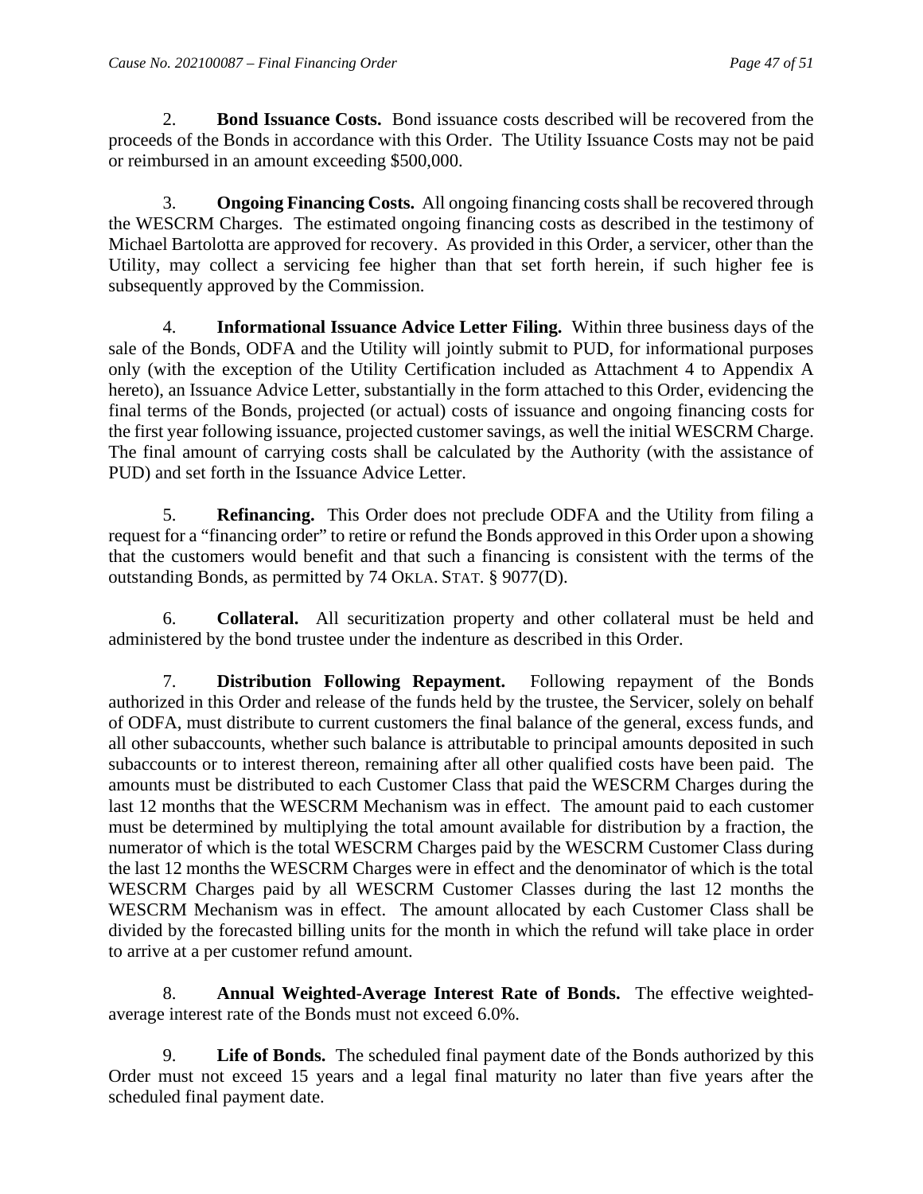2. **Bond Issuance Costs.** Bond issuance costs described will be recovered from the proceeds of the Bonds in accordance with this Order. The Utility Issuance Costs may not be paid or reimbursed in an amount exceeding $500,000.

3. **Ongoing Financing Costs.** All ongoing financing costs shall be recovered through the WESCRM Charges. The estimated ongoing financing costs as described in the testimony of Michael Bartolotta are approved for recovery. As provided in this Order, a servicer, other than the Utility, may collect a servicing fee higher than that set forth herein, if such higher fee is subsequently approved by the Commission.

4. **Informational Issuance Advice Letter Filing.** Within three business days of the sale of the Bonds, ODFA and the Utility will jointly submit to PUD, for informational purposes only (with the exception of the Utility Certification included as Attachment 4 to Appendix A hereto), an Issuance Advice Letter, substantially in the form attached to this Order, evidencing the final terms of the Bonds, projected (or actual) costs of issuance and ongoing financing costs for the first year following issuance, projected customer savings, as well the initial WESCRM Charge. The final amount of carrying costs shall be calculated by the Authority (with the assistance of PUD) and set forth in the Issuance Advice Letter.

5. **Refinancing.** This Order does not preclude ODFA and the Utility from filing a request for a "financing order" to retire or refund the Bonds approved in this Order upon a showing that the customers would benefit and that such a financing is consistent with the terms of the outstanding Bonds, as permitted by 74 OKLA. STAT. § 9077(D).

6. **Collateral.** All securitization property and other collateral must be held and administered by the bond trustee under the indenture as described in this Order.

7. **Distribution Following Repayment.** Following repayment of the Bonds authorized in this Order and release of the funds held by the trustee, the Servicer, solely on behalf of ODFA, must distribute to current customers the final balance of the general, excess funds, and all other subaccounts, whether such balance is attributable to principal amounts deposited in such subaccounts or to interest thereon, remaining after all other qualified costs have been paid. The amounts must be distributed to each Customer Class that paid the WESCRM Charges during the last 12 months that the WESCRM Mechanism was in effect. The amount paid to each customer must be determined by multiplying the total amount available for distribution by a fraction, the numerator of which is the total WESCRM Charges paid by the WESCRM Customer Class during the last 12 months the WESCRM Charges were in effect and the denominator of which is the total WESCRM Charges paid by all WESCRM Customer Classes during the last 12 months the WESCRM Mechanism was in effect. The amount allocated by each Customer Class shall be divided by the forecasted billing units for the month in which the refund will take place in order to arrive at a per customer refund amount.

8. **Annual Weighted-Average Interest Rate of Bonds.** The effective weighted-average interest rate of the Bonds must not exceed 6.0%.

9. **Life of Bonds.** The scheduled final payment date of the Bonds authorized by this Order must not exceed 15 years and a legal final maturity no later than five years after the scheduled final payment date.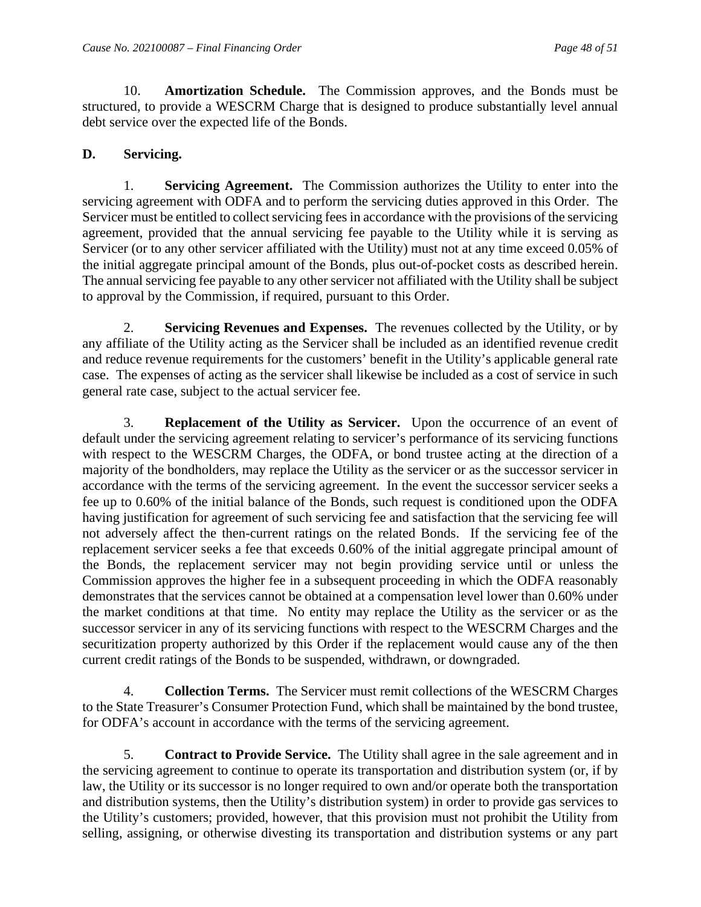10. **Amortization Schedule.** The Commission approves, and the Bonds must be structured, to provide a WESCRM Charge that is designed to produce substantially level annual debt service over the expected life of the Bonds.

## D. Servicing.

1. **Servicing Agreement.** The Commission authorizes the Utility to enter into the servicing agreement with ODFA and to perform the servicing duties approved in this Order. The Servicer must be entitled to collect servicing fees in accordance with the provisions of the servicing agreement, provided that the annual servicing fee payable to the Utility while it is serving as Servicer (or to any other servicer affiliated with the Utility) must not at any time exceed 0.05% of the initial aggregate principal amount of the Bonds, plus out-of-pocket costs as described herein. The annual servicing fee payable to any other servicer not affiliated with the Utility shall be subject to approval by the Commission, if required, pursuant to this Order.

2. **Servicing Revenues and Expenses.** The revenues collected by the Utility, or by any affiliate of the Utility acting as the Servicer shall be included as an identified revenue credit and reduce revenue requirements for the customers' benefit in the Utility's applicable general rate case. The expenses of acting as the servicer shall likewise be included as a cost of service in such general rate case, subject to the actual servicer fee.

3. **Replacement of the Utility as Servicer.** Upon the occurrence of an event of default under the servicing agreement relating to servicer's performance of its servicing functions with respect to the WESCRM Charges, the ODFA, or bond trustee acting at the direction of a majority of the bondholders, may replace the Utility as the servicer or as the successor servicer in accordance with the terms of the servicing agreement. In the event the successor servicer seeks a fee up to 0.60% of the initial balance of the Bonds, such request is conditioned upon the ODFA having justification for agreement of such servicing fee and satisfaction that the servicing fee will not adversely affect the then-current ratings on the related Bonds. If the servicing fee of the replacement servicer seeks a fee that exceeds 0.60% of the initial aggregate principal amount of the Bonds, the replacement servicer may not begin providing service until or unless the Commission approves the higher fee in a subsequent proceeding in which the ODFA reasonably demonstrates that the services cannot be obtained at a compensation level lower than 0.60% under the market conditions at that time. No entity may replace the Utility as the servicer or as the successor servicer in any of its servicing functions with respect to the WESCRM Charges and the securitization property authorized by this Order if the replacement would cause any of the then current credit ratings of the Bonds to be suspended, withdrawn, or downgraded.

4. **Collection Terms.** The Servicer must remit collections of the WESCRM Charges to the State Treasurer's Consumer Protection Fund, which shall be maintained by the bond trustee, for ODFA's account in accordance with the terms of the servicing agreement.

5. **Contract to Provide Service.** The Utility shall agree in the sale agreement and in the servicing agreement to continue to operate its transportation and distribution system (or, if by law, the Utility or its successor is no longer required to own and/or operate both the transportation and distribution systems, then the Utility's distribution system) in order to provide gas services to the Utility's customers; provided, however, that this provision must not prohibit the Utility from selling, assigning, or otherwise divesting its transportation and distribution systems or any part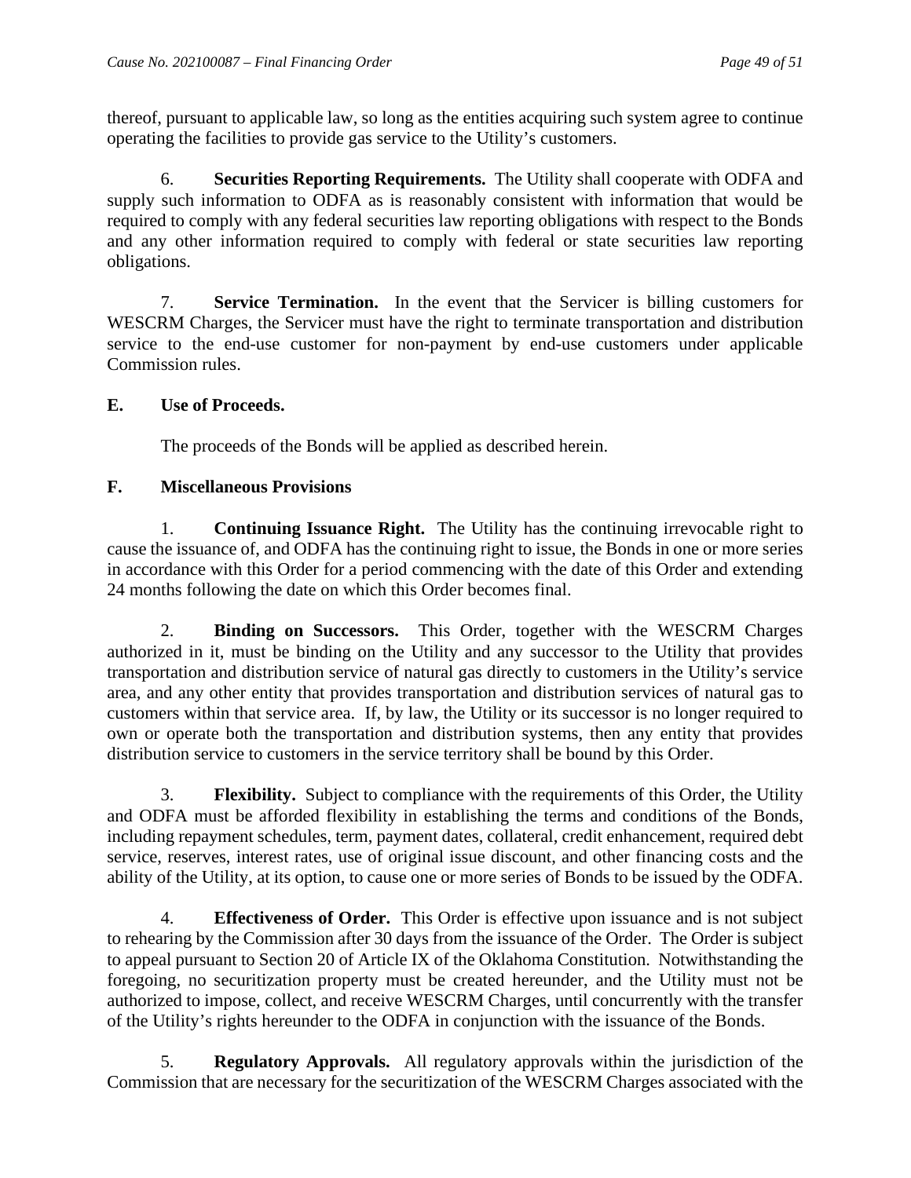thereof, pursuant to applicable law, so long as the entities acquiring such system agree to continue operating the facilities to provide gas service to the Utility's customers.

6. **Securities Reporting Requirements.** The Utility shall cooperate with ODFA and supply such information to ODFA as is reasonably consistent with information that would be required to comply with any federal securities law reporting obligations with respect to the Bonds and any other information required to comply with federal or state securities law reporting obligations.

7. **Service Termination.** In the event that the Servicer is billing customers for WESCRM Charges, the Servicer must have the right to terminate transportation and distribution service to the end-use customer for non-payment by end-use customers under applicable Commission rules.

## E. Use of Proceeds.

The proceeds of the Bonds will be applied as described herein.

## F. Miscellaneous Provisions

1. **Continuing Issuance Right.** The Utility has the continuing irrevocable right to cause the issuance of, and ODFA has the continuing right to issue, the Bonds in one or more series in accordance with this Order for a period commencing with the date of this Order and extending 24 months following the date on which this Order becomes final.

2. **Binding on Successors.** This Order, together with the WESCRM Charges authorized in it, must be binding on the Utility and any successor to the Utility that provides transportation and distribution service of natural gas directly to customers in the Utility's service area, and any other entity that provides transportation and distribution services of natural gas to customers within that service area. If, by law, the Utility or its successor is no longer required to own or operate both the transportation and distribution systems, then any entity that provides distribution service to customers in the service territory shall be bound by this Order.

3. **Flexibility.** Subject to compliance with the requirements of this Order, the Utility and ODFA must be afforded flexibility in establishing the terms and conditions of the Bonds, including repayment schedules, term, payment dates, collateral, credit enhancement, required debt service, reserves, interest rates, use of original issue discount, and other financing costs and the ability of the Utility, at its option, to cause one or more series of Bonds to be issued by the ODFA.

4. **Effectiveness of Order.** This Order is effective upon issuance and is not subject to rehearing by the Commission after 30 days from the issuance of the Order. The Order is subject to appeal pursuant to Section 20 of Article IX of the Oklahoma Constitution. Notwithstanding the foregoing, no securitization property must be created hereunder, and the Utility must not be authorized to impose, collect, and receive WESCRM Charges, until concurrently with the transfer of the Utility's rights hereunder to the ODFA in conjunction with the issuance of the Bonds.

5. **Regulatory Approvals.** All regulatory approvals within the jurisdiction of the Commission that are necessary for the securitization of the WESCRM Charges associated with the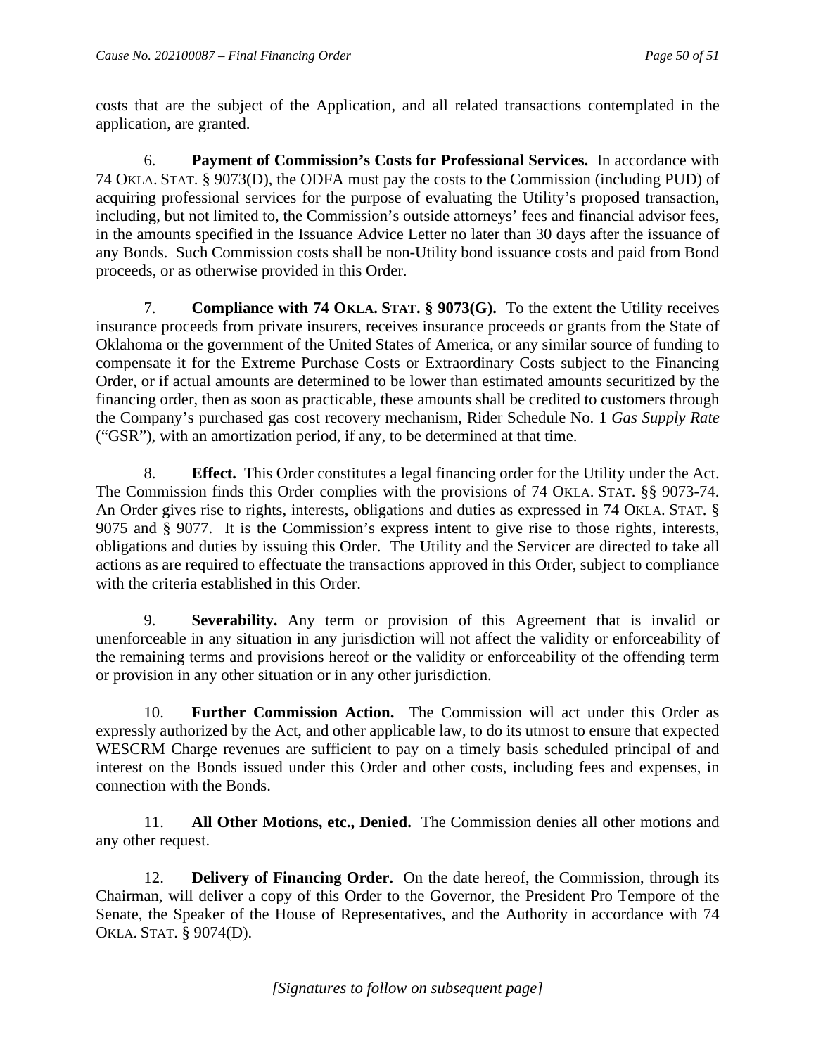costs that are the subject of the Application, and all related transactions contemplated in the application, are granted.

6. **Payment of Commission's Costs for Professional Services.** In accordance with 74 OKLA. STAT. § 9073(D), the ODFA must pay the costs to the Commission (including PUD) of acquiring professional services for the purpose of evaluating the Utility's proposed transaction, including, but not limited to, the Commission's outside attorneys' fees and financial advisor fees, in the amounts specified in the Issuance Advice Letter no later than 30 days after the issuance of any Bonds. Such Commission costs shall be non-Utility bond issuance costs and paid from Bond proceeds, or as otherwise provided in this Order.

7. **Compliance with 74 OKLA. STAT. § 9073(G).** To the extent the Utility receives insurance proceeds from private insurers, receives insurance proceeds or grants from the State of Oklahoma or the government of the United States of America, or any similar source of funding to compensate it for the Extreme Purchase Costs or Extraordinary Costs subject to the Financing Order, or if actual amounts are determined to be lower than estimated amounts securitized by the financing order, then as soon as practicable, these amounts shall be credited to customers through the Company's purchased gas cost recovery mechanism, Rider Schedule No. 1 *Gas Supply Rate* ("GSR"), with an amortization period, if any, to be determined at that time.

8. **Effect.** This Order constitutes a legal financing order for the Utility under the Act. The Commission finds this Order complies with the provisions of 74 OKLA. STAT. §§ 9073-74. An Order gives rise to rights, interests, obligations and duties as expressed in 74 OKLA. STAT. § 9075 and § 9077. It is the Commission's express intent to give rise to those rights, interests, obligations and duties by issuing this Order. The Utility and the Servicer are directed to take all actions as are required to effectuate the transactions approved in this Order, subject to compliance with the criteria established in this Order.

9. **Severability.** Any term or provision of this Agreement that is invalid or unenforceable in any situation in any jurisdiction will not affect the validity or enforceability of the remaining terms and provisions hereof or the validity or enforceability of the offending term or provision in any other situation or in any other jurisdiction.

10. **Further Commission Action.** The Commission will act under this Order as expressly authorized by the Act, and other applicable law, to do its utmost to ensure that expected WESCRM Charge revenues are sufficient to pay on a timely basis scheduled principal of and interest on the Bonds issued under this Order and other costs, including fees and expenses, in connection with the Bonds.

11. **All Other Motions, etc., Denied.** The Commission denies all other motions and any other request.

12. **Delivery of Financing Order.** On the date hereof, the Commission, through its Chairman, will deliver a copy of this Order to the Governor, the President Pro Tempore of the Senate, the Speaker of the House of Representatives, and the Authority in accordance with 74 OKLA. STAT. § 9074(D).

*[Signatures to follow on subsequent page]*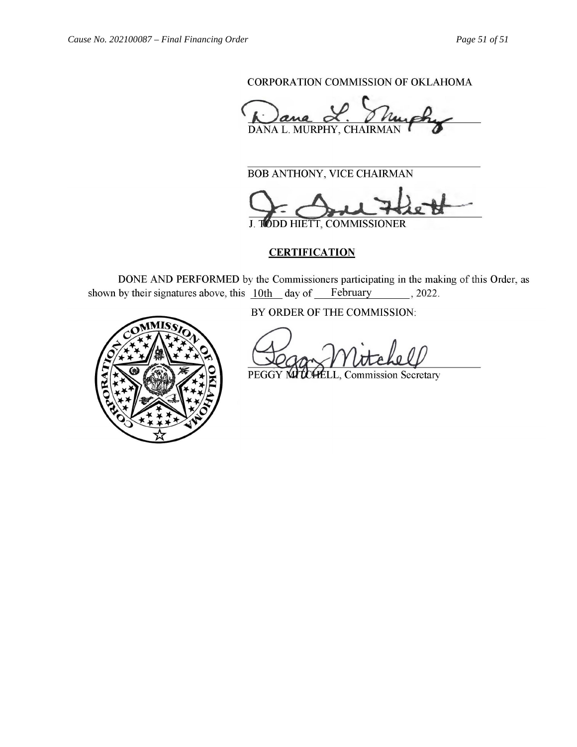CORPORATION COMMISSION OF OKLAHOMA

DANA L. MURPHY, CHAIRMAN

BOB ANTHONY, VICE CHAIRMAN

J. TODD HIETT, COMMISSIONER

**CERTIFICATION**

**DONE AND PERFORMED** by the Commissioners participating in the making of this Order, as shown by their signatures above, this 10th day of February, 2022.

BY ORDER OF THE COMMISSION:

PEGGY MITCHELL, Commission Secretary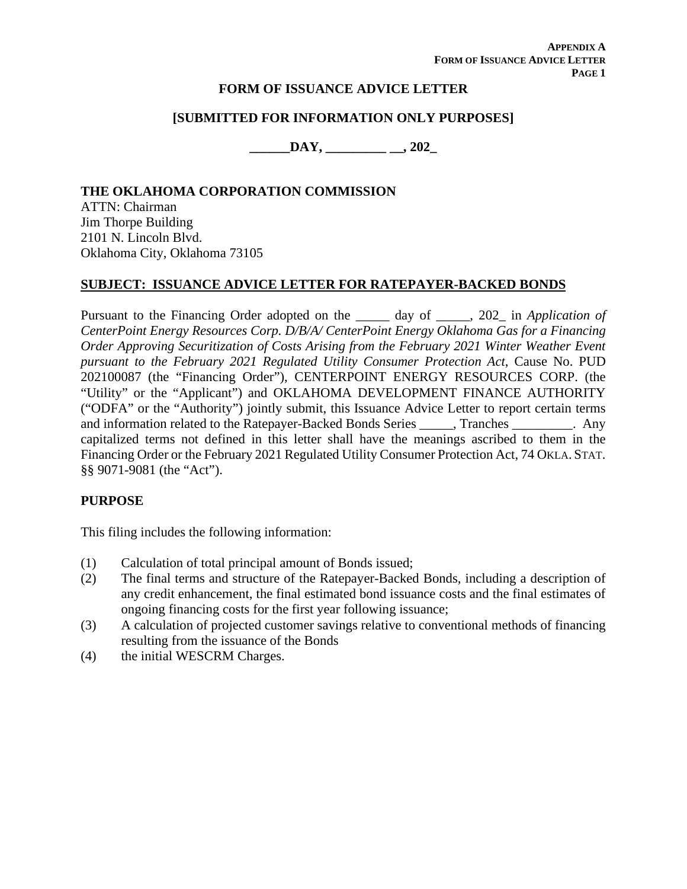**APPENDIX A**
**FORM OF ISSUANCE ADVICE LETTER**

# FORM OF ISSUANCE ADVICE LETTER

## [SUBMITTED FOR INFORMATION ONLY PURPOSES]

**\_\_\_\_\_\_DAY, \_\_\_\_\_\_\_\_\_ \_\_, 202\_**

**THE OKLAHOMA CORPORATION COMMISSION**
ATTN: Chairman
Jim Thorpe Building
2101 N. Lincoln Blvd.
Oklahoma City, Oklahoma 73105

**SUBJECT: ISSUANCE ADVICE LETTER FOR RATEPAYER-BACKED BONDS**

Pursuant to the Financing Order adopted on the \_\_\_\_\_ day of \_\_\_\_\_, 202\_ in *Application of CenterPoint Energy Resources Corp. D/B/A/ CenterPoint Energy Oklahoma Gas for a Financing Order Approving Securitization of Costs Arising from the February 2021 Winter Weather Event pursuant to the February 2021 Regulated Utility Consumer Protection Act*, Cause No. PUD 202100087 (the "Financing Order"), CENTERPOINT ENERGY RESOURCES CORP. (the "Utility" or the "Applicant") and OKLAHOMA DEVELOPMENT FINANCE AUTHORITY ("ODFA" or the "Authority") jointly submit, this Issuance Advice Letter to report certain terms and information related to the Ratepayer-Backed Bonds Series \_\_\_\_\_, Tranches \_\_\_\_\_\_\_\_\_. Any capitalized terms not defined in this letter shall have the meanings ascribed to them in the Financing Order or the February 2021 Regulated Utility Consumer Protection Act, 74 OKLA. STAT. §§ 9071-9081 (the "Act").

**PURPOSE**

This filing includes the following information:

(1) Calculation of total principal amount of Bonds issued;
(2) The final terms and structure of the Ratepayer-Backed Bonds, including a description of any credit enhancement, the final estimated bond issuance costs and the final estimates of ongoing financing costs for the first year following issuance;
(3) A calculation of projected customer savings relative to conventional methods of financing resulting from the issuance of the Bonds
(4) the initial WESCRM Charges.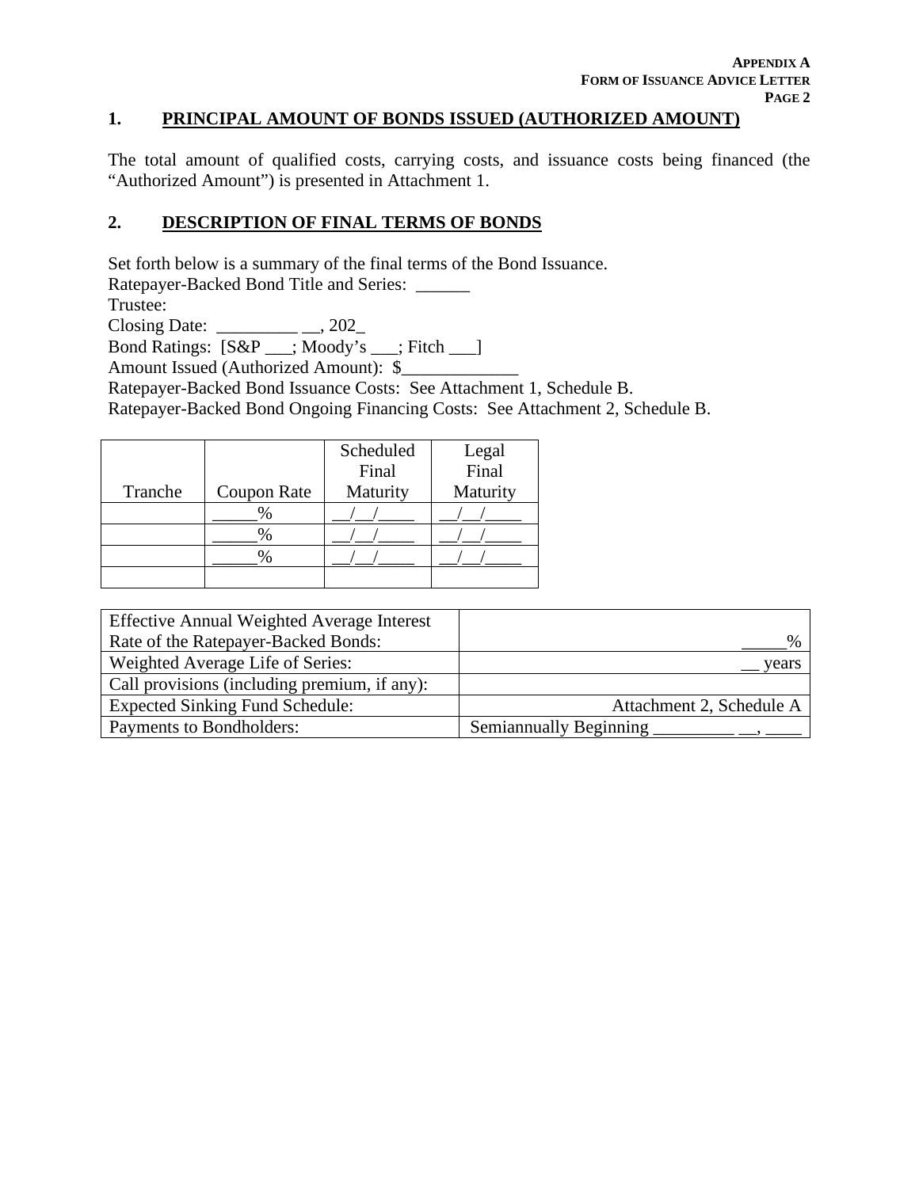## 1. PRINCIPAL AMOUNT OF BONDS ISSUED (AUTHORIZED AMOUNT)

The total amount of qualified costs, carrying costs, and issuance costs being financed (the "Authorized Amount") is presented in Attachment 1.

## 2. DESCRIPTION OF FINAL TERMS OF BONDS

Set forth below is a summary of the final terms of the Bond Issuance.
Ratepayer-Backed Bond Title and Series: ______
Trustee:
Closing Date: _________ __, 202_
Bond Ratings: [S&P ___; Moody's ___; Fitch ___]
Amount Issued (Authorized Amount): $_____________
Ratepayer-Backed Bond Issuance Costs: See Attachment 1, Schedule B.
Ratepayer-Backed Bond Ongoing Financing Costs: See Attachment 2, Schedule B.

| Tranche | Coupon Rate | Scheduled Final Maturity | Legal Final Maturity |
|---|---|---|---|
| | _____% | __/__/____ | __/__/____ |
| | _____% | __/__/____ | __/__/____ |
| | _____% | __/__/____ | __/__/____ |
| | | | |

| | |
|---|---|
| Effective Annual Weighted Average Interest Rate of the Ratepayer-Backed Bonds: | _____% |
| Weighted Average Life of Series: | __ years |
| Call provisions (including premium, if any): | |
| Expected Sinking Fund Schedule: | Attachment 2, Schedule A |
| Payments to Bondholders: | Semiannually Beginning _________ __, ____ |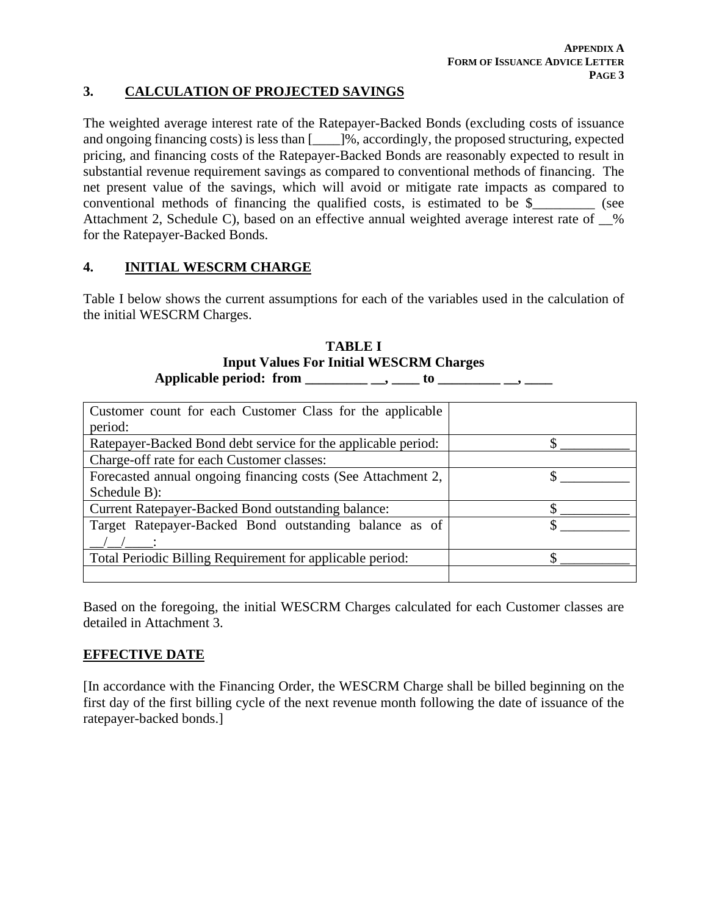## 3. CALCULATION OF PROJECTED SAVINGS

The weighted average interest rate of the Ratepayer-Backed Bonds (excluding costs of issuance and ongoing financing costs) is less than [____]%, accordingly, the proposed structuring, expected pricing, and financing costs of the Ratepayer-Backed Bonds are reasonably expected to result in substantial revenue requirement savings as compared to conventional methods of financing. The net present value of the savings, which will avoid or mitigate rate impacts as compared to conventional methods of financing the qualified costs, is estimated to be $_________ (see Attachment 2, Schedule C), based on an effective annual weighted average interest rate of __% for the Ratepayer-Backed Bonds.

## 4. INITIAL WESCRM CHARGE

Table I below shows the current assumptions for each of the variables used in the calculation of the initial WESCRM Charges.

**TABLE I**
**Input Values For Initial WESCRM Charges**
**Applicable period: from _________ __, ____ to _________ __, ____**

| | |
|---|---|
| Customer count for each Customer Class for the applicable period: | |
| Ratepayer-Backed Bond debt service for the applicable period: | $ __________ |
| Charge-off rate for each Customer classes: | |
| Forecasted annual ongoing financing costs (See Attachment 2, Schedule B): | $ __________ |
| Current Ratepayer-Backed Bond outstanding balance: | $ __________ |
| Target Ratepayer-Backed Bond outstanding balance as of __/__/____: | $ __________ |
| Total Periodic Billing Requirement for applicable period: | $ __________ |
| | |

Based on the foregoing, the initial WESCRM Charges calculated for each Customer classes are detailed in Attachment 3.

## EFFECTIVE DATE

[In accordance with the Financing Order, the WESCRM Charge shall be billed beginning on the first day of the first billing cycle of the next revenue month following the date of issuance of the ratepayer-backed bonds.]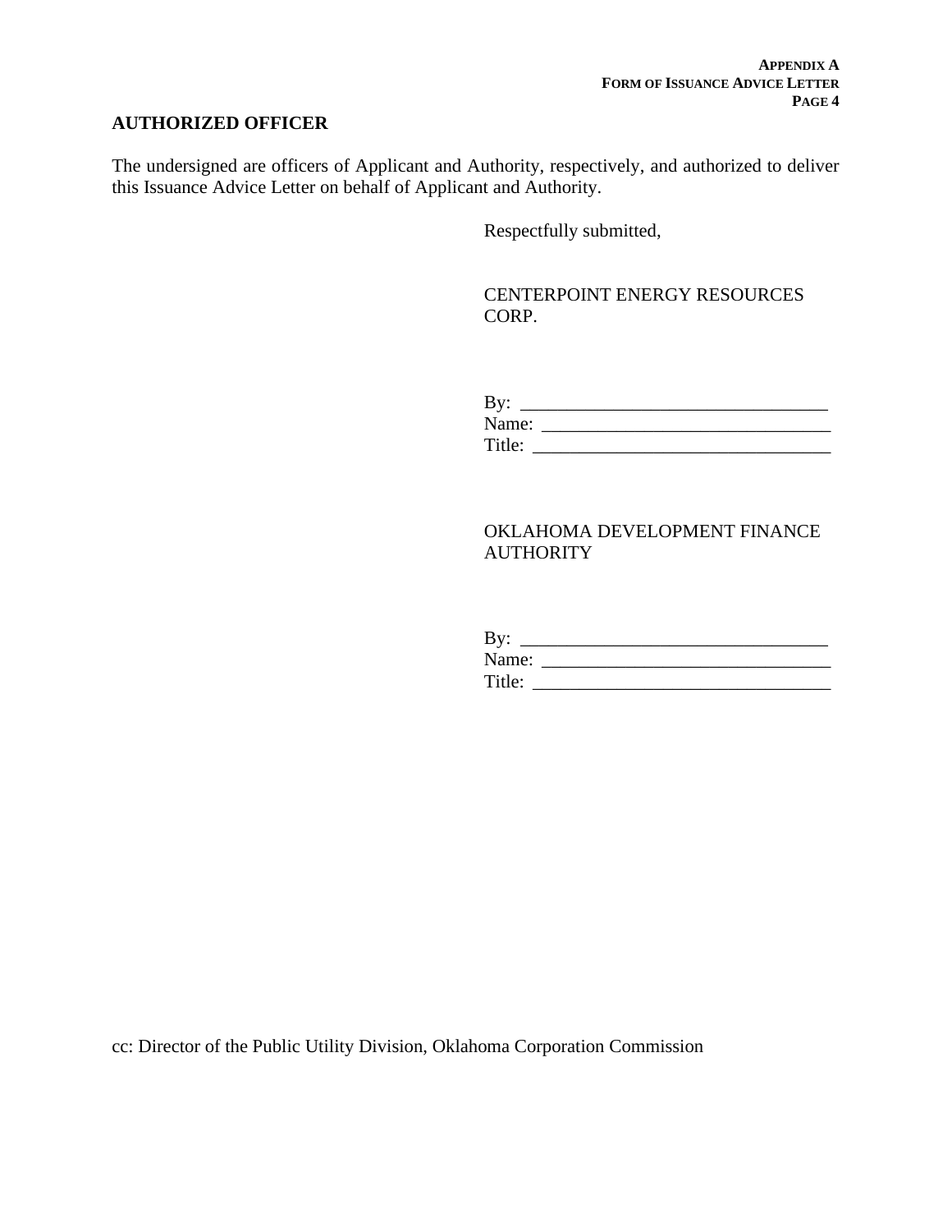## AUTHORIZED OFFICER

The undersigned are officers of Applicant and Authority, respectively, and authorized to deliver this Issuance Advice Letter on behalf of Applicant and Authority.

Respectfully submitted,

CENTERPOINT ENERGY RESOURCES CORP.

By: _________________________________
Name: _______________________________
Title: ________________________________

OKLAHOMA DEVELOPMENT FINANCE AUTHORITY

By: _________________________________
Name: _______________________________
Title: ________________________________

cc: Director of the Public Utility Division, Oklahoma Corporation Commission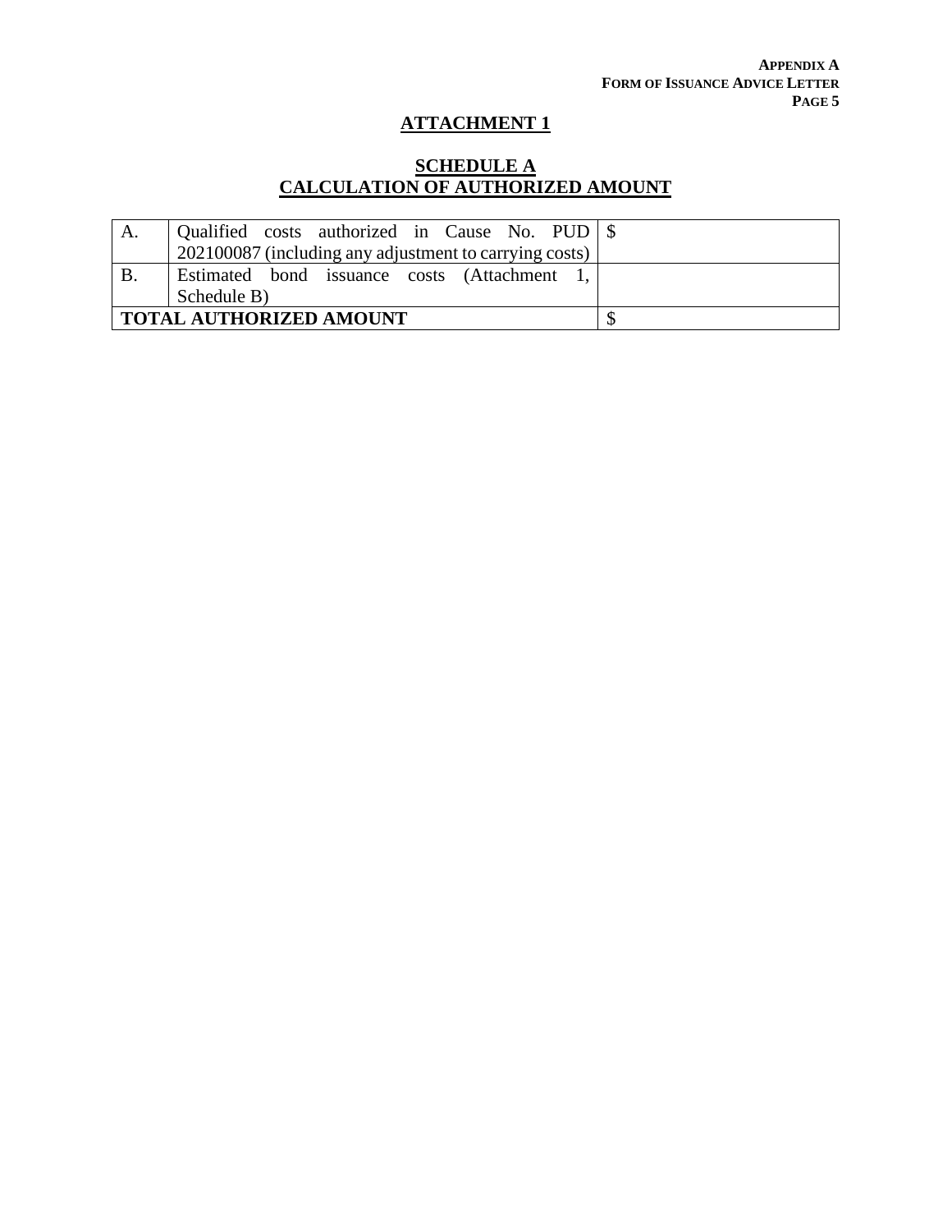## ATTACHMENT 1

## SCHEDULE A
## CALCULATION OF AUTHORIZED AMOUNT

| | | |
|---|---|---|
| A. | Qualified costs authorized in Cause No. PUD 202100087 (including any adjustment to carrying costs) | $ |
| B. | Estimated bond issuance costs (Attachment 1, Schedule B) | |
| **TOTAL AUTHORIZED AMOUNT** | | $ |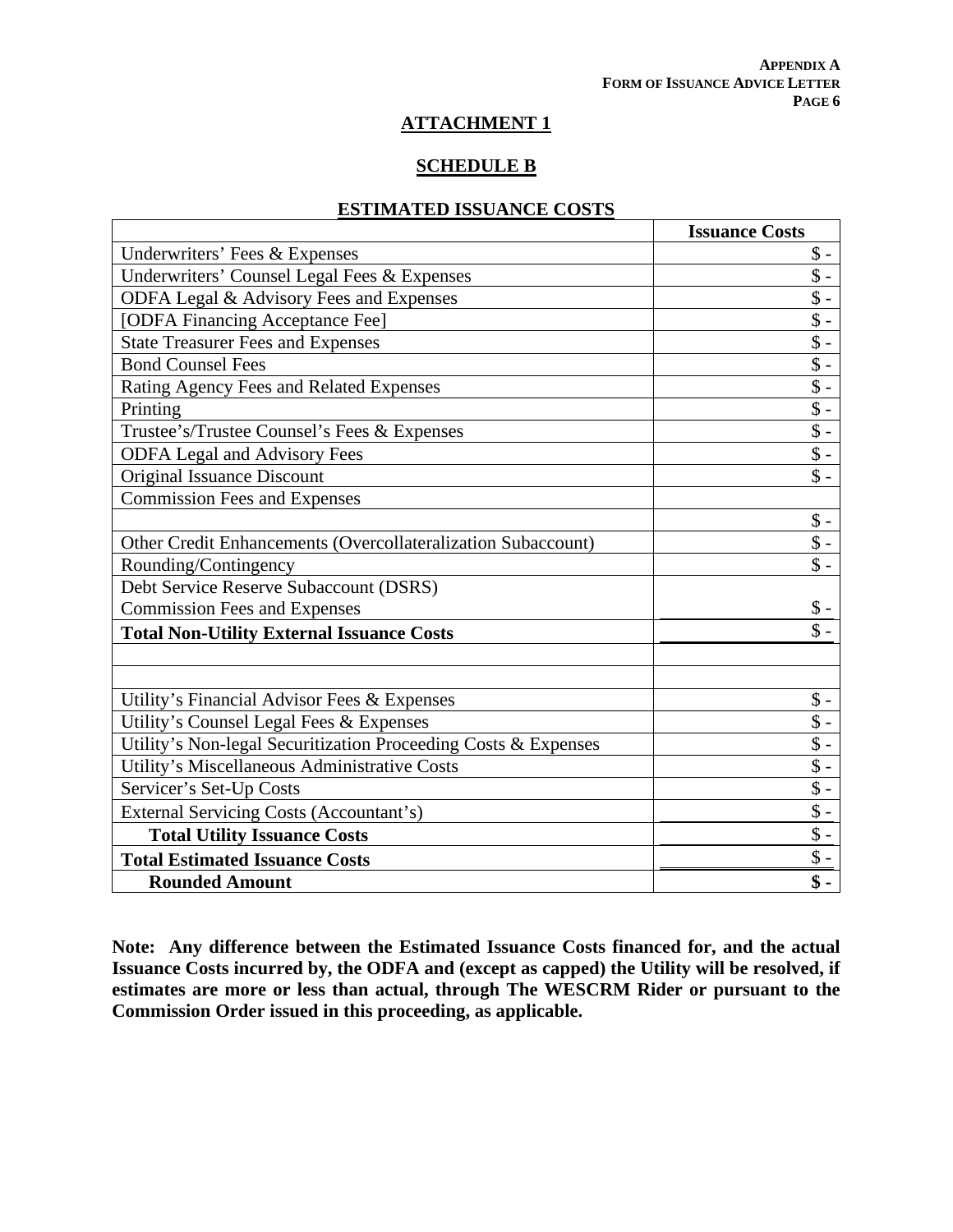**APPENDIX A**
**FORM OF ISSUANCE ADVICE LETTER**
**PAGE 6**

## ATTACHMENT 1

## SCHEDULE B

## ESTIMATED ISSUANCE COSTS

| | Issuance Costs |
|---|---|
| Underwriters' Fees & Expenses | $ - |
| Underwriters' Counsel Legal Fees & Expenses | $ - |
| ODFA Legal & Advisory Fees and Expenses | $ - |
| [ODFA Financing Acceptance Fee] | $ - |
| State Treasurer Fees and Expenses | $ - |
| Bond Counsel Fees | $ - |
| Rating Agency Fees and Related Expenses | $ - |
| Printing | $ - |
| Trustee's/Trustee Counsel's Fees & Expenses | $ - |
| ODFA Legal and Advisory Fees | $ - |
| Original Issuance Discount | $ - |
| Commission Fees and Expenses | |
| | $ - |
| Other Credit Enhancements (Overcollateralization Subaccount) | $ - |
| Rounding/Contingency | $ - |
| Debt Service Reserve Subaccount (DSRS) Commission Fees and Expenses | $ - |
| **Total Non-Utility External Issuance Costs** | $ - |
| | |
| | |
| Utility's Financial Advisor Fees & Expenses | $ - |
| Utility's Counsel Legal Fees & Expenses | $ - |
| Utility's Non-legal Securitization Proceeding Costs & Expenses | $ - |
| Utility's Miscellaneous Administrative Costs | $ - |
| Servicer's Set-Up Costs | $ - |
| External Servicing Costs (Accountant's) | $ - |
| **Total Utility Issuance Costs** | $ - |
| **Total Estimated Issuance Costs** | $ - |
| **Rounded Amount** | **$ -** |

**Note: Any difference between the Estimated Issuance Costs financed for, and the actual Issuance Costs incurred by, the ODFA and (except as capped) the Utility will be resolved, if estimates are more or less than actual, through The WESCRM Rider or pursuant to the Commission Order issued in this proceeding, as applicable.**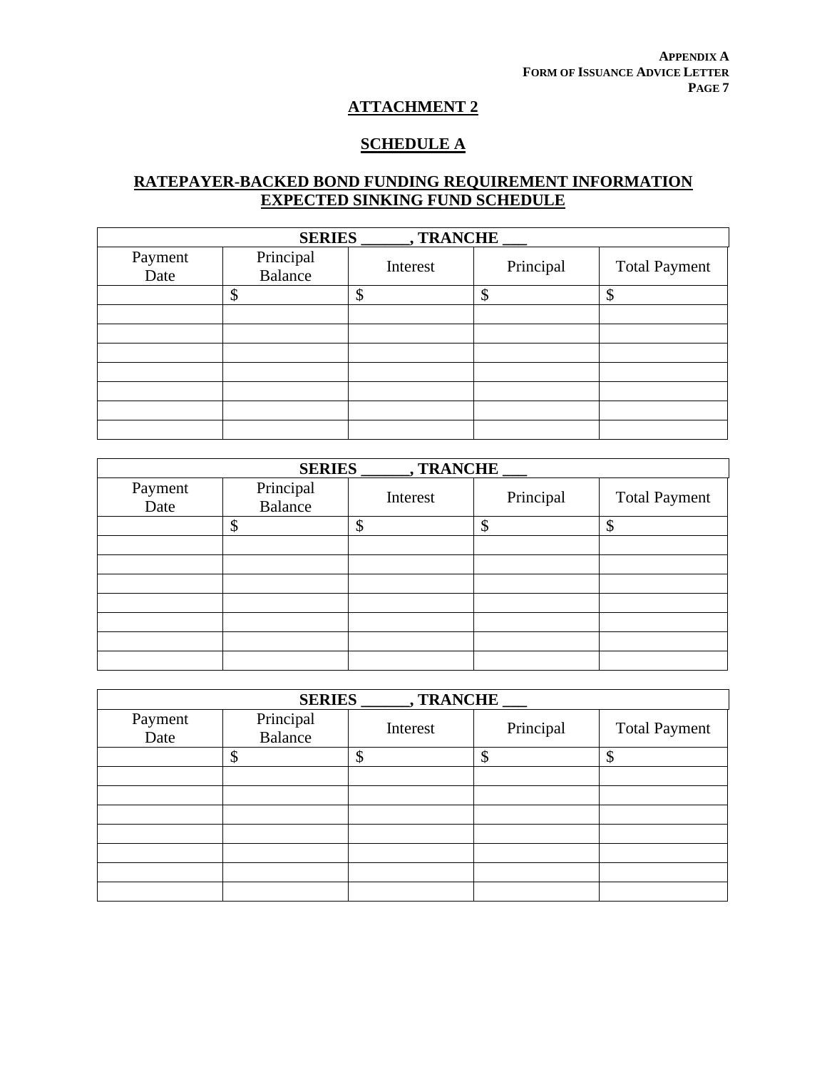## ATTACHMENT 2

## SCHEDULE A

## RATEPAYER-BACKED BOND FUNDING REQUIREMENT INFORMATION EXPECTED SINKING FUND SCHEDULE

| SERIES ______, TRANCHE ___ | | | | |
|---|---|---|---|---|
| Payment Date | Principal Balance | Interest | Principal | Total Payment |
| | $ | $ | $ | $ |
| | | | | |
| | | | | |
| | | | | |
| | | | | |
| | | | | |
| | | | | |
| | | | | |

| SERIES ______, TRANCHE ___ | | | | |
|---|---|---|---|---|
| Payment Date | Principal Balance | Interest | Principal | Total Payment |
| | $ | $ | $ | $ |
| | | | | |
| | | | | |
| | | | | |
| | | | | |
| | | | | |
| | | | | |
| | | | | |

| SERIES ______, TRANCHE ___ | | | | |
|---|---|---|---|---|
| Payment Date | Principal Balance | Interest | Principal | Total Payment |
| | $ | $ | $ | $ |
| | | | | |
| | | | | |
| | | | | |
| | | | | |
| | | | | |
| | | | | |
| | | | | |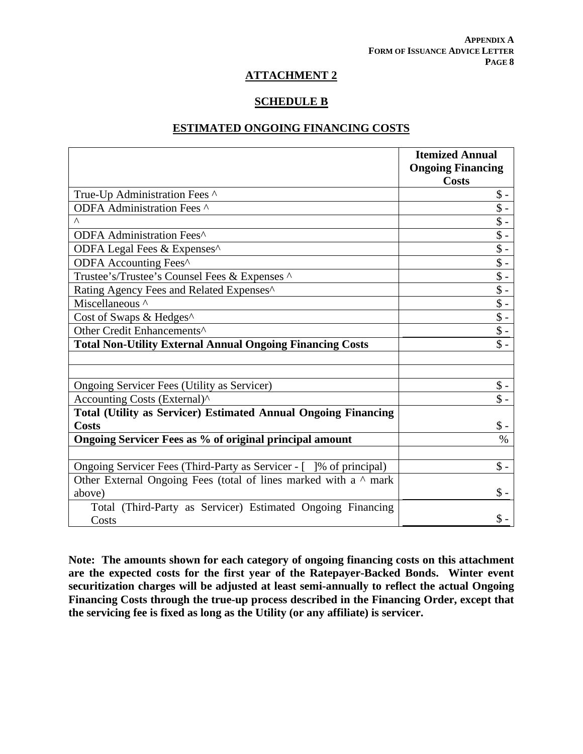**APPENDIX A**
**FORM OF ISSUANCE ADVICE LETTER**
**PAGE 8**

## ATTACHMENT 2

## SCHEDULE B

## ESTIMATED ONGOING FINANCING COSTS

| | **Itemized Annual Ongoing Financing Costs** |
|---|---|
| True-Up Administration Fees ^ | $ - |
| ODFA Administration Fees ^ | $ - |
| ^ | $ - |
| ODFA Administration Fees^ | $ - |
| ODFA Legal Fees & Expenses^ | $ - |
| ODFA Accounting Fees^ | $ - |
| Trustee's/Trustee's Counsel Fees & Expenses ^ | $ - |
| Rating Agency Fees and Related Expenses^ | $ - |
| Miscellaneous ^ | $ - |
| Cost of Swaps & Hedges^ | $ - |
| Other Credit Enhancements^ | $ - |
| **Total Non-Utility External Annual Ongoing Financing Costs** | $ - |
| | |
| | |
| Ongoing Servicer Fees (Utility as Servicer) | $ - |
| Accounting Costs (External)^ | $ - |
| **Total (Utility as Servicer) Estimated Annual Ongoing Financing Costs** | $ - |
| **Ongoing Servicer Fees as % of original principal amount** | % |
| | |
| Ongoing Servicer Fees (Third-Party as Servicer - [ ]% of principal) | $ - |
| Other External Ongoing Fees (total of lines marked with a ^ mark above) | $ - |
| Total (Third-Party as Servicer) Estimated Ongoing Financing Costs | $ - |

**Note: The amounts shown for each category of ongoing financing costs on this attachment are the expected costs for the first year of the Ratepayer-Backed Bonds. Winter event securitization charges will be adjusted at least semi-annually to reflect the actual Ongoing Financing Costs through the true-up process described in the Financing Order, except that the servicing fee is fixed as long as the Utility (or any affiliate) is servicer.**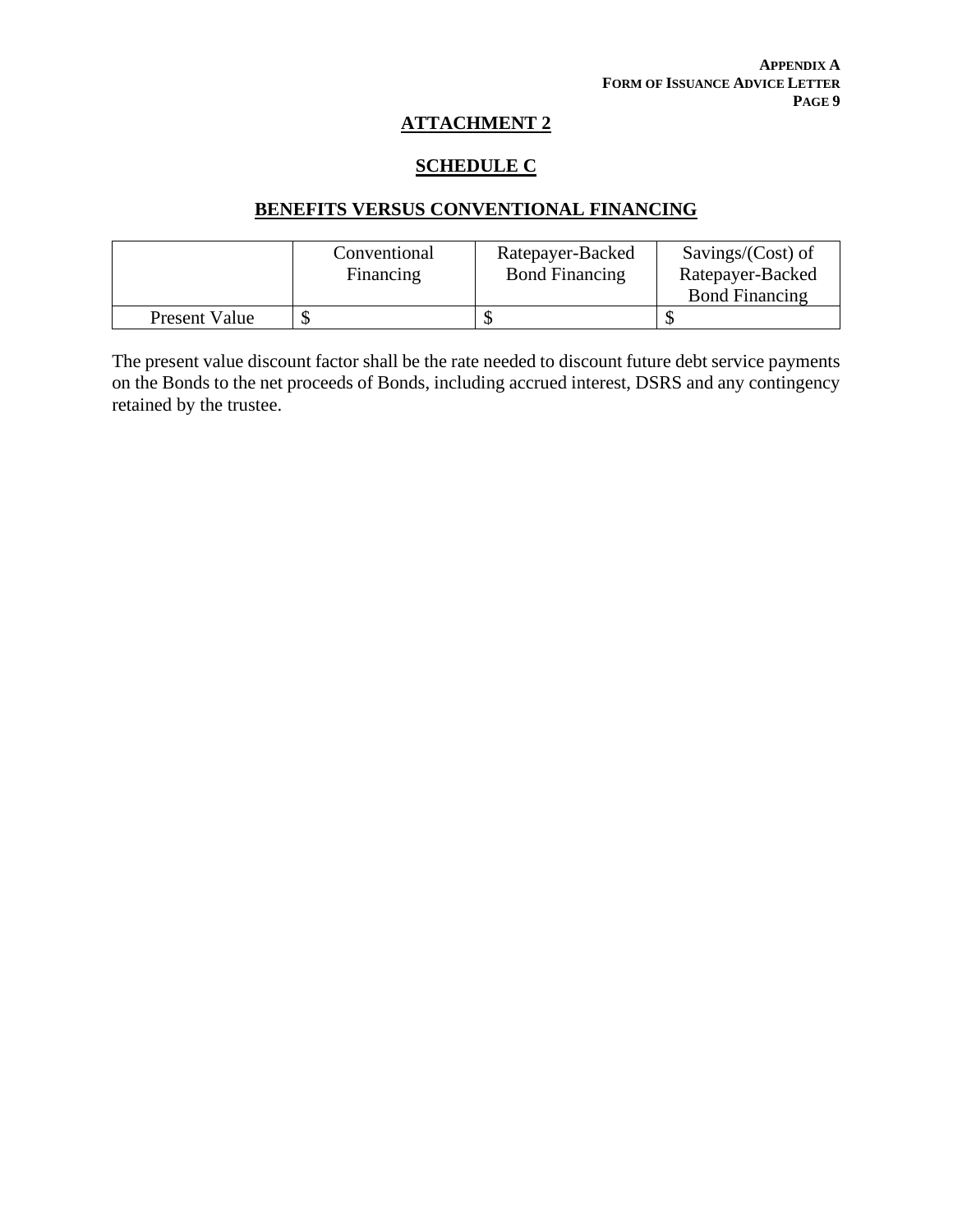## ATTACHMENT 2

## SCHEDULE C

## BENEFITS VERSUS CONVENTIONAL FINANCING

| | Conventional Financing | Ratepayer-Backed Bond Financing | Savings/(Cost) of Ratepayer-Backed Bond Financing |
|---|---|---|---|
| Present Value | $ | $ | $ |

The present value discount factor shall be the rate needed to discount future debt service payments on the Bonds to the net proceeds of Bonds, including accrued interest, DSRS and any contingency retained by the trustee.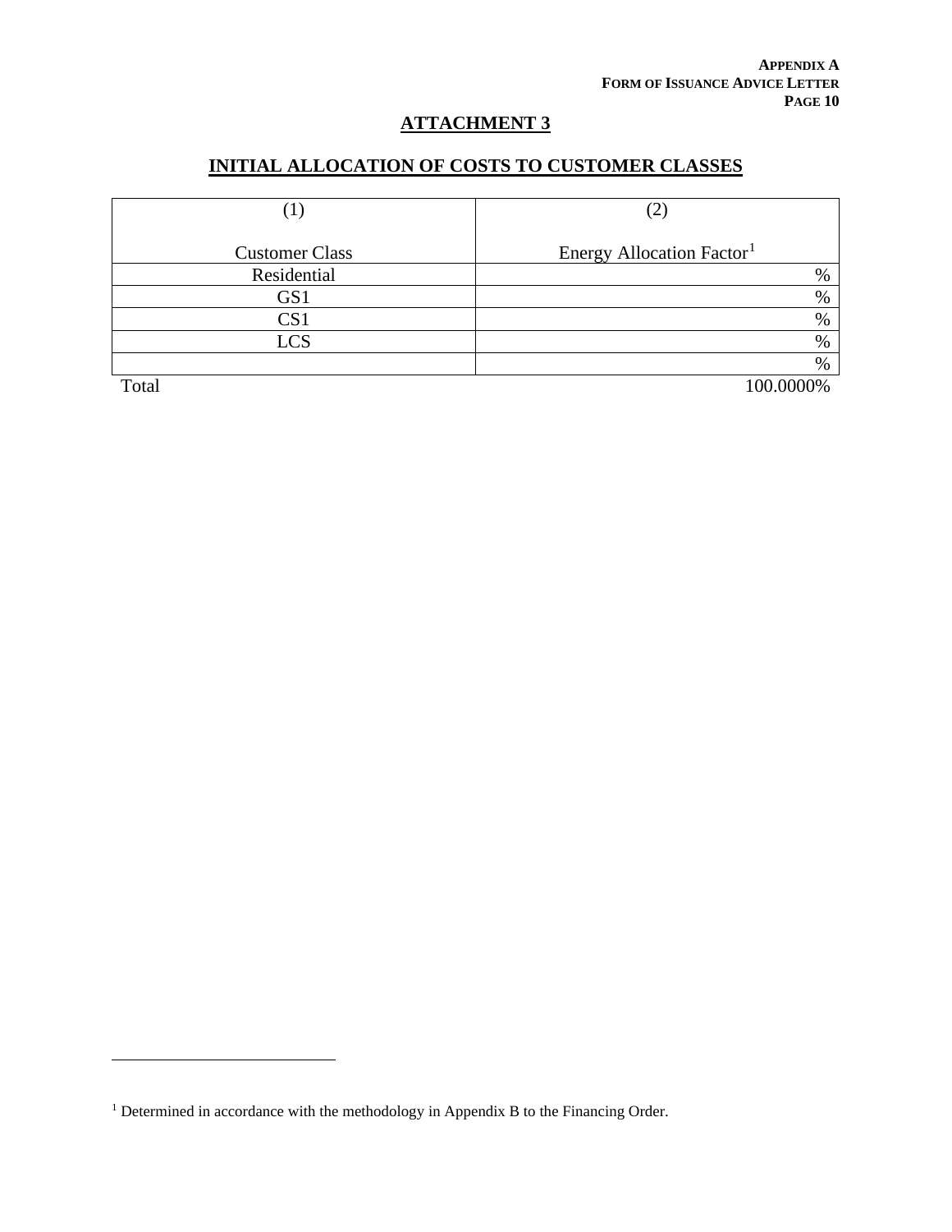## ATTACHMENT 3

## INITIAL ALLOCATION OF COSTS TO CUSTOMER CLASSES

| (1)<br><br>Customer Class | (2)<br><br>Energy Allocation Factor[1] |
|---|---|
| Residential | % |
| GS1 | % |
| CS1 | % |
| LCS | % |
| | % |
| Total | 100.0000% |

[1] Determined in accordance with the methodology in Appendix B to the Financing Order.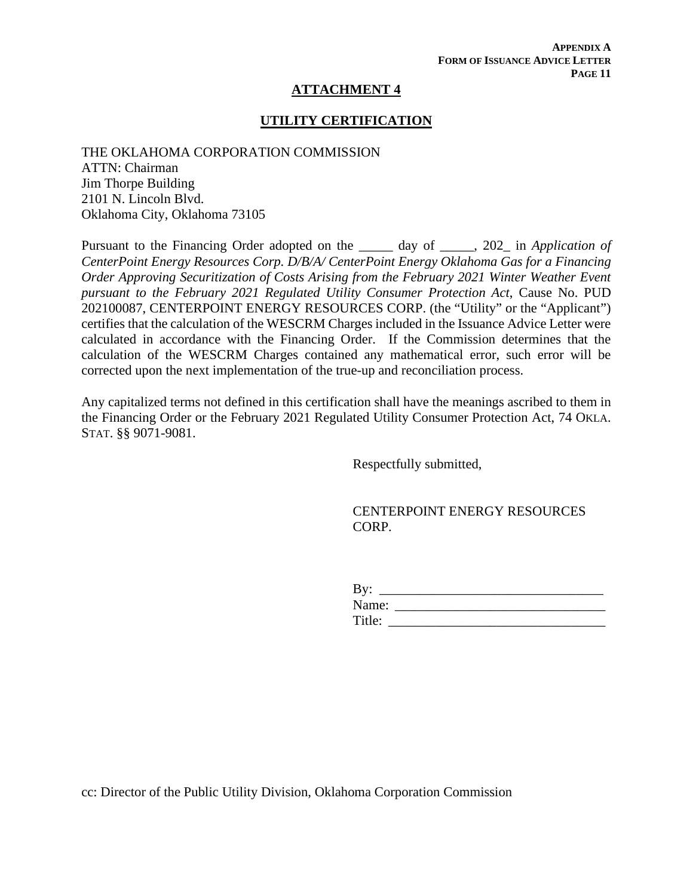## ATTACHMENT 4

## UTILITY CERTIFICATION

THE OKLAHOMA CORPORATION COMMISSION
ATTN: Chairman
Jim Thorpe Building
2101 N. Lincoln Blvd.
Oklahoma City, Oklahoma 73105

Pursuant to the Financing Order adopted on the _____ day of _____, 202_ in *Application of CenterPoint Energy Resources Corp. D/B/A/ CenterPoint Energy Oklahoma Gas for a Financing Order Approving Securitization of Costs Arising from the February 2021 Winter Weather Event pursuant to the February 2021 Regulated Utility Consumer Protection Act*, Cause No. PUD 202100087, CENTERPOINT ENERGY RESOURCES CORP. (the "Utility" or the "Applicant") certifies that the calculation of the WESCRM Charges included in the Issuance Advice Letter were calculated in accordance with the Financing Order. If the Commission determines that the calculation of the WESCRM Charges contained any mathematical error, such error will be corrected upon the next implementation of the true-up and reconciliation process.

Any capitalized terms not defined in this certification shall have the meanings ascribed to them in the Financing Order or the February 2021 Regulated Utility Consumer Protection Act, 74 OKLA. STAT. §§ 9071-9081.

Respectfully submitted,

CENTERPOINT ENERGY RESOURCES CORP.

By: ________________________________
Name: ______________________________
Title: _______________________________

cc: Director of the Public Utility Division, Oklahoma Corporation Commission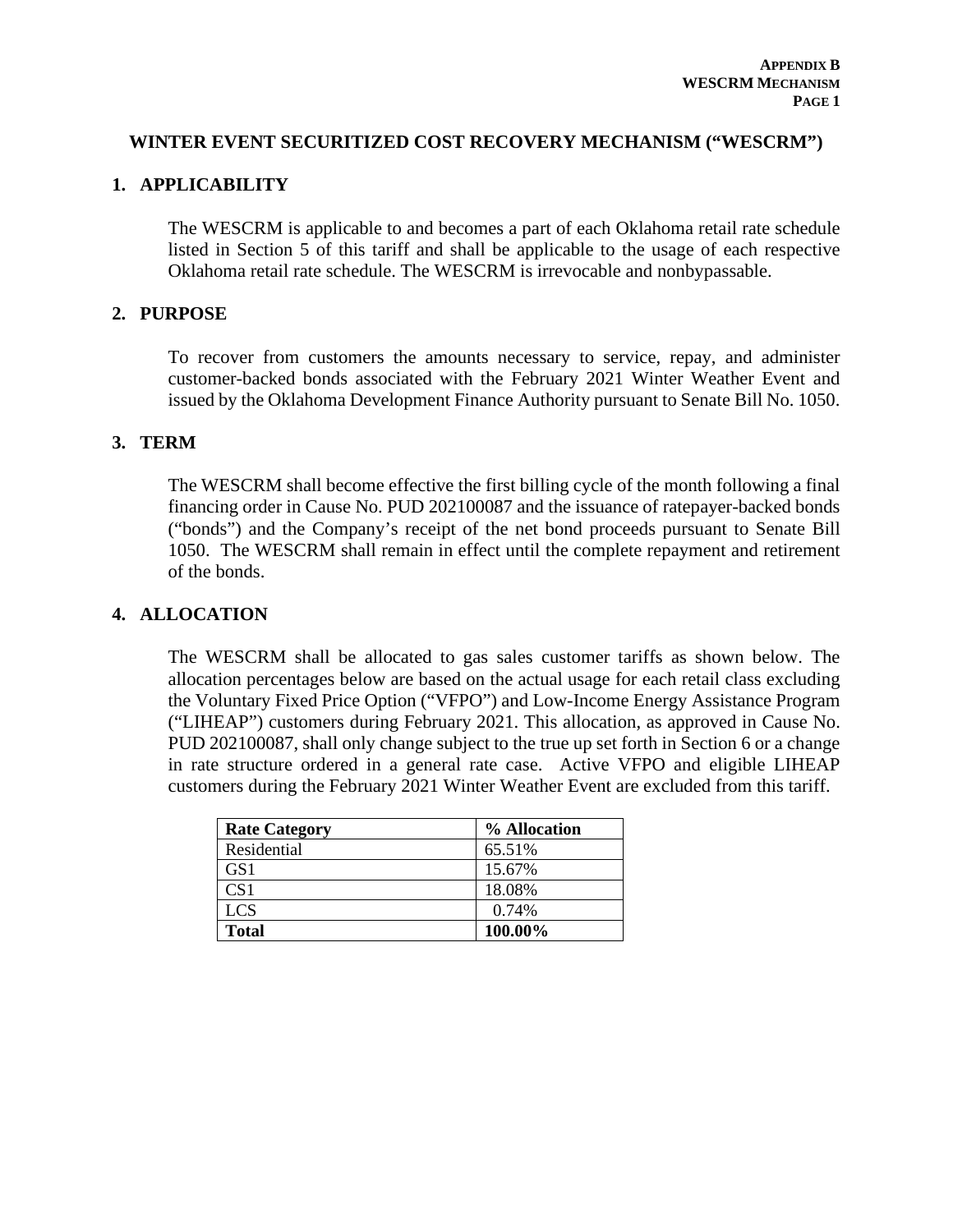## WINTER EVENT SECURITIZED COST RECOVERY MECHANISM ("WESCRM")

### 1. APPLICABILITY

The WESCRM is applicable to and becomes a part of each Oklahoma retail rate schedule listed in Section 5 of this tariff and shall be applicable to the usage of each respective Oklahoma retail rate schedule. The WESCRM is irrevocable and nonbypassable.

### 2. PURPOSE

To recover from customers the amounts necessary to service, repay, and administer customer-backed bonds associated with the February 2021 Winter Weather Event and issued by the Oklahoma Development Finance Authority pursuant to Senate Bill No. 1050.

### 3. TERM

The WESCRM shall become effective the first billing cycle of the month following a final financing order in Cause No. PUD 202100087 and the issuance of ratepayer-backed bonds ("bonds") and the Company's receipt of the net bond proceeds pursuant to Senate Bill 1050. The WESCRM shall remain in effect until the complete repayment and retirement of the bonds.

### 4. ALLOCATION

The WESCRM shall be allocated to gas sales customer tariffs as shown below. The allocation percentages below are based on the actual usage for each retail class excluding the Voluntary Fixed Price Option ("VFPO") and Low-Income Energy Assistance Program ("LIHEAP") customers during February 2021. This allocation, as approved in Cause No. PUD 202100087, shall only change subject to the true up set forth in Section 6 or a change in rate structure ordered in a general rate case. Active VFPO and eligible LIHEAP customers during the February 2021 Winter Weather Event are excluded from this tariff.

| Rate Category | % Allocation |
|---|---|
| Residential | 65.51% |
| GS1 | 15.67% |
| CS1 | 18.08% |
| LCS | 0.74% |
| **Total** | **100.00%** |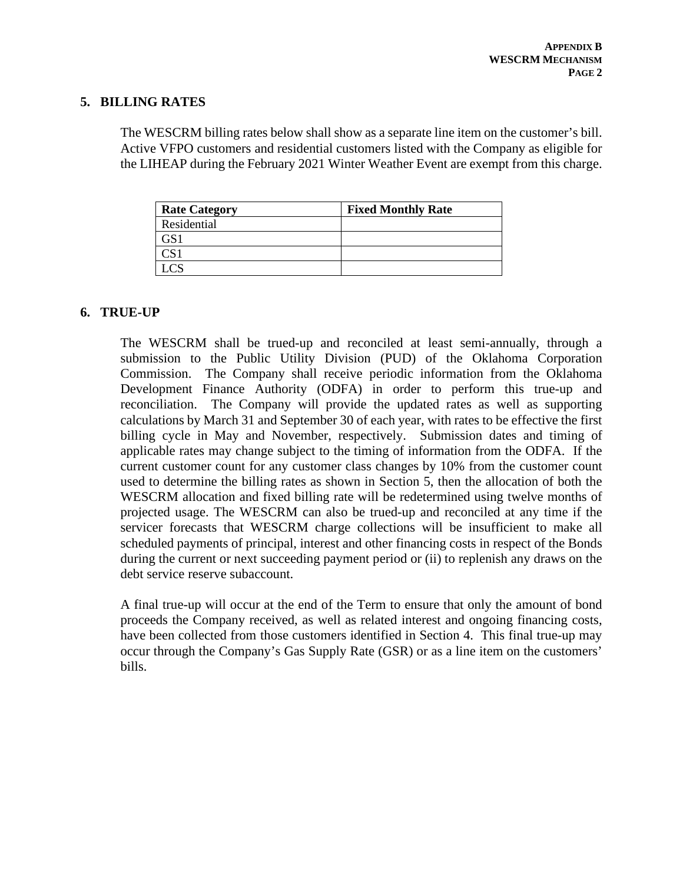## 5. BILLING RATES

The WESCRM billing rates below shall show as a separate line item on the customer's bill. Active VFPO customers and residential customers listed with the Company as eligible for the LIHEAP during the February 2021 Winter Weather Event are exempt from this charge.

| Rate Category | Fixed Monthly Rate |
|---|---|
| Residential | |
| GS1 | |
| CS1 | |
| LCS | |

## 6. TRUE-UP

The WESCRM shall be trued-up and reconciled at least semi-annually, through a submission to the Public Utility Division (PUD) of the Oklahoma Corporation Commission. The Company shall receive periodic information from the Oklahoma Development Finance Authority (ODFA) in order to perform this true-up and reconciliation. The Company will provide the updated rates as well as supporting calculations by March 31 and September 30 of each year, with rates to be effective the first billing cycle in May and November, respectively. Submission dates and timing of applicable rates may change subject to the timing of information from the ODFA. If the current customer count for any customer class changes by 10% from the customer count used to determine the billing rates as shown in Section 5, then the allocation of both the WESCRM allocation and fixed billing rate will be redetermined using twelve months of projected usage. The WESCRM can also be trued-up and reconciled at any time if the servicer forecasts that WESCRM charge collections will be insufficient to make all scheduled payments of principal, interest and other financing costs in respect of the Bonds during the current or next succeeding payment period or (ii) to replenish any draws on the debt service reserve subaccount.

A final true-up will occur at the end of the Term to ensure that only the amount of bond proceeds the Company received, as well as related interest and ongoing financing costs, have been collected from those customers identified in Section 4. This final true-up may occur through the Company's Gas Supply Rate (GSR) or as a line item on the customers' bills.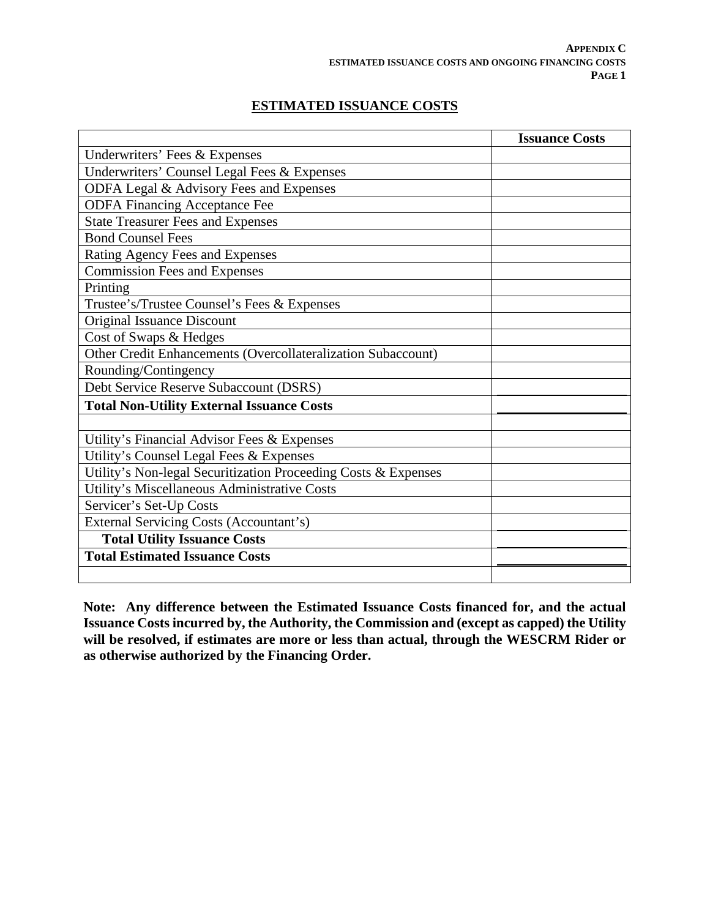**APPENDIX C**
**ESTIMATED ISSUANCE COSTS AND ONGOING FINANCING COSTS**

## ESTIMATED ISSUANCE COSTS

| | Issuance Costs |
|---|---|
| Underwriters' Fees & Expenses | |
| Underwriters' Counsel Legal Fees & Expenses | |
| ODFA Legal & Advisory Fees and Expenses | |
| ODFA Financing Acceptance Fee | |
| State Treasurer Fees and Expenses | |
| Bond Counsel Fees | |
| Rating Agency Fees and Expenses | |
| Commission Fees and Expenses | |
| Printing | |
| Trustee's/Trustee Counsel's Fees & Expenses | |
| Original Issuance Discount | |
| Cost of Swaps & Hedges | |
| Other Credit Enhancements (Overcollateralization Subaccount) | |
| Rounding/Contingency | |
| Debt Service Reserve Subaccount (DSRS) | |
| **Total Non-Utility External Issuance Costs** | |
| | |
| Utility's Financial Advisor Fees & Expenses | |
| Utility's Counsel Legal Fees & Expenses | |
| Utility's Non-legal Securitization Proceeding Costs & Expenses | |
| Utility's Miscellaneous Administrative Costs | |
| Servicer's Set-Up Costs | |
| External Servicing Costs (Accountant's) | |
| **Total Utility Issuance Costs** | |
| **Total Estimated Issuance Costs** | |
| | |

**Note: Any difference between the Estimated Issuance Costs financed for, and the actual Issuance Costs incurred by, the Authority, the Commission and (except as capped) the Utility will be resolved, if estimates are more or less than actual, through the WESCRM Rider or as otherwise authorized by the Financing Order.**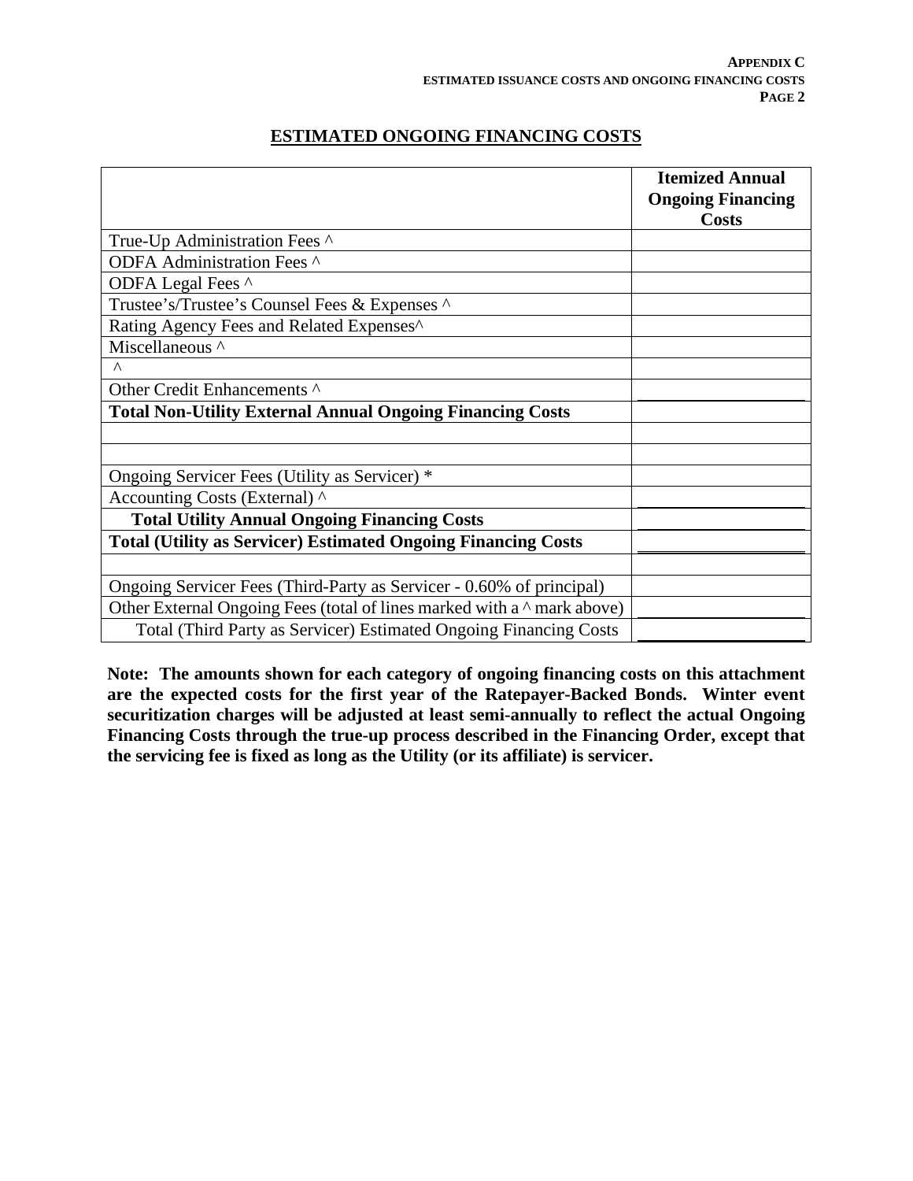**Appendix C**
**ESTIMATED ISSUANCE COSTS AND ONGOING FINANCING COSTS**
**Page 2**

## ESTIMATED ONGOING FINANCING COSTS

| | **Itemized Annual Ongoing Financing Costs** |
|---|---|
| True-Up Administration Fees ^ | |
| ODFA Administration Fees ^ | |
| ODFA Legal Fees ^ | |
| Trustee's/Trustee's Counsel Fees & Expenses ^ | |
| Rating Agency Fees and Related Expenses^ | |
| Miscellaneous ^ | |
| ^ | |
| Other Credit Enhancements ^ | |
| **Total Non-Utility External Annual Ongoing Financing Costs** | |
| | |
| | |
| Ongoing Servicer Fees (Utility as Servicer) * | |
| Accounting Costs (External) ^ | |
| **Total Utility Annual Ongoing Financing Costs** | |
| **Total (Utility as Servicer) Estimated Ongoing Financing Costs** | |
| | |
| Ongoing Servicer Fees (Third-Party as Servicer - 0.60% of principal) | |
| Other External Ongoing Fees (total of lines marked with a ^ mark above) | |
| Total (Third Party as Servicer) Estimated Ongoing Financing Costs | |

**Note: The amounts shown for each category of ongoing financing costs on this attachment are the expected costs for the first year of the Ratepayer-Backed Bonds. Winter event securitization charges will be adjusted at least semi-annually to reflect the actual Ongoing Financing Costs through the true-up process described in the Financing Order, except that the servicing fee is fixed as long as the Utility (or its affiliate) is servicer.**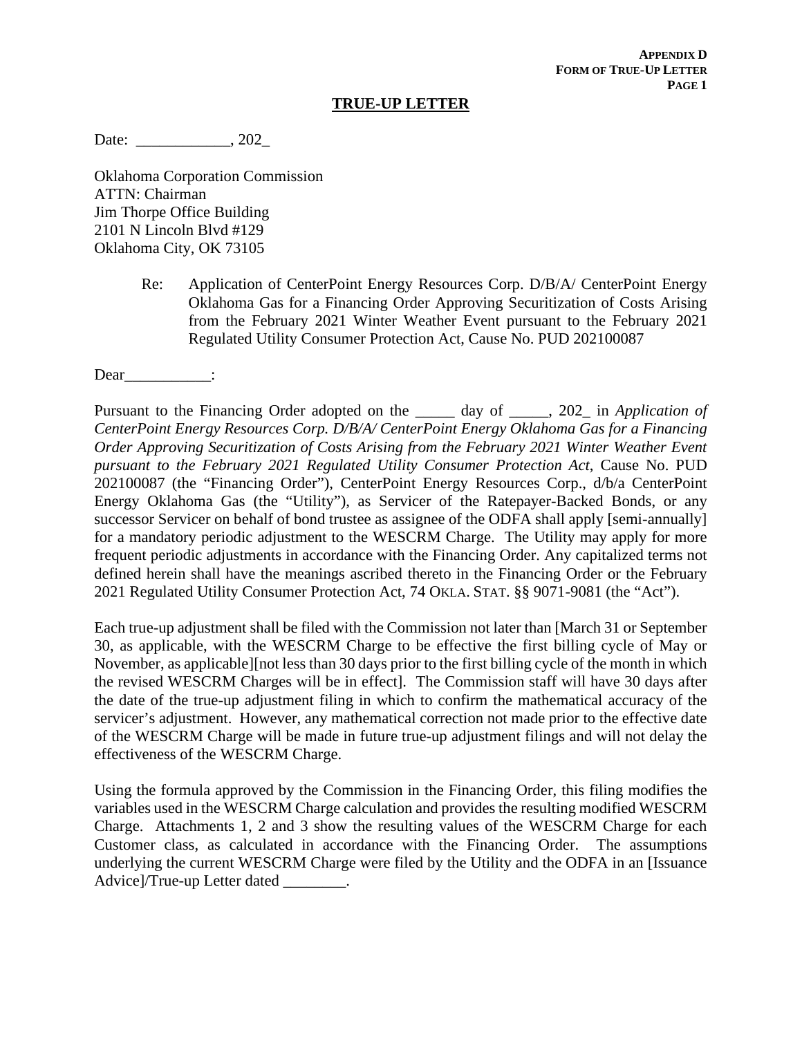**APPENDIX D**
**FORM OF TRUE-UP LETTER**

# TRUE-UP LETTER

Date: ____________, 202_

Oklahoma Corporation Commission
ATTN: Chairman
Jim Thorpe Office Building
2101 N Lincoln Blvd #129
Oklahoma City, OK 73105

> Re: Application of CenterPoint Energy Resources Corp. D/B/A/ CenterPoint Energy Oklahoma Gas for a Financing Order Approving Securitization of Costs Arising from the February 2021 Winter Weather Event pursuant to the February 2021 Regulated Utility Consumer Protection Act, Cause No. PUD 202100087

Dear___________:

Pursuant to the Financing Order adopted on the _____ day of _____, 202_ in *Application of CenterPoint Energy Resources Corp. D/B/A/ CenterPoint Energy Oklahoma Gas for a Financing Order Approving Securitization of Costs Arising from the February 2021 Winter Weather Event pursuant to the February 2021 Regulated Utility Consumer Protection Act*, Cause No. PUD 202100087 (the "Financing Order"), CenterPoint Energy Resources Corp., d/b/a CenterPoint Energy Oklahoma Gas (the "Utility"), as Servicer of the Ratepayer-Backed Bonds, or any successor Servicer on behalf of bond trustee as assignee of the ODFA shall apply [semi-annually] for a mandatory periodic adjustment to the WESCRM Charge. The Utility may apply for more frequent periodic adjustments in accordance with the Financing Order. Any capitalized terms not defined herein shall have the meanings ascribed thereto in the Financing Order or the February 2021 Regulated Utility Consumer Protection Act, 74 OKLA. STAT. §§ 9071-9081 (the "Act").

Each true-up adjustment shall be filed with the Commission not later than [March 31 or September 30, as applicable, with the WESCRM Charge to be effective the first billing cycle of May or November, as applicable][not less than 30 days prior to the first billing cycle of the month in which the revised WESCRM Charges will be in effect]. The Commission staff will have 30 days after the date of the true-up adjustment filing in which to confirm the mathematical accuracy of the servicer's adjustment. However, any mathematical correction not made prior to the effective date of the WESCRM Charge will be made in future true-up adjustment filings and will not delay the effectiveness of the WESCRM Charge.

Using the formula approved by the Commission in the Financing Order, this filing modifies the variables used in the WESCRM Charge calculation and provides the resulting modified WESCRM Charge. Attachments 1, 2 and 3 show the resulting values of the WESCRM Charge for each Customer class, as calculated in accordance with the Financing Order. The assumptions underlying the current WESCRM Charge were filed by the Utility and the ODFA in an [Issuance Advice]/True-up Letter dated ________.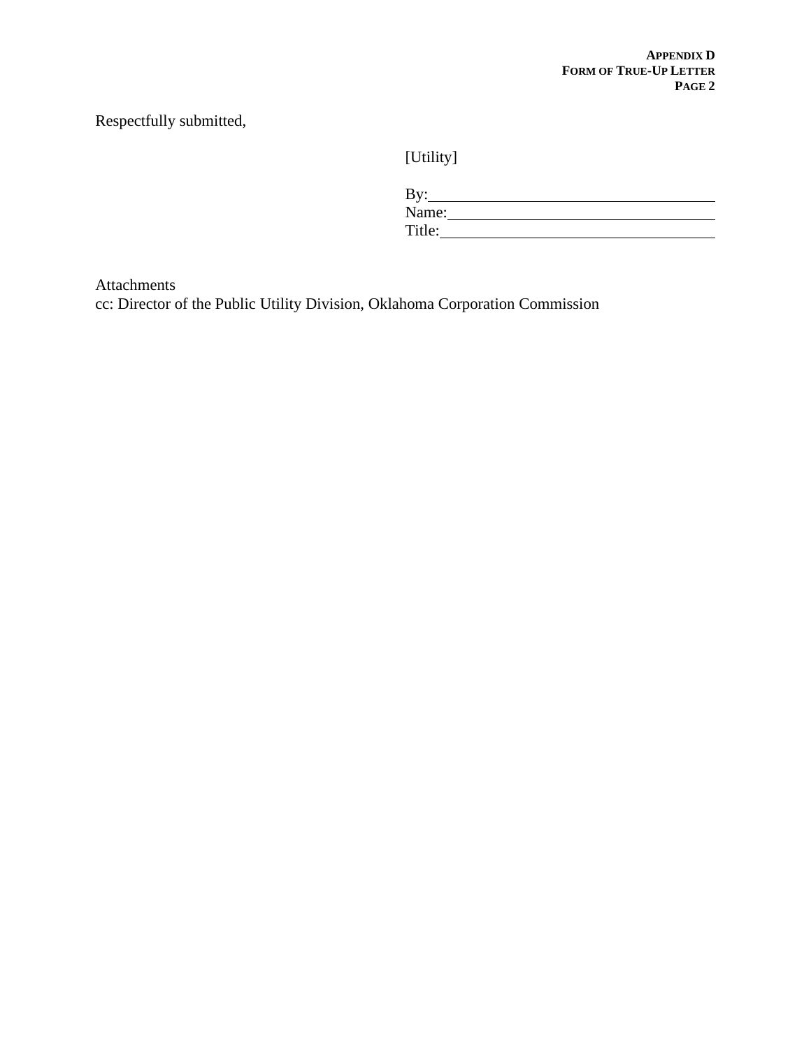Respectfully submitted,

[Utility]

By:\_\_\_\_\_\_\_\_\_\_\_\_\_\_\_\_\_\_\_\_\_\_\_\_\_\_\_\_\_\_\_\_\_\_\_
Name:\_\_\_\_\_\_\_\_\_\_\_\_\_\_\_\_\_\_\_\_\_\_\_\_\_\_\_\_\_\_\_\_
Title:\_\_\_\_\_\_\_\_\_\_\_\_\_\_\_\_\_\_\_\_\_\_\_\_\_\_\_\_\_\_\_\_\_

Attachments
cc: Director of the Public Utility Division, Oklahoma Corporation Commission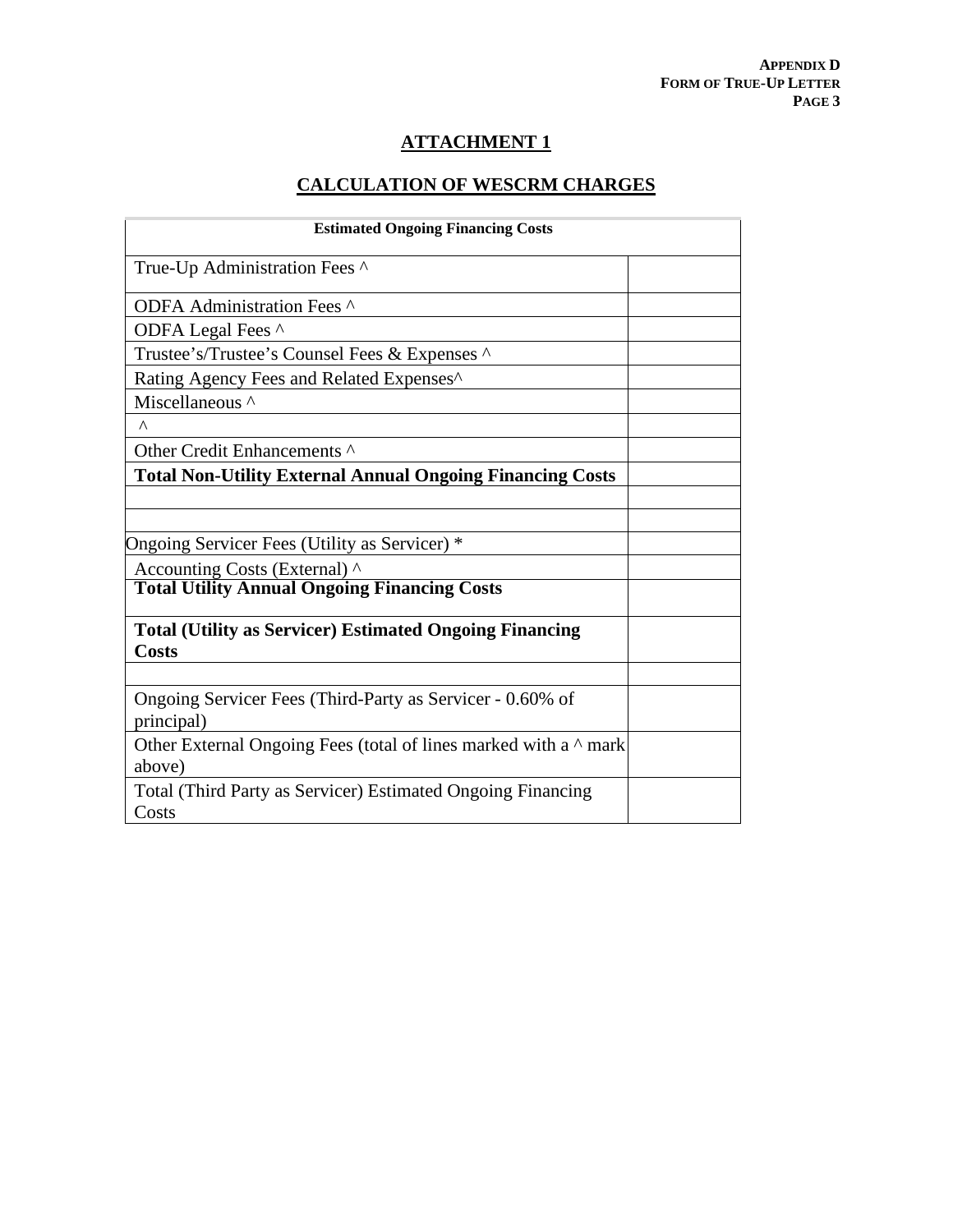## ATTACHMENT 1

## CALCULATION OF WESCRM CHARGES

| Estimated Ongoing Financing Costs | |
|---|---|
| True-Up Administration Fees ^ | |
| ODFA Administration Fees ^ | |
| ODFA Legal Fees ^ | |
| Trustee's/Trustee's Counsel Fees & Expenses ^ | |
| Rating Agency Fees and Related Expenses^ | |
| Miscellaneous ^ | |
| ^ | |
| Other Credit Enhancements ^ | |
| **Total Non-Utility External Annual Ongoing Financing Costs** | |
| | |
| | |
| Ongoing Servicer Fees (Utility as Servicer) * | |
| Accounting Costs (External) ^ | |
| **Total Utility Annual Ongoing Financing Costs** | |
| **Total (Utility as Servicer) Estimated Ongoing Financing Costs** | |
| | |
| Ongoing Servicer Fees (Third-Party as Servicer - 0.60% of principal) | |
| Other External Ongoing Fees (total of lines marked with a ^ mark above) | |
| Total (Third Party as Servicer) Estimated Ongoing Financing Costs | |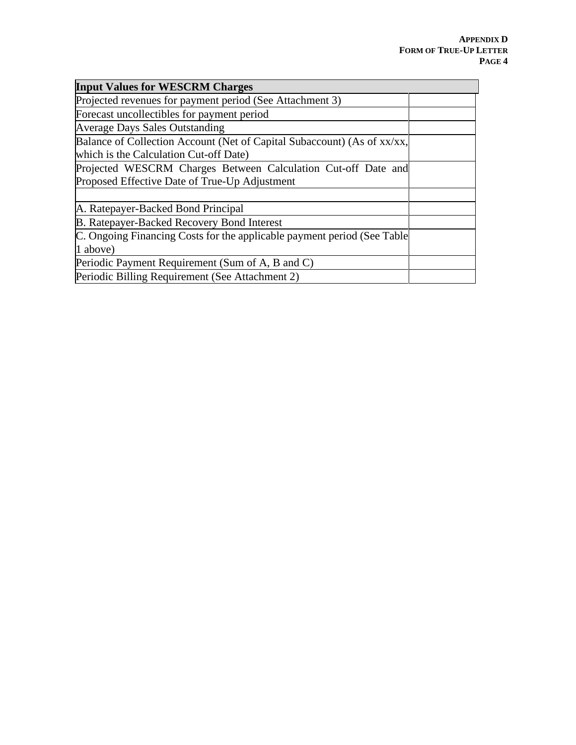| Input Values for WESCRM Charges | |
|---|---|
| Projected revenues for payment period (See Attachment 3) | |
| Forecast uncollectibles for payment period | |
| Average Days Sales Outstanding | |
| Balance of Collection Account (Net of Capital Subaccount) (As of xx/xx, which is the Calculation Cut-off Date) | |
| Projected WESCRM Charges Between Calculation Cut-off Date and Proposed Effective Date of True-Up Adjustment | |
| | |
| A. Ratepayer-Backed Bond Principal | |
| B. Ratepayer-Backed Recovery Bond Interest | |
| C. Ongoing Financing Costs for the applicable payment period (See Table 1 above) | |
| Periodic Payment Requirement (Sum of A, B and C) | |
| Periodic Billing Requirement (See Attachment 2) | |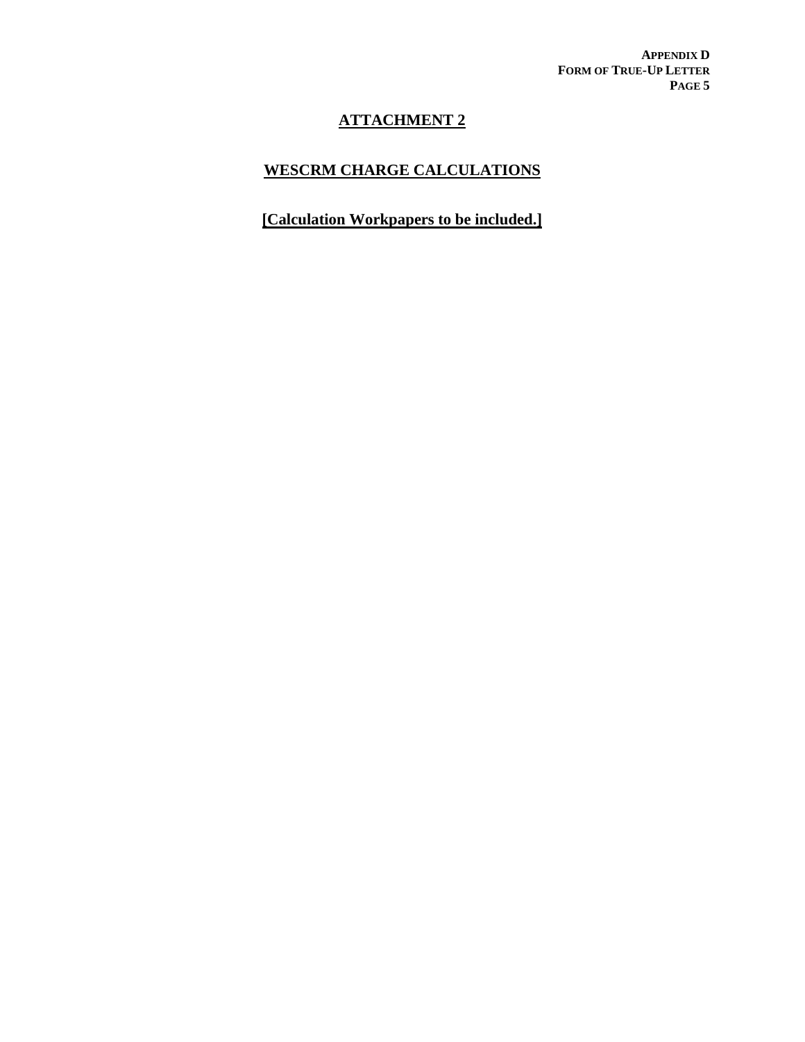# ATTACHMENT 2

## WESCRM CHARGE CALCULATIONS

**[Calculation Workpapers to be included.]**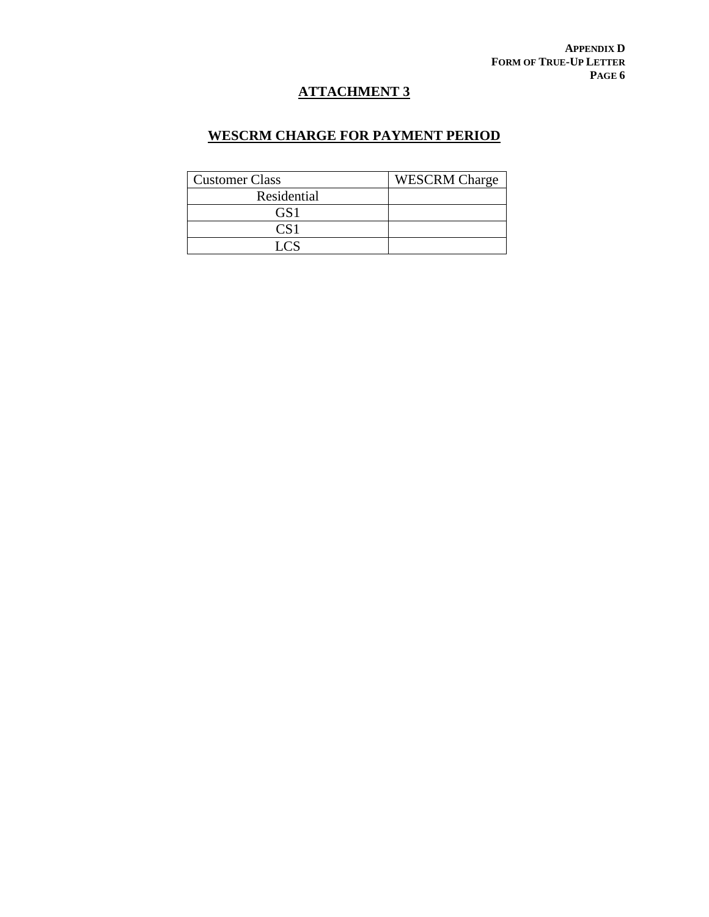## ATTACHMENT 3

## WESCRM CHARGE FOR PAYMENT PERIOD

| Customer Class | WESCRM Charge |
|---|---|
| Residential | |
| GS1 | |
| CS1 | |
| LCS | |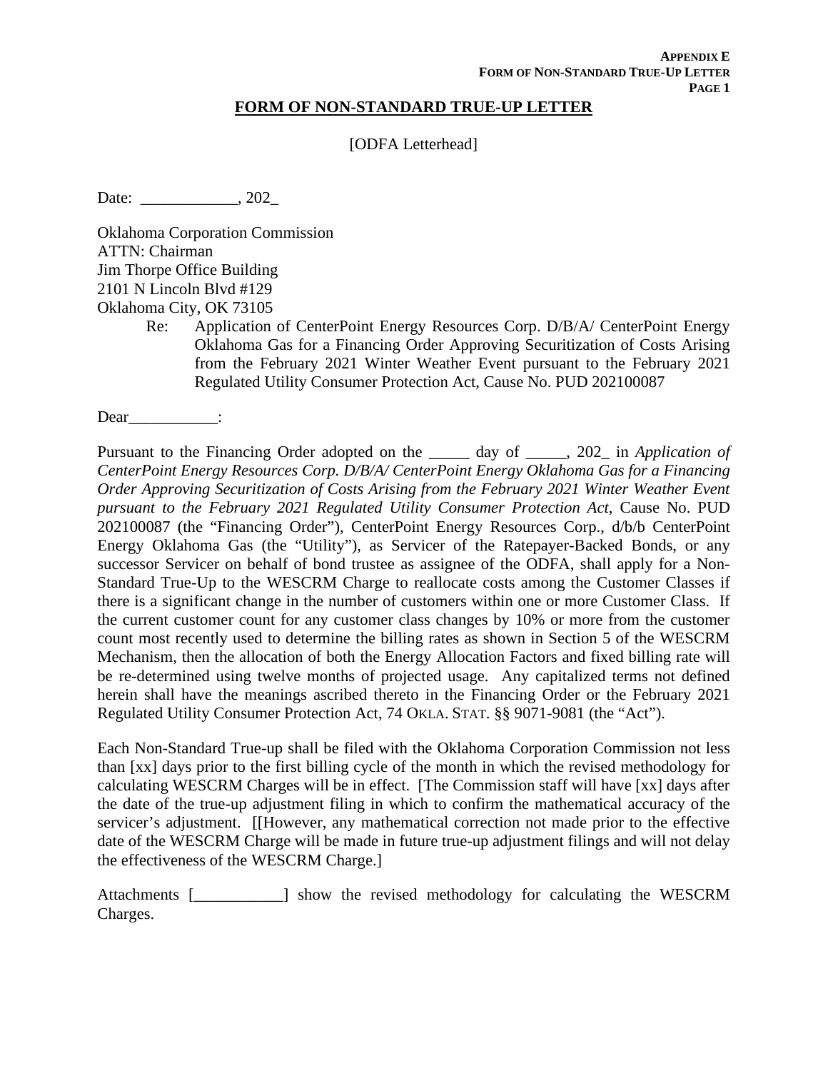**APPENDIX E**
**FORM OF NON-STANDARD TRUE-UP LETTER**

## FORM OF NON-STANDARD TRUE-UP LETTER

[ODFA Letterhead]

Date: ____________, 202_

Oklahoma Corporation Commission
ATTN: Chairman
Jim Thorpe Office Building
2101 N Lincoln Blvd #129
Oklahoma City, OK 73105

Re: Application of CenterPoint Energy Resources Corp. D/B/A/ CenterPoint Energy Oklahoma Gas for a Financing Order Approving Securitization of Costs Arising from the February 2021 Winter Weather Event pursuant to the February 2021 Regulated Utility Consumer Protection Act, Cause No. PUD 202100087

Dear___________:

Pursuant to the Financing Order adopted on the _____ day of _____, 202_ in *Application of CenterPoint Energy Resources Corp. D/B/A/ CenterPoint Energy Oklahoma Gas for a Financing Order Approving Securitization of Costs Arising from the February 2021 Winter Weather Event pursuant to the February 2021 Regulated Utility Consumer Protection Act*, Cause No. PUD 202100087 (the "Financing Order"), CenterPoint Energy Resources Corp., d/b/b CenterPoint Energy Oklahoma Gas (the "Utility"), as Servicer of the Ratepayer-Backed Bonds, or any successor Servicer on behalf of bond trustee as assignee of the ODFA, shall apply for a Non-Standard True-Up to the WESCRM Charge to reallocate costs among the Customer Classes if there is a significant change in the number of customers within one or more Customer Class. If the current customer count for any customer class changes by 10% or more from the customer count most recently used to determine the billing rates as shown in Section 5 of the WESCRM Mechanism, then the allocation of both the Energy Allocation Factors and fixed billing rate will be re-determined using twelve months of projected usage. Any capitalized terms not defined herein shall have the meanings ascribed thereto in the Financing Order or the February 2021 Regulated Utility Consumer Protection Act, 74 OKLA. STAT. §§ 9071-9081 (the "Act").

Each Non-Standard True-up shall be filed with the Oklahoma Corporation Commission not less than [xx] days prior to the first billing cycle of the month in which the revised methodology for calculating WESCRM Charges will be in effect. [The Commission staff will have [xx] days after the date of the true-up adjustment filing in which to confirm the mathematical accuracy of the servicer's adjustment. [[However, any mathematical correction not made prior to the effective date of the WESCRM Charge will be made in future true-up adjustment filings and will not delay the effectiveness of the WESCRM Charge.]

Attachments [___________] show the revised methodology for calculating the WESCRM Charges.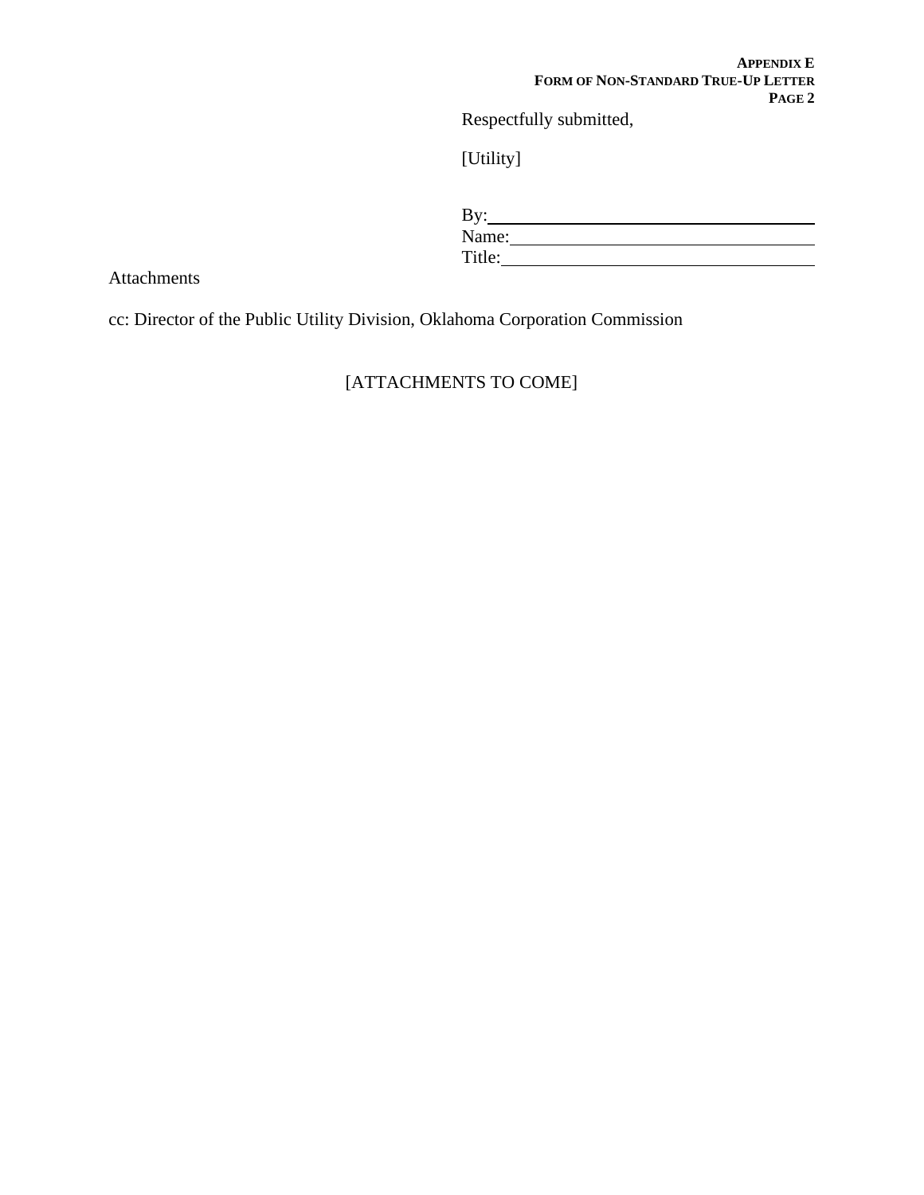Respectfully submitted,

[Utility]

By:\_\_\_\_\_\_\_\_\_\_\_\_\_\_\_\_\_\_\_\_\_\_\_\_\_\_\_\_\_\_\_\_\_\_\_\_

Name:\_\_\_\_\_\_\_\_\_\_\_\_\_\_\_\_\_\_\_\_\_\_\_\_\_\_\_\_\_\_\_\_\_

Title:\_\_\_\_\_\_\_\_\_\_\_\_\_\_\_\_\_\_\_\_\_\_\_\_\_\_\_\_\_\_\_\_\_\_

Attachments

cc: Director of the Public Utility Division, Oklahoma Corporation Commission

[ATTACHMENTS TO COME]